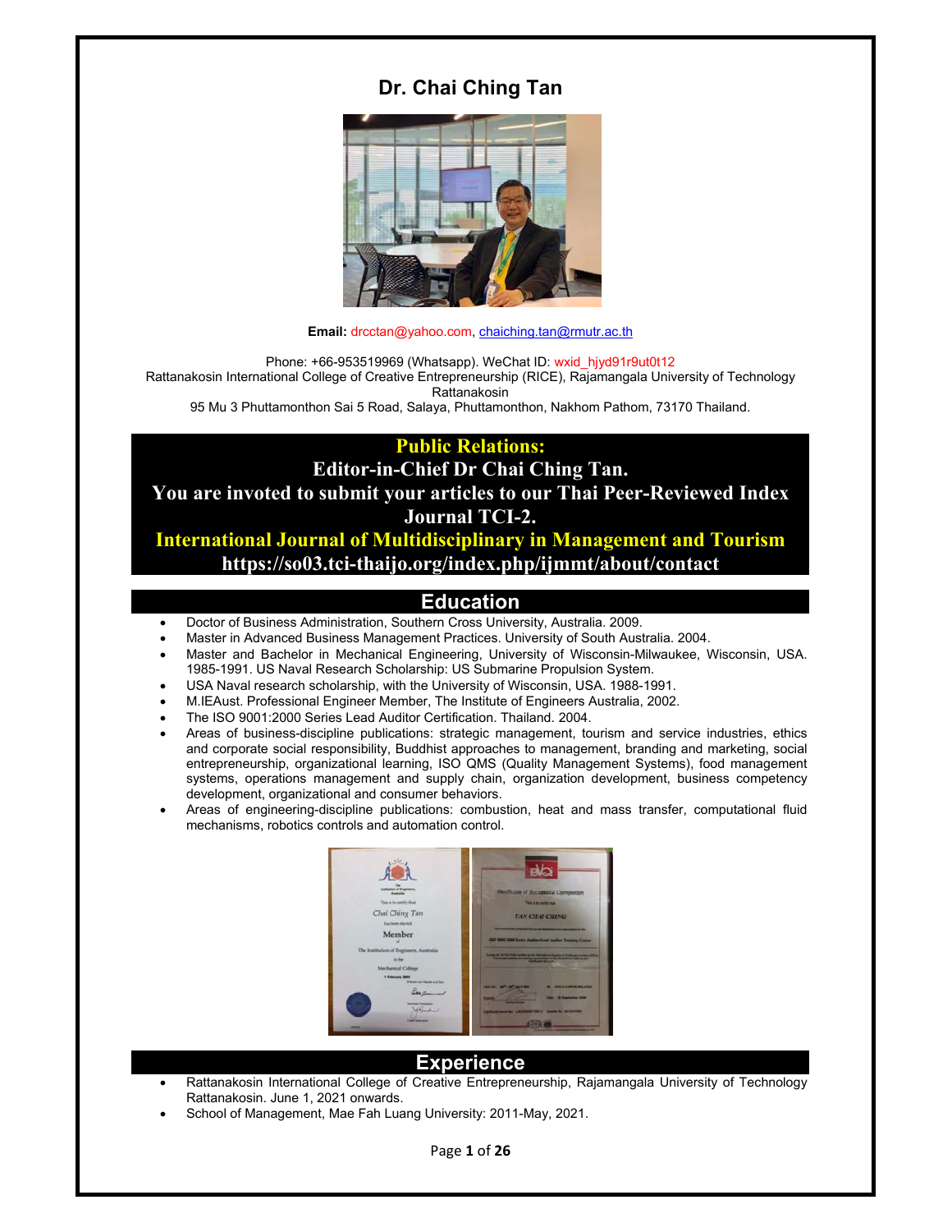# Dr. Chai Ching Tan

**Email:** drcctan@yahoo.com, chaiching.tan@rmutr.ac.th

Phone: +66-953519969 (Whatsapp). WeChat ID: wxid_hjyd91r9ut0t12
Rattanakosin International College of Creative Entrepreneurship (RICE), Rajamangala University of Technology Rattanakosin
95 Mu 3 Phuttamonthon Sai 5 Road, Salaya, Phuttamonthon, Nakhom Pathom, 73170 Thailand.

**Public Relations:**
**Editor-in-Chief Dr Chai Ching Tan.**
**You are invoted to submit your articles to our Thai Peer-Reviewed Index Journal TCI-2.**
**International Journal of Multidisciplinary in Management and Tourism**
**https://so03.tci-thaijo.org/index.php/ijmmt/about/contact**

## Education

- Doctor of Business Administration, Southern Cross University, Australia. 2009.
- Master in Advanced Business Management Practices. University of South Australia. 2004.
- Master and Bachelor in Mechanical Engineering, University of Wisconsin-Milwaukee, Wisconsin, USA. 1985-1991. US Naval Research Scholarship: US Submarine Propulsion System.
- USA Naval research scholarship, with the University of Wisconsin, USA. 1988-1991.
- M.IEAust. Professional Engineer Member, The Institute of Engineers Australia, 2002.
- The ISO 9001:2000 Series Lead Auditor Certification. Thailand. 2004.
- Areas of business-discipline publications: strategic management, tourism and service industries, ethics and corporate social responsibility, Buddhist approaches to management, branding and marketing, social entrepreneurship, organizational learning, ISO QMS (Quality Management Systems), food management systems, operations management and supply chain, organization development, business competency development, organizational and consumer behaviors.
- Areas of engineering-discipline publications: combustion, heat and mass transfer, computational fluid mechanisms, robotics controls and automation control.

## Experience

- Rattanakosin International College of Creative Entrepreneurship, Rajamangala University of Technology Rattanakosin. June 1, 2021 onwards.
- School of Management, Mae Fah Luang University: 2011-May, 2021.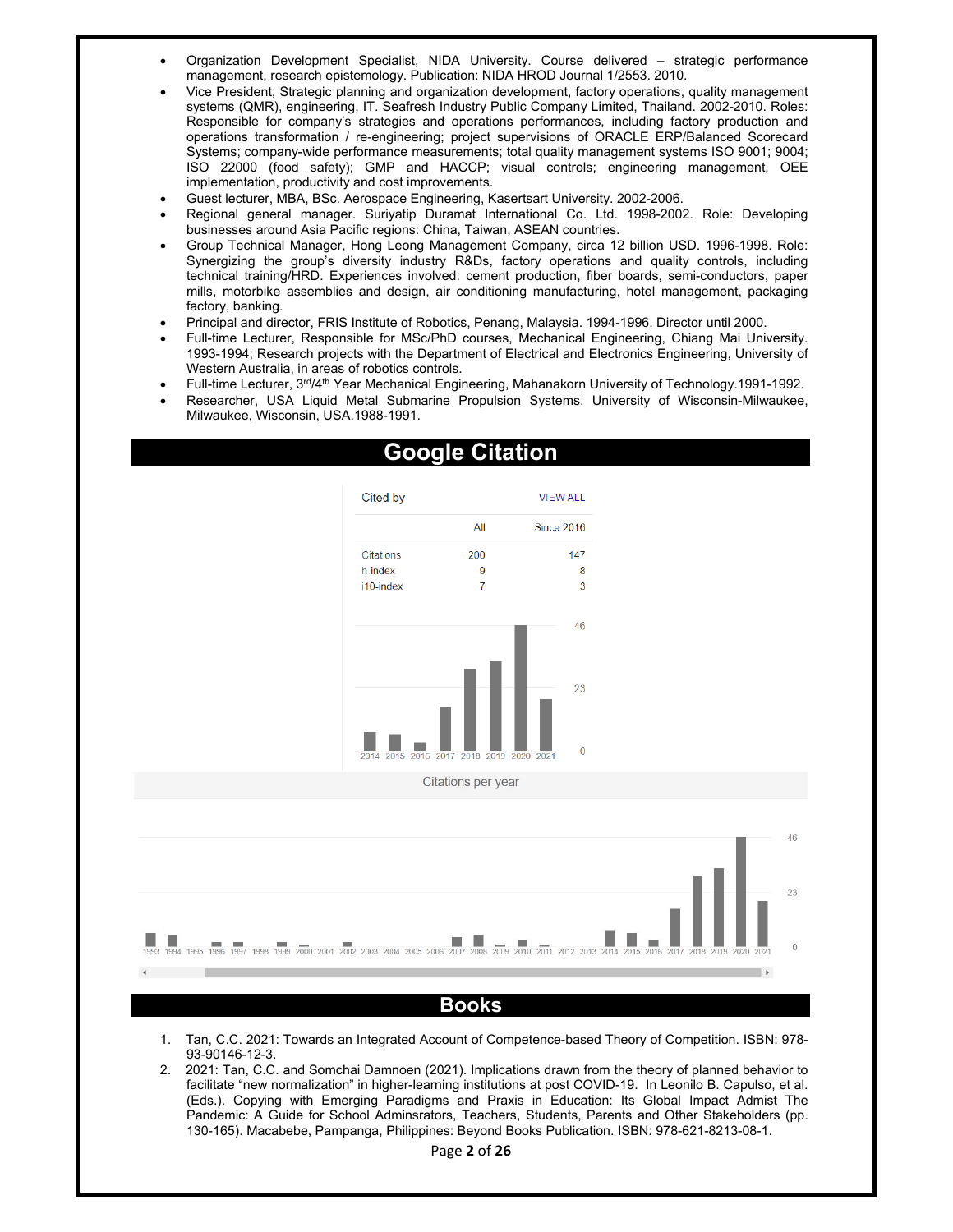- Organization Development Specialist, NIDA University. Course delivered – strategic performance management, research epistemology. Publication: NIDA HROD Journal 1/2553. 2010.
- Vice President, Strategic planning and organization development, factory operations, quality management systems (QMR), engineering, IT. Seafresh Industry Public Company Limited, Thailand. 2002-2010. Roles: Responsible for company's strategies and operations performances, including factory production and operations transformation / re-engineering; project supervisions of ORACLE ERP/Balanced Scorecard Systems; company-wide performance measurements; total quality management systems ISO 9001; 9004; ISO 22000 (food safety); GMP and HACCP; visual controls; engineering management, OEE implementation, productivity and cost improvements.
- Guest lecturer, MBA, BSc. Aerospace Engineering, Kasertsart University. 2002-2006.
- Regional general manager. Suriyatip Duramat International Co. Ltd. 1998-2002. Role: Developing businesses around Asia Pacific regions: China, Taiwan, ASEAN countries.
- Group Technical Manager, Hong Leong Management Company, circa 12 billion USD. 1996-1998. Role: Synergizing the group's diversity industry R&Ds, factory operations and quality controls, including technical training/HRD. Experiences involved: cement production, fiber boards, semi-conductors, paper mills, motorbike assemblies and design, air conditioning manufacturing, hotel management, packaging factory, banking.
- Principal and director, FRIS Institute of Robotics, Penang, Malaysia. 1994-1996. Director until 2000.
- Full-time Lecturer, Responsible for MSc/PhD courses, Mechanical Engineering, Chiang Mai University. 1993-1994; Research projects with the Department of Electrical and Electronics Engineering, University of Western Australia, in areas of robotics controls.
- Full-time Lecturer, 3rd/4th Year Mechanical Engineering, Mahanakorn University of Technology.1991-1992.
- Researcher, USA Liquid Metal Submarine Propulsion Systems. University of Wisconsin-Milwaukee, Milwaukee, Wisconsin, USA.1988-1991.

## Google Citation

Cited by — VIEW ALL

| | All | Since 2016 |
|---|---|---|
| Citations | 200 | 147 |
| h-index | 9 | 8 |
| i10-index | 7 | 3 |

Citations per year

## Books

1. Tan, C.C. 2021: Towards an Integrated Account of Competence-based Theory of Competition. ISBN: 978-93-90146-12-3.
2. 2021: Tan, C.C. and Somchai Damnoen (2021). Implications drawn from the theory of planned behavior to facilitate "new normalization" in higher-learning institutions at post COVID-19. In Leonilo B. Capulso, et al. (Eds.). Copying with Emerging Paradigms and Praxis in Education: Its Global Impact Admist The Pandemic: A Guide for School Adminsrators, Teachers, Students, Parents and Other Stakeholders (pp. 130-165). Macabebe, Pampanga, Philippines: Beyond Books Publication. ISBN: 978-621-8213-08-1.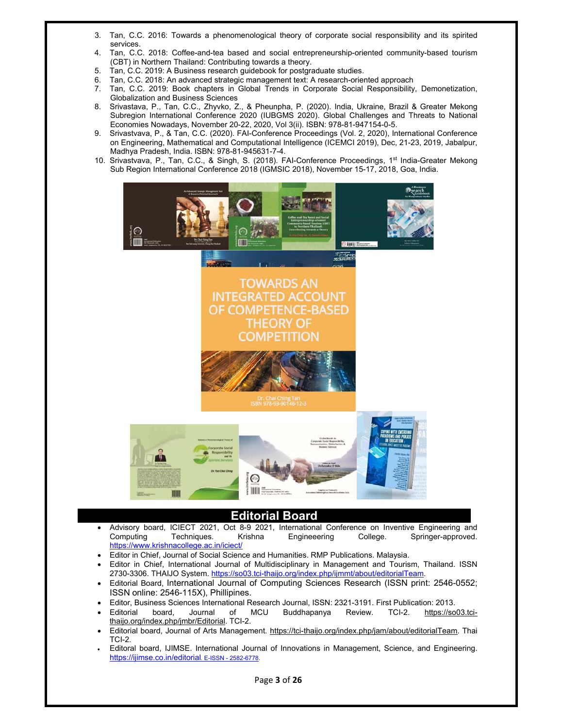3. Tan, C.C. 2016: Towards a phenomenological theory of corporate social responsibility and its spirited services.
4. Tan, C.C. 2018: Coffee-and-tea based and social entrepreneurship-oriented community-based tourism (CBT) in Northern Thailand: Contributing towards a theory.
5. Tan, C.C. 2019: A Business research guidebook for postgraduate studies.
6. Tan, C.C. 2018: An advanced strategic management text: A research-oriented approach
7. Tan, C.C. 2019: Book chapters in Global Trends in Corporate Social Responsibility, Demonetization, Globalization and Business Sciences
8. Srivastava, P., Tan, C.C., Zhyvko, Z., & Pheunpha, P. (2020). India, Ukraine, Brazil & Greater Mekong Subregion International Conference 2020 (IUBGMS 2020). Global Challenges and Threats to National Economies Nowadays, November 20-22, 2020, Vol 3(ii). ISBN: 978-81-947154-0-5.
9. Srivastvava, P., & Tan, C.C. (2020). FAI-Conference Proceedings (Vol. 2, 2020), International Conference on Engineering, Mathematical and Computational Intelligence (ICEMCI 2019), Dec, 21-23, 2019, Jabalpur, Madhya Pradesh, India. ISBN: 978-81-945631-7-4.
10. Srivastvava, P., Tan, C.C., & Singh, S. (2018). FAI-Conference Proceedings, 1st India-Greater Mekong Sub Region International Conference 2018 (IGMSIC 2018), November 15-17, 2018, Goa, India.

## Editorial Board

- Advisory board, ICIECT 2021, Oct 8-9 2021, International Conference on Inventive Engineering and Computing Techniques. Krishna Engineeering College. Springer-approved. https://www.krishnacollege.ac.in/iciect/
- Editor in Chief, Journal of Social Science and Humanities. RMP Publications. Malaysia.
- Editor in Chief, International Journal of Multidisciplinary in Management and Tourism, Thailand. ISSN 2730-3306. THAIJO System. https://so03.tci-thaijo.org/index.php/ijmmt/about/editorialTeam.
- Editorial Board, International Journal of Computing Sciences Research (ISSN print: 2546-0552; ISSN online: 2546-115X), Phillipines.
- Editor, Business Sciences International Research Journal, ISSN: 2321-3191. First Publication: 2013.
- Editorial board, Journal of MCU Buddhapanya Review. TCI-2. https://so03.tci-thaijo.org/index.php/jmbr/Editorial. TCI-2.
- Editorial board, Journal of Arts Management. https://tci-thaijo.org/index.php/jam/about/editorialTeam. Thai TCI-2.
- Editoral board, IJIMSE. International Journal of Innovations in Management, Science, and Engineering. https://ijimse.co.in/editorial. E-ISSN - 2582-6778.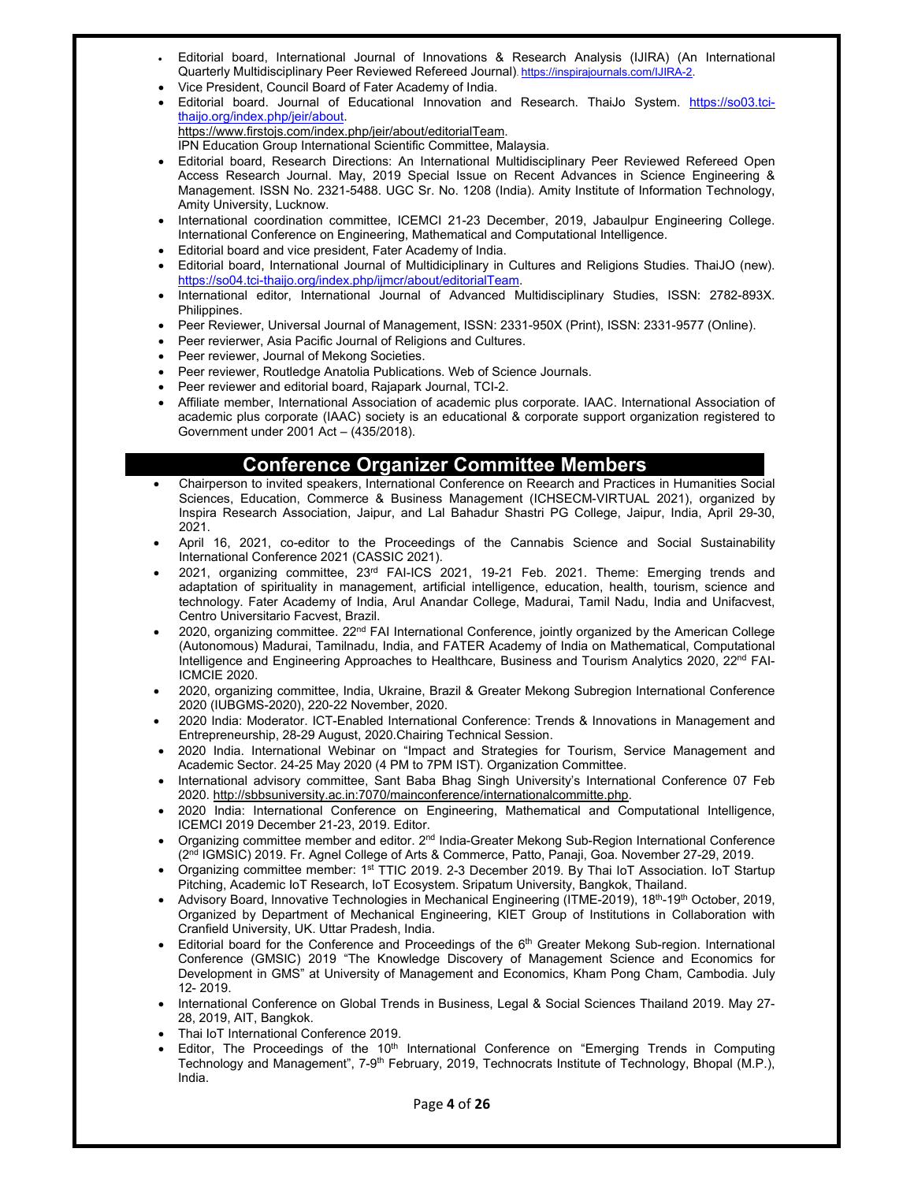- Editorial board, International Journal of Innovations & Research Analysis (IJIRA) (An International Quarterly Multidisciplinary Peer Reviewed Refereed Journal). https://inspirajournals.com/IJIRA-2.
- Vice President, Council Board of Fater Academy of India.
- Editorial board. Journal of Educational Innovation and Research. ThaiJo System. https://so03.tci-thaijo.org/index.php/jeir/about.
  https://www.firstojs.com/index.php/jeir/about/editorialTeam.
  IPN Education Group International Scientific Committee, Malaysia.
- Editorial board, Research Directions: An International Multidisciplinary Peer Reviewed Refereed Open Access Research Journal. May, 2019 Special Issue on Recent Advances in Science Engineering & Management. ISSN No. 2321-5488. UGC Sr. No. 1208 (India). Amity Institute of Information Technology, Amity University, Lucknow.
- International coordination committee, ICEMCI 21-23 December, 2019, Jabaulpur Engineering College. International Conference on Engineering, Mathematical and Computational Intelligence.
- Editorial board and vice president, Fater Academy of India.
- Editorial board, International Journal of Multidiciplinary in Cultures and Religions Studies. ThaiJO (new). https://so04.tci-thaijo.org/index.php/ijmcr/about/editorialTeam.
- International editor, International Journal of Advanced Multidisciplinary Studies, ISSN: 2782-893X. Philippines.
- Peer Reviewer, Universal Journal of Management, ISSN: 2331-950X (Print), ISSN: 2331-9577 (Online).
- Peer revierwer, Asia Pacific Journal of Religions and Cultures.
- Peer reviewer, Journal of Mekong Societies.
- Peer reviewer, Routledge Anatolia Publications. Web of Science Journals.
- Peer reviewer and editorial board, Rajapark Journal, TCI-2.
- Affiliate member, International Association of academic plus corporate. IAAC. International Association of academic plus corporate (IAAC) society is an educational & corporate support organization registered to Government under 2001 Act – (435/2018).

## Conference Organizer Committee Members

- Chairperson to invited speakers, International Conference on Reearch and Practices in Humanities Social Sciences, Education, Commerce & Business Management (ICHSECM-VIRTUAL 2021), organized by Inspira Research Association, Jaipur, and Lal Bahadur Shastri PG College, Jaipur, India, April 29-30, 2021.
- April 16, 2021, co-editor to the Proceedings of the Cannabis Science and Social Sustainability International Conference 2021 (CASSIC 2021).
- 2021, organizing committee, 23rd FAI-ICS 2021, 19-21 Feb. 2021. Theme: Emerging trends and adaptation of spirituality in management, artificial intelligence, education, health, tourism, science and technology. Fater Academy of India, Arul Anandar College, Madurai, Tamil Nadu, India and Unifacvest, Centro Universitario Facvest, Brazil.
- 2020, organizing committee. 22nd FAI International Conference, jointly organized by the American College (Autonomous) Madurai, Tamilnadu, India, and FATER Academy of India on Mathematical, Computational Intelligence and Engineering Approaches to Healthcare, Business and Tourism Analytics 2020, 22nd FAI-ICMCIE 2020.
- 2020, organizing committee, India, Ukraine, Brazil & Greater Mekong Subregion International Conference 2020 (IUBGMS-2020), 220-22 November, 2020.
- 2020 India: Moderator. ICT-Enabled International Conference: Trends & Innovations in Management and Entrepreneurship, 28-29 August, 2020.Chairing Technical Session.
- 2020 India. International Webinar on "Impact and Strategies for Tourism, Service Management and Academic Sector. 24-25 May 2020 (4 PM to 7PM IST). Organization Committee.
- International advisory committee, Sant Baba Bhag Singh University's International Conference 07 Feb 2020. http://sbbsuniversity.ac.in:7070/mainconference/internationalcommitte.php.
- 2020 India: International Conference on Engineering, Mathematical and Computational Intelligence, ICEMCI 2019 December 21-23, 2019. Editor.
- Organizing committee member and editor. 2nd India-Greater Mekong Sub-Region International Conference (2nd IGMSIC) 2019. Fr. Agnel College of Arts & Commerce, Patto, Panaji, Goa. November 27-29, 2019.
- Organizing committee member: 1st TTIC 2019. 2-3 December 2019. By Thai IoT Association. IoT Startup Pitching, Academic IoT Research, IoT Ecosystem. Sripatum University, Bangkok, Thailand.
- Advisory Board, Innovative Technologies in Mechanical Engineering (ITME-2019), 18th-19th October, 2019, Organized by Department of Mechanical Engineering, KIET Group of Institutions in Collaboration with Cranfield University, UK. Uttar Pradesh, India.
- Editorial board for the Conference and Proceedings of the 6th Greater Mekong Sub-region. International Conference (GMSIC) 2019 "The Knowledge Discovery of Management Science and Economics for Development in GMS" at University of Management and Economics, Kham Pong Cham, Cambodia. July 12- 2019.
- International Conference on Global Trends in Business, Legal & Social Sciences Thailand 2019. May 27-28, 2019, AIT, Bangkok.
- Thai IoT International Conference 2019.
- Editor, The Proceedings of the 10th International Conference on "Emerging Trends in Computing Technology and Management", 7-9th February, 2019, Technocrats Institute of Technology, Bhopal (M.P.), India.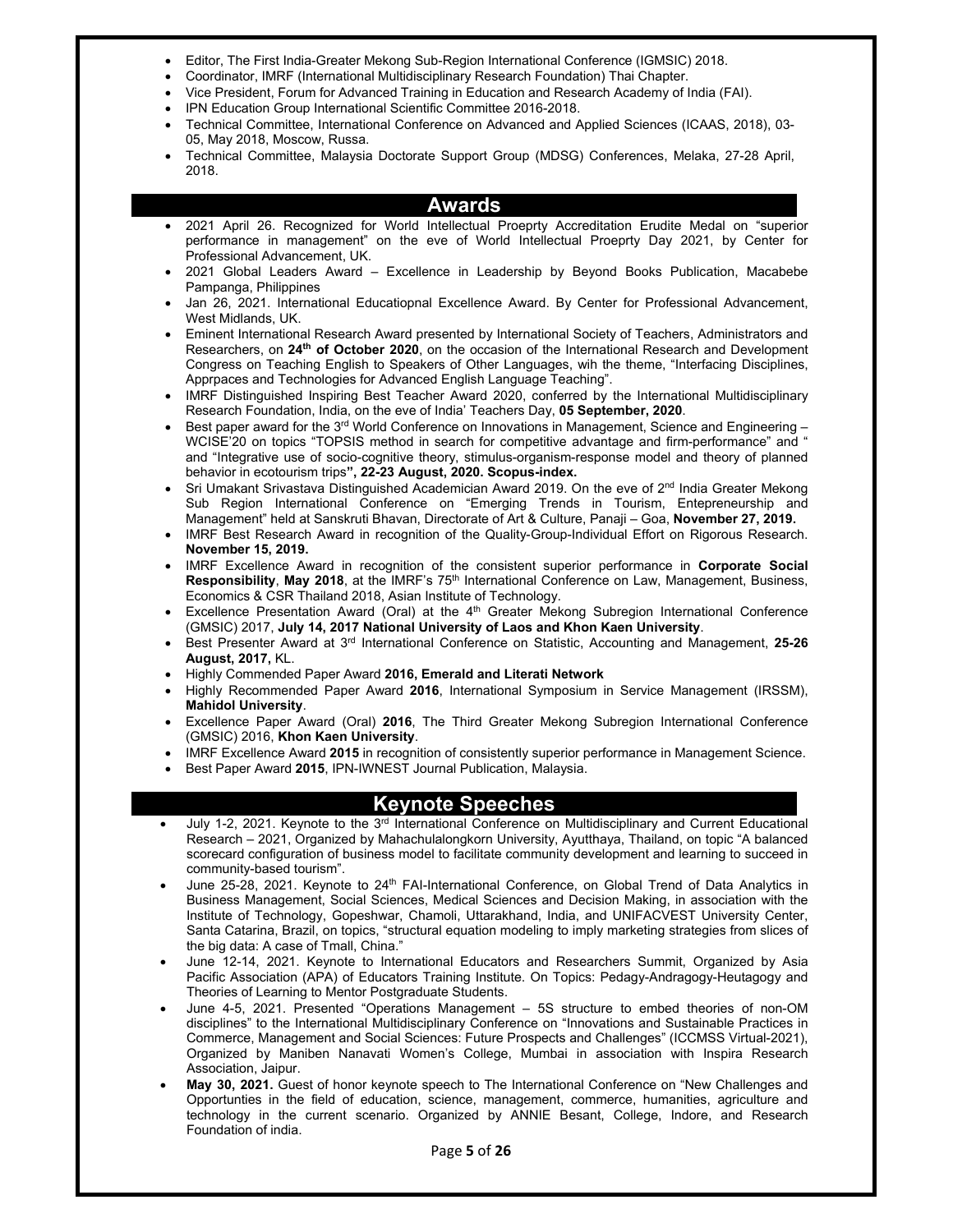- Editor, The First India-Greater Mekong Sub-Region International Conference (IGMSIC) 2018.
- Coordinator, IMRF (International Multidisciplinary Research Foundation) Thai Chapter.
- Vice President, Forum for Advanced Training in Education and Research Academy of India (FAI).
- IPN Education Group International Scientific Committee 2016-2018.
- Technical Committee, International Conference on Advanced and Applied Sciences (ICAAS, 2018), 03-05, May 2018, Moscow, Russa.
- Technical Committee, Malaysia Doctorate Support Group (MDSG) Conferences, Melaka, 27-28 April, 2018.

## Awards

- 2021 April 26. Recognized for World Intellectual Proeprty Accreditation Erudite Medal on "superior performance in management" on the eve of World Intellectual Proeprty Day 2021, by Center for Professional Advancement, UK.
- 2021 Global Leaders Award – Excellence in Leadership by Beyond Books Publication, Macabebe Pampanga, Philippines
- Jan 26, 2021. International Educatiopnal Excellence Award. By Center for Professional Advancement, West Midlands, UK.
- Eminent International Research Award presented by International Society of Teachers, Administrators and Researchers, on **24th of October 2020**, on the occasion of the International Research and Development Congress on Teaching English to Speakers of Other Languages, wih the theme, "Interfacing Disciplines, Apprpaces and Technologies for Advanced English Language Teaching".
- IMRF Distinguished Inspiring Best Teacher Award 2020, conferred by the International Multidisciplinary Research Foundation, India, on the eve of India' Teachers Day, **05 September, 2020**.
- Best paper award for the 3rd World Conference on Innovations in Management, Science and Engineering – WCISE'20 on topics "TOPSIS method in search for competitive advantage and firm-performance" and " and "Integrative use of socio-cognitive theory, stimulus-organism-response model and theory of planned behavior in ecotourism trips**", 22-23 August, 2020. Scopus-index.**
- Sri Umakant Srivastava Distinguished Academician Award 2019. On the eve of 2nd India Greater Mekong Sub Region International Conference on "Emerging Trends in Tourism, Entepreneurship and Management" held at Sanskruti Bhavan, Directorate of Art & Culture, Panaji – Goa, **November 27, 2019.**
- IMRF Best Research Award in recognition of the Quality-Group-Individual Effort on Rigorous Research. **November 15, 2019.**
- IMRF Excellence Award in recognition of the consistent superior performance in **Corporate Social Responsibility**, **May 2018**, at the IMRF's 75th International Conference on Law, Management, Business, Economics & CSR Thailand 2018, Asian Institute of Technology.
- Excellence Presentation Award (Oral) at the 4th Greater Mekong Subregion International Conference (GMSIC) 2017, **July 14, 2017 National University of Laos and Khon Kaen University**.
- Best Presenter Award at 3rd International Conference on Statistic, Accounting and Management, **25-26 August, 2017,** KL.
- Highly Commended Paper Award **2016, Emerald and Literati Network**
- Highly Recommended Paper Award **2016**, International Symposium in Service Management (IRSSM), **Mahidol University**.
- Excellence Paper Award (Oral) **2016**, The Third Greater Mekong Subregion International Conference (GMSIC) 2016, **Khon Kaen University**.
- IMRF Excellence Award **2015** in recognition of consistently superior performance in Management Science.
- Best Paper Award **2015**, IPN-IWNEST Journal Publication, Malaysia.

## Keynote Speeches

- July 1-2, 2021. Keynote to the 3rd International Conference on Multidisciplinary and Current Educational Research – 2021, Organized by Mahachulalongkorn University, Ayutthaya, Thailand, on topic "A balanced scorecard configuration of business model to facilitate community development and learning to succeed in community-based tourism".
- June 25-28, 2021. Keynote to 24th FAI-International Conference, on Global Trend of Data Analytics in Business Management, Social Sciences, Medical Sciences and Decision Making, in association with the Institute of Technology, Gopeshwar, Chamoli, Uttarakhand, India, and UNIFACVEST University Center, Santa Catarina, Brazil, on topics, "structural equation modeling to imply marketing strategies from slices of the big data: A case of Tmall, China."
- June 12-14, 2021. Keynote to International Educators and Researchers Summit, Organized by Asia Pacific Association (APA) of Educators Training Institute. On Topics: Pedagy-Andragogy-Heutagogy and Theories of Learning to Mentor Postgraduate Students.
- June 4-5, 2021. Presented "Operations Management – 5S structure to embed theories of non-OM disciplines" to the International Multidisciplinary Conference on "Innovations and Sustainable Practices in Commerce, Management and Social Sciences: Future Prospects and Challenges" (ICCMSS Virtual-2021), Organized by Maniben Nanavati Women's College, Mumbai in association with Inspira Research Association, Jaipur.
- **May 30, 2021.** Guest of honor keynote speech to The International Conference on "New Challenges and Opportunties in the field of education, science, management, commerce, humanities, agriculture and technology in the current scenario. Organized by ANNIE Besant, College, Indore, and Research Foundation of india.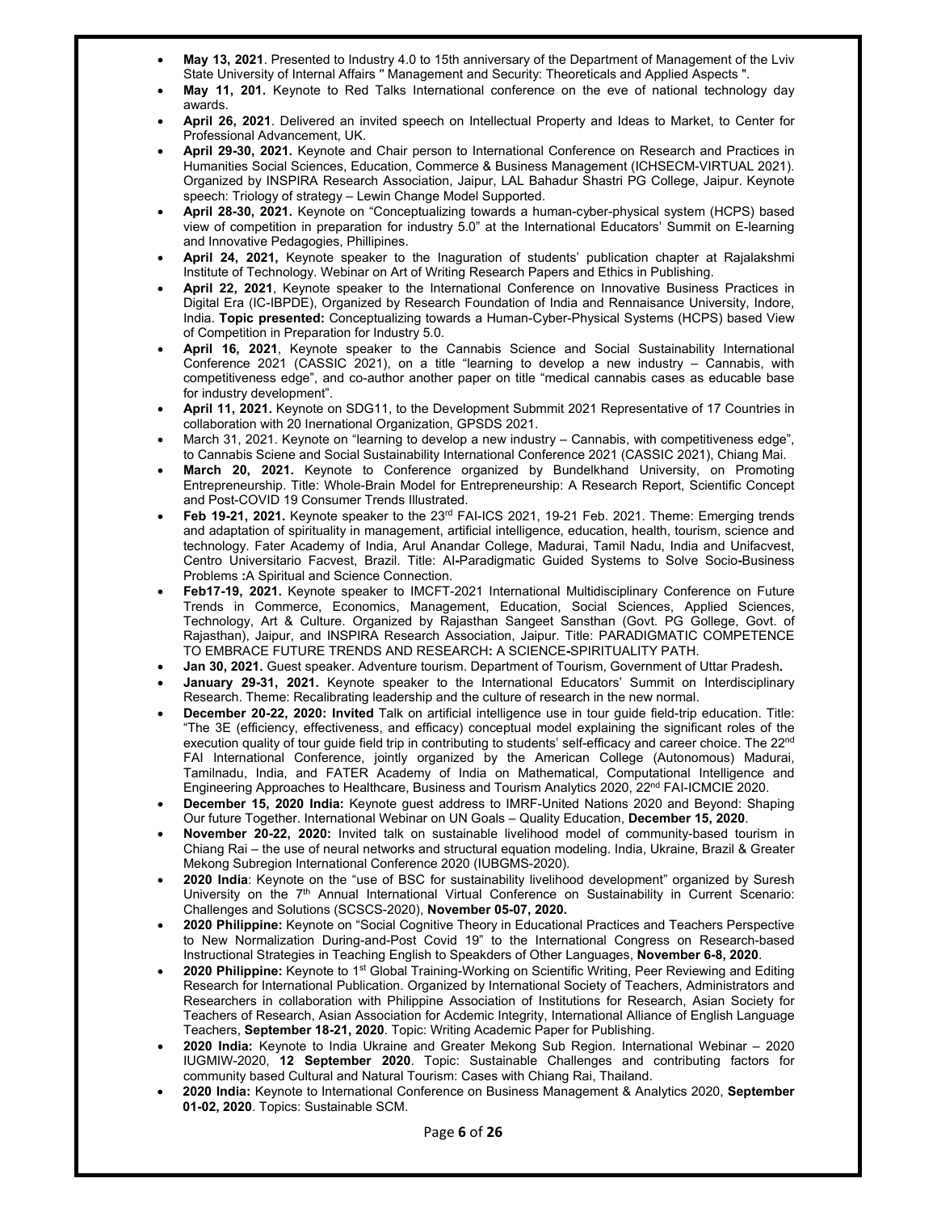- **May 13, 2021**. Presented to Industry 4.0 to 15th anniversary of the Department of Management of the Lviv State University of Internal Affairs " Management and Security: Theoreticals and Applied Aspects ".
- **May 11, 201.** Keynote to Red Talks International conference on the eve of national technology day awards.
- **April 26, 2021**. Delivered an invited speech on Intellectual Property and Ideas to Market, to Center for Professional Advancement, UK.
- **April 29-30, 2021.** Keynote and Chair person to International Conference on Research and Practices in Humanities Social Sciences, Education, Commerce & Business Management (ICHSECM-VIRTUAL 2021). Organized by INSPIRA Research Association, Jaipur, LAL Bahadur Shastri PG College, Jaipur. Keynote speech: Triology of strategy – Lewin Change Model Supported.
- **April 28-30, 2021.** Keynote on "Conceptualizing towards a human-cyber-physical system (HCPS) based view of competition in preparation for industry 5.0" at the International Educators' Summit on E-learning and Innovative Pedagogies, Phillipines.
- **April 24, 2021,** Keynote speaker to the Inaguration of students' publication chapter at Rajalakshmi Institute of Technology. Webinar on Art of Writing Research Papers and Ethics in Publishing.
- **April 22, 2021**, Keynote speaker to the International Conference on Innovative Business Practices in Digital Era (IC-IBPDE), Organized by Research Foundation of India and Rennaisance University, Indore, India. **Topic presented:** Conceptualizing towards a Human-Cyber-Physical Systems (HCPS) based View of Competition in Preparation for Industry 5.0.
- **April 16, 2021**, Keynote speaker to the Cannabis Science and Social Sustainability International Conference 2021 (CASSIC 2021), on a title "learning to develop a new industry – Cannabis, with competitiveness edge", and co-author another paper on title "medical cannabis cases as educable base for industry development".
- **April 11, 2021.** Keynote on SDG11, to the Development Submmit 2021 Representative of 17 Countries in collaboration with 20 Inernational Organization, GPSDS 2021.
- March 31, 2021. Keynote on "learning to develop a new industry – Cannabis, with competitiveness edge", to Cannabis Sciene and Social Sustainability International Conference 2021 (CASSIC 2021), Chiang Mai.
- **March 20, 2021.** Keynote to Conference organized by Bundelkhand University, on Promoting Entrepreneurship. Title: Whole-Brain Model for Entrepreneurship: A Research Report, Scientific Concept and Post-COVID 19 Consumer Trends Illustrated.
- **Feb 19-21, 2021.** Keynote speaker to the 23rd FAI-ICS 2021, 19-21 Feb. 2021. Theme: Emerging trends and adaptation of spirituality in management, artificial intelligence, education, health, tourism, science and technology. Fater Academy of India, Arul Anandar College, Madurai, Tamil Nadu, India and Unifacvest, Centro Universitario Facvest, Brazil. Title: AI**-**Paradigmatic Guided Systems to Solve Socio**-**Business Problems **:**A Spiritual and Science Connection.
- **Feb17-19, 2021.** Keynote speaker to IMCFT-2021 International Multidisciplinary Conference on Future Trends in Commerce, Economics, Management, Education, Social Sciences, Applied Sciences, Technology, Art & Culture. Organized by Rajasthan Sangeet Sansthan (Govt. PG Gollege, Govt. of Rajasthan), Jaipur, and INSPIRA Research Association, Jaipur. Title: PARADIGMATIC COMPETENCE TO EMBRACE FUTURE TRENDS AND RESEARCH**:** A SCIENCE**-**SPIRITUALITY PATH.
- **Jan 30, 2021.** Guest speaker. Adventure tourism. Department of Tourism, Government of Uttar Pradesh**.**
- **January 29-31, 2021.** Keynote speaker to the International Educators' Summit on Interdisciplinary Research. Theme: Recalibrating leadership and the culture of research in the new normal.
- **December 20-22, 2020: Invited** Talk on artificial intelligence use in tour guide field-trip education. Title: "The 3E (efficiency, effectiveness, and efficacy) conceptual model explaining the significant roles of the execution quality of tour guide field trip in contributing to students' self-efficacy and career choice. The 22nd FAI International Conference, jointly organized by the American College (Autonomous) Madurai, Tamilnadu, India, and FATER Academy of India on Mathematical, Computational Intelligence and Engineering Approaches to Healthcare, Business and Tourism Analytics 2020, 22nd FAI-ICMCIE 2020.
- **December 15, 2020 India:** Keynote guest address to IMRF-United Nations 2020 and Beyond: Shaping Our future Together. International Webinar on UN Goals – Quality Education, **December 15, 2020**.
- **November 20-22, 2020:** Invited talk on sustainable livelihood model of community-based tourism in Chiang Rai – the use of neural networks and structural equation modeling. India, Ukraine, Brazil & Greater Mekong Subregion International Conference 2020 (IUBGMS-2020).
- **2020 India**: Keynote on the "use of BSC for sustainability livelihood development" organized by Suresh University on the 7th Annual International Virtual Conference on Sustainability in Current Scenario: Challenges and Solutions (SCSCS-2020), **November 05-07, 2020.**
- **2020 Philippine:** Keynote on "Social Cognitive Theory in Educational Practices and Teachers Perspective to New Normalization During-and-Post Covid 19" to the International Congress on Research-based Instructional Strategies in Teaching English to Speakders of Other Languages, **November 6-8, 2020**.
- **2020 Philippine:** Keynote to 1st Global Training-Working on Scientific Writing, Peer Reviewing and Editing Research for International Publication. Organized by International Society of Teachers, Administrators and Researchers in collaboration with Philippine Association of Institutions for Research, Asian Society for Teachers of Research, Asian Association for Acdemic Integrity, International Alliance of English Language Teachers, **September 18-21, 2020**. Topic: Writing Academic Paper for Publishing.
- **2020 India:** Keynote to India Ukraine and Greater Mekong Sub Region. International Webinar – 2020 IUGMIW-2020, **12 September 2020**. Topic: Sustainable Challenges and contributing factors for community based Cultural and Natural Tourism: Cases with Chiang Rai, Thailand.
- **2020 India:** Keynote to International Conference on Business Management & Analytics 2020, **September 01-02, 2020**. Topics: Sustainable SCM.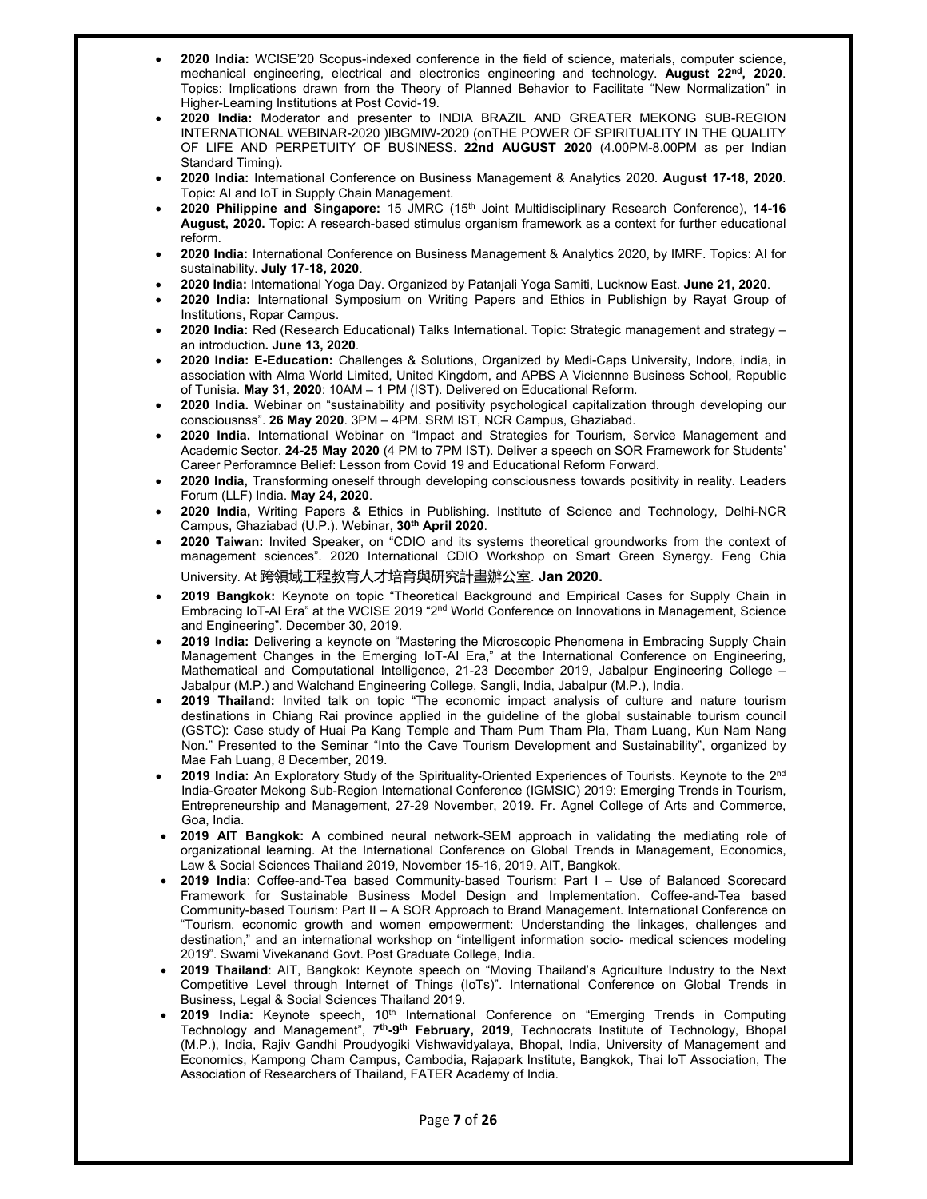- **2020 India:** WCISE'20 Scopus-indexed conference in the field of science, materials, computer science, mechanical engineering, electrical and electronics engineering and technology. **August 22nd, 2020**. Topics: Implications drawn from the Theory of Planned Behavior to Facilitate "New Normalization" in Higher-Learning Institutions at Post Covid-19.
- **2020 India:** Moderator and presenter to INDIA BRAZIL AND GREATER MEKONG SUB-REGION INTERNATIONAL WEBINAR-2020 )IBGMIW-2020 (onTHE POWER OF SPIRITUALITY IN THE QUALITY OF LIFE AND PERPETUITY OF BUSINESS. **22nd AUGUST 2020** (4.00PM-8.00PM as per Indian Standard Timing).
- **2020 India:** International Conference on Business Management & Analytics 2020. **August 17-18, 2020**. Topic: AI and IoT in Supply Chain Management.
- **2020 Philippine and Singapore:** 15 JMRC (15th Joint Multidisciplinary Research Conference), **14-16 August, 2020.** Topic: A research-based stimulus organism framework as a context for further educational reform.
- **2020 India:** International Conference on Business Management & Analytics 2020, by IMRF. Topics: AI for sustainability. **July 17-18, 2020**.
- **2020 India:** International Yoga Day. Organized by Patanjali Yoga Samiti, Lucknow East. **June 21, 2020**.
- **2020 India:** International Symposium on Writing Papers and Ethics in Publishign by Rayat Group of Institutions, Ropar Campus.
- **2020 India:** Red (Research Educational) Talks International. Topic: Strategic management and strategy – an introduction**. June 13, 2020**.
- **2020 India: E-Education:** Challenges & Solutions, Organized by Medi-Caps University, Indore, india, in association with Alma World Limited, United Kingdom, and APBS A Viciennne Business School, Republic of Tunisia. **May 31, 2020**: 10AM – 1 PM (IST). Delivered on Educational Reform.
- **2020 India.** Webinar on "sustainability and positivity psychological capitalization through developing our consciousnss". **26 May 2020**. 3PM – 4PM. SRM IST, NCR Campus, Ghaziabad.
- **2020 India.** International Webinar on "Impact and Strategies for Tourism, Service Management and Academic Sector. **24-25 May 2020** (4 PM to 7PM IST). Deliver a speech on SOR Framework for Students' Career Perforamnce Belief: Lesson from Covid 19 and Educational Reform Forward.
- **2020 India,** Transforming oneself through developing consciousness towards positivity in reality. Leaders Forum (LLF) India. **May 24, 2020**.
- **2020 India,** Writing Papers & Ethics in Publishing. Institute of Science and Technology, Delhi-NCR Campus, Ghaziabad (U.P.). Webinar, **30th April 2020**.
- **2020 Taiwan:** Invited Speaker, on "CDIO and its systems theoretical groundworks from the context of management sciences". 2020 International CDIO Workshop on Smart Green Synergy. Feng Chia University. At 跨領域工程教育人才培育與研究計畫辦公室. **Jan 2020.**
- **2019 Bangkok:** Keynote on topic "Theoretical Background and Empirical Cases for Supply Chain in Embracing IoT-AI Era" at the WCISE 2019 "2nd World Conference on Innovations in Management, Science and Engineering". December 30, 2019.
- **2019 India:** Delivering a keynote on "Mastering the Microscopic Phenomena in Embracing Supply Chain Management Changes in the Emerging IoT-AI Era," at the International Conference on Engineering, Mathematical and Computational Intelligence, 21-23 December 2019, Jabalpur Engineering College – Jabalpur (M.P.) and Walchand Engineering College, Sangli, India, Jabalpur (M.P.), India.
- **2019 Thailand:** Invited talk on topic "The economic impact analysis of culture and nature tourism destinations in Chiang Rai province applied in the guideline of the global sustainable tourism council (GSTC): Case study of Huai Pa Kang Temple and Tham Pum Tham Pla, Tham Luang, Kun Nam Nang Non." Presented to the Seminar "Into the Cave Tourism Development and Sustainability", organized by Mae Fah Luang, 8 December, 2019.
- **2019 India:** An Exploratory Study of the Spirituality-Oriented Experiences of Tourists. Keynote to the 2nd India-Greater Mekong Sub-Region International Conference (IGMSIC) 2019: Emerging Trends in Tourism, Entrepreneurship and Management, 27-29 November, 2019. Fr. Agnel College of Arts and Commerce, Goa, India.
- **2019 AIT Bangkok:** A combined neural network-SEM approach in validating the mediating role of organizational learning. At the International Conference on Global Trends in Management, Economics, Law & Social Sciences Thailand 2019, November 15-16, 2019. AIT, Bangkok.
- **2019 India**: Coffee-and-Tea based Community-based Tourism: Part I – Use of Balanced Scorecard Framework for Sustainable Business Model Design and Implementation. Coffee-and-Tea based Community-based Tourism: Part II – A SOR Approach to Brand Management. International Conference on "Tourism, economic growth and women empowerment: Understanding the linkages, challenges and destination," and an international workshop on "intelligent information socio- medical sciences modeling 2019". Swami Vivekanand Govt. Post Graduate College, India.
- **2019 Thailand**: AIT, Bangkok: Keynote speech on "Moving Thailand's Agriculture Industry to the Next Competitive Level through Internet of Things (IoTs)". International Conference on Global Trends in Business, Legal & Social Sciences Thailand 2019.
- **2019 India:** Keynote speech, 10th International Conference on "Emerging Trends in Computing Technology and Management", **7th-9th February, 2019**, Technocrats Institute of Technology, Bhopal (M.P.), India, Rajiv Gandhi Proudyogiki Vishwavidyalaya, Bhopal, India, University of Management and Economics, Kampong Cham Campus, Cambodia, Rajapark Institute, Bangkok, Thai IoT Association, The Association of Researchers of Thailand, FATER Academy of India.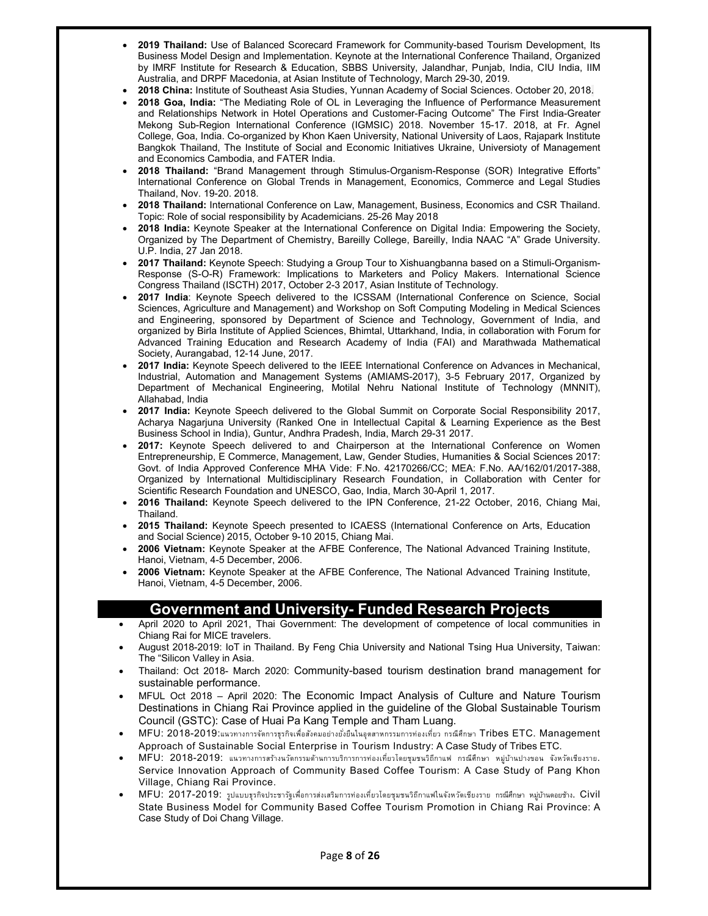- **2019 Thailand:** Use of Balanced Scorecard Framework for Community-based Tourism Development, Its Business Model Design and Implementation. Keynote at the International Conference Thailand, Organized by IMRF Institute for Research & Education, SBBS University, Jalandhar, Punjab, India, CIU India, IIM Australia, and DRPF Macedonia, at Asian Institute of Technology, March 29-30, 2019.
- **2018 China:** Institute of Southeast Asia Studies, Yunnan Academy of Social Sciences. October 20, 2018.
- **2018 Goa, India:** "The Mediating Role of OL in Leveraging the Influence of Performance Measurement and Relationships Network in Hotel Operations and Customer-Facing Outcome" The First India-Greater Mekong Sub-Region International Conference (IGMSIC) 2018. November 15-17. 2018, at Fr. Agnel College, Goa, India. Co-organized by Khon Kaen University, National University of Laos, Rajapark Institute Bangkok Thailand, The Institute of Social and Economic Initiatives Ukraine, Universioty of Management and Economics Cambodia, and FATER India.
- **2018 Thailand:** "Brand Management through Stimulus-Organism-Response (SOR) Integrative Efforts" International Conference on Global Trends in Management, Economics, Commerce and Legal Studies Thailand, Nov. 19-20. 2018.
- **2018 Thailand:** International Conference on Law, Management, Business, Economics and CSR Thailand. Topic: Role of social responsibility by Academicians. 25-26 May 2018
- **2018 India:** Keynote Speaker at the International Conference on Digital India: Empowering the Society, Organized by The Department of Chemistry, Bareilly College, Bareilly, India NAAC "A" Grade University. U.P. India, 27 Jan 2018.
- **2017 Thailand:** Keynote Speech: Studying a Group Tour to Xishuangbanna based on a Stimuli-Organism-Response (S-O-R) Framework: Implications to Marketers and Policy Makers. International Science Congress Thailand (ISCTH) 2017, October 2-3 2017, Asian Institute of Technology.
- **2017 India**: Keynote Speech delivered to the ICSSAM (International Conference on Science, Social Sciences, Agriculture and Management) and Workshop on Soft Computing Modeling in Medical Sciences and Engineering, sponsored by Department of Science and Technology, Government of India, and organized by Birla Institute of Applied Sciences, Bhimtal, Uttarkhand, India, in collaboration with Forum for Advanced Training Education and Research Academy of India (FAI) and Marathwada Mathematical Society, Aurangabad, 12-14 June, 2017.
- **2017 India:** Keynote Speech delivered to the IEEE International Conference on Advances in Mechanical, Industrial, Automation and Management Systems (AMIAMS-2017), 3-5 February 2017, Organized by Department of Mechanical Engineering, Motilal Nehru National Institute of Technology (MNNIT), Allahabad, India
- **2017 India:** Keynote Speech delivered to the Global Summit on Corporate Social Responsibility 2017, Acharya Nagarjuna University (Ranked One in Intellectual Capital & Learning Experience as the Best Business School in India), Guntur, Andhra Pradesh, India, March 29-31 2017.
- **2017:** Keynote Speech delivered to and Chairperson at the International Conference on Women Entrepreneurship, E Commerce, Management, Law, Gender Studies, Humanities & Social Sciences 2017: Govt. of India Approved Conference MHA Vide: F.No. 42170266/CC; MEA: F.No. AA/162/01/2017-388, Organized by International Multidisciplinary Research Foundation, in Collaboration with Center for Scientific Research Foundation and UNESCO, Gao, India, March 30-April 1, 2017.
- **2016 Thailand:** Keynote Speech delivered to the IPN Conference, 21-22 October, 2016, Chiang Mai, Thailand.
- **2015 Thailand:** Keynote Speech presented to ICAESS (International Conference on Arts, Education and Social Science) 2015, October 9-10 2015, Chiang Mai.
- **2006 Vietnam:** Keynote Speaker at the AFBE Conference, The National Advanced Training Institute, Hanoi, Vietnam, 4-5 December, 2006.
- **2006 Vietnam:** Keynote Speaker at the AFBE Conference, The National Advanced Training Institute, Hanoi, Vietnam, 4-5 December, 2006.

## Government and University- Funded Research Projects

- April 2020 to April 2021, Thai Government: The development of competence of local communities in Chiang Rai for MICE travelers.
- August 2018-2019: IoT in Thailand. By Feng Chia University and National Tsing Hua University, Taiwan: The "Silicon Valley in Asia.
- Thailand: Oct 2018- March 2020: Community-based tourism destination brand management for sustainable performance.
- MFUL Oct 2018 – April 2020: The Economic Impact Analysis of Culture and Nature Tourism Destinations in Chiang Rai Province applied in the guideline of the Global Sustainable Tourism Council (GSTC): Case of Huai Pa Kang Temple and Tham Luang.
- MFU: 2018-2019:แนวทางการจัดการธุรกิจเพื่อสังคมอย่างยั่งยืนในอุตสาหกรรมการท่องเที่ยว กรณีศึกษา Tribes ETC. Management Approach of Sustainable Social Enterprise in Tourism Industry: A Case Study of Tribes ETC.
- MFU: 2018-2019: แนวทางการสร้างนวัตกรรมด้านการบริการการท่องเที่ยวโดยชุมชนวิถีกาแฟ กรณีศึกษา หมู่บ้านปางขอน จังหวัดเชียงราย. Service Innovation Approach of Community Based Coffee Tourism: A Case Study of Pang Khon Village, Chiang Rai Province.
- MFU: 2017-2019: รูปแบบธุรกิจประชารัฐเพื่อการส่งเสริมการท่องเที่ยวโดยชุมชนวิถีกาแฟในจังหวัดเชียงราย กรณีศึกษา หมู่บ้านดอยช้าง. Civil State Business Model for Community Based Coffee Tourism Promotion in Chiang Rai Province: A Case Study of Doi Chang Village.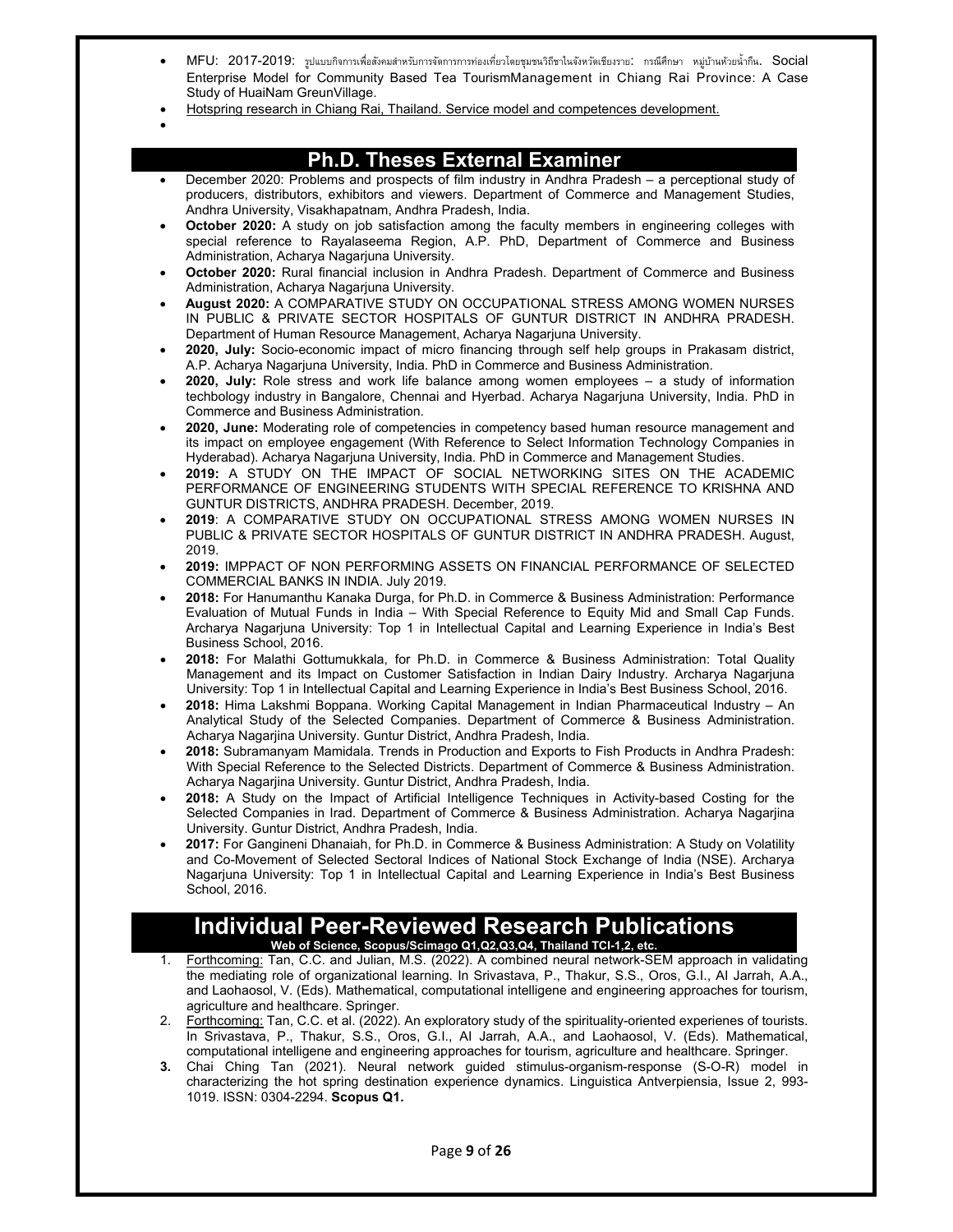- MFU: 2017-2019: รูปแบบกิจการเพื่อสังคมสำหรับการจัดการการท่องเที่ยวโดยชุมชนวิถีชาในจังหวัดเชียงราย: กรณีศึกษา หมู่บ้านห้วยน้ำกืน. Social Enterprise Model for Community Based Tea TourismManagement in Chiang Rai Province: A Case Study of HuaiNam GreunVillage.
- Hotspring research in Chiang Rai, Thailand. Service model and competences development.
- 

## Ph.D. Theses External Examiner

- December 2020: Problems and prospects of film industry in Andhra Pradesh – a perceptional study of producers, distributors, exhibitors and viewers. Department of Commerce and Management Studies, Andhra University, Visakhapatnam, Andhra Pradesh, India.
- **October 2020:** A study on job satisfaction among the faculty members in engineering colleges with special reference to Rayalaseema Region, A.P. PhD, Department of Commerce and Business Administration, Acharya Nagarjuna University.
- **October 2020:** Rural financial inclusion in Andhra Pradesh. Department of Commerce and Business Administration, Acharya Nagarjuna University.
- **August 2020:** A COMPARATIVE STUDY ON OCCUPATIONAL STRESS AMONG WOMEN NURSES IN PUBLIC & PRIVATE SECTOR HOSPITALS OF GUNTUR DISTRICT IN ANDHRA PRADESH. Department of Human Resource Management, Acharya Nagarjuna University.
- **2020, July:** Socio-economic impact of micro financing through self help groups in Prakasam district, A.P. Acharya Nagarjuna University, India. PhD in Commerce and Business Administration.
- **2020, July:** Role stress and work life balance among women employees – a study of information techbology industry in Bangalore, Chennai and Hyerbad. Acharya Nagarjuna University, India. PhD in Commerce and Business Administration.
- **2020, June:** Moderating role of competencies in competency based human resource management and its impact on employee engagement (With Reference to Select Information Technology Companies in Hyderabad). Acharya Nagarjuna University, India. PhD in Commerce and Management Studies.
- **2019:** A STUDY ON THE IMPACT OF SOCIAL NETWORKING SITES ON THE ACADEMIC PERFORMANCE OF ENGINEERING STUDENTS WITH SPECIAL REFERENCE TO KRISHNA AND GUNTUR DISTRICTS, ANDHRA PRADESH. December, 2019.
- **2019**: A COMPARATIVE STUDY ON OCCUPATIONAL STRESS AMONG WOMEN NURSES IN PUBLIC & PRIVATE SECTOR HOSPITALS OF GUNTUR DISTRICT IN ANDHRA PRADESH. August, 2019.
- **2019:** IMPPACT OF NON PERFORMING ASSETS ON FINANCIAL PERFORMANCE OF SELECTED COMMERCIAL BANKS IN INDIA. July 2019.
- **2018:** For Hanumanthu Kanaka Durga, for Ph.D. in Commerce & Business Administration: Performance Evaluation of Mutual Funds in India – With Special Reference to Equity Mid and Small Cap Funds. Archarya Nagarjuna University: Top 1 in Intellectual Capital and Learning Experience in India's Best Business School, 2016.
- **2018:** For Malathi Gottumukkala, for Ph.D. in Commerce & Business Administration: Total Quality Management and its Impact on Customer Satisfaction in Indian Dairy Industry. Archarya Nagarjuna University: Top 1 in Intellectual Capital and Learning Experience in India's Best Business School, 2016.
- **2018:** Hima Lakshmi Boppana. Working Capital Management in Indian Pharmaceutical Industry – An Analytical Study of the Selected Companies. Department of Commerce & Business Administration. Acharya Nagarjina University. Guntur District, Andhra Pradesh, India.
- **2018:** Subramanyam Mamidala. Trends in Production and Exports to Fish Products in Andhra Pradesh: With Special Reference to the Selected Districts. Department of Commerce & Business Administration. Acharya Nagarjina University. Guntur District, Andhra Pradesh, India.
- **2018:** A Study on the Impact of Artificial Intelligence Techniques in Activity-based Costing for the Selected Companies in Irad. Department of Commerce & Business Administration. Acharya Nagarjina University. Guntur District, Andhra Pradesh, India.
- **2017:** For Gangineni Dhanaiah, for Ph.D. in Commerce & Business Administration: A Study on Volatility and Co-Movement of Selected Sectoral Indices of National Stock Exchange of India (NSE). Archarya Nagarjuna University: Top 1 in Intellectual Capital and Learning Experience in India's Best Business School, 2016.

## Individual Peer-Reviewed Research Publications

**Web of Science, Scopus/Scimago Q1,Q2,Q3,Q4, Thailand TCI-1,2, etc.**

1. Forthcoming: Tan, C.C. and Julian, M.S. (2022). A combined neural network-SEM approach in validating the mediating role of organizational learning. In Srivastava, P., Thakur, S.S., Oros, G.I., Al Jarrah, A.A., and Laohaosol, V. (Eds). Mathematical, computational intelligene and engineering approaches for tourism, agriculture and healthcare. Springer.
2. Forthcoming: Tan, C.C. et al. (2022). An exploratory study of the spirituality-oriented experienes of tourists. In Srivastava, P., Thakur, S.S., Oros, G.I., Al Jarrah, A.A., and Laohaosol, V. (Eds). Mathematical, computational intelligene and engineering approaches for tourism, agriculture and healthcare. Springer.
3. Chai Ching Tan (2021). Neural network guided stimulus-organism-response (S-O-R) model in characterizing the hot spring destination experience dynamics. Linguistica Antverpiensia, Issue 2, 993-1019. ISSN: 0304-2294. **Scopus Q1.**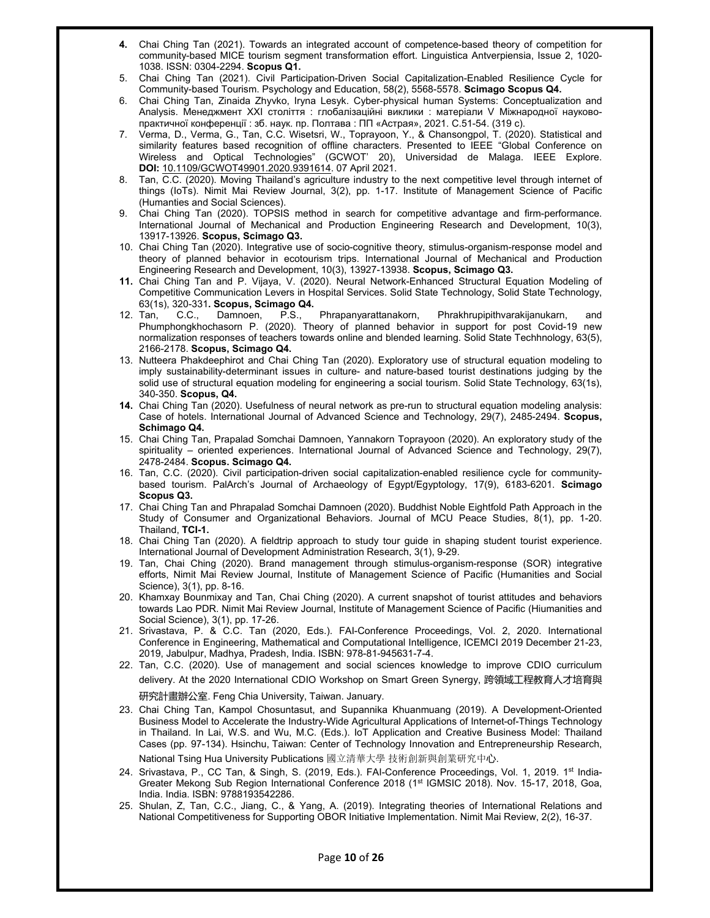4. Chai Ching Tan (2021). Towards an integrated account of competence-based theory of competition for community-based MICE tourism segment transformation effort. Linguistica Antverpiensia, Issue 2, 1020-1038. ISSN: 0304-2294. **Scopus Q1.**
5. Chai Ching Tan (2021). Civil Participation-Driven Social Capitalization-Enabled Resilience Cycle for Community-based Tourism. Psychology and Education, 58(2), 5568-5578. **Scimago Scopus Q4.**
6. Chai Ching Tan, Zinaida Zhyvko, Iryna Lesyk. Cyber-physical human Systems: Conceptualization and Analysis. Менеджмент ХХІ століття : глобалізаційні виклики : матеріали V Міжнародної науково-практичної конференції : зб. наук. пр. Полтава : ПП «Астрая», 2021. С.51-54. (319 с).
7. Verma, D., Verma, G., Tan, C.C. Wisetsri, W., Toprayoon, Y., & Chansongpol, T. (2020). Statistical and similarity features based recognition of offline characters. Presented to IEEE "Global Conference on Wireless and Optical Technologies" (GCWOT' 20), Universidad de Malaga. IEEE Explore. **DOI:** 10.1109/GCWOT49901.2020.9391614. 07 April 2021.
8. Tan, C.C. (2020). Moving Thailand's agriculture industry to the next competitive level through internet of things (IoTs). Nimit Mai Review Journal, 3(2), pp. 1-17. Institute of Management Science of Pacific (Humanties and Social Sciences).
9. Chai Ching Tan (2020). TOPSIS method in search for competitive advantage and firm-performance. International Journal of Mechanical and Production Engineering Research and Development, 10(3), 13917-13926. **Scopus, Scimago Q3.**
10. Chai Ching Tan (2020). Integrative use of socio-cognitive theory, stimulus-organism-response model and theory of planned behavior in ecotourism trips. International Journal of Mechanical and Production Engineering Research and Development, 10(3), 13927-13938. **Scopus, Scimago Q3.**
11. Chai Ching Tan and P. Vijaya, V. (2020). Neural Network-Enhanced Structural Equation Modeling of Competitive Communication Levers in Hospital Services. Solid State Technology, Solid State Technology, 63(1s), 320-331**. Scopus, Scimago Q4.**
12. Tan, C.C., Damnoen, P.S., Phrapanyarattanakorn, Phrakhrupipithvarakijanukarn, and Phumphongkhochasorn P. (2020). Theory of planned behavior in support for post Covid-19 new normalization responses of teachers towards online and blended learning. Solid State Techhnology, 63(5), 2166-2178. **Scopus, Scimago Q4.**
13. Nutteera Phakdeephirot and Chai Ching Tan (2020). Exploratory use of structural equation modeling to imply sustainability-determinant issues in culture- and nature-based tourist destinations judging by the solid use of structural equation modeling for engineering a social tourism. Solid State Technology, 63(1s), 340-350. **Scopus, Q4.**
14. Chai Ching Tan (2020). Usefulness of neural network as pre-run to structural equation modeling analysis: Case of hotels. International Journal of Advanced Science and Technology, 29(7), 2485-2494. **Scopus, Schimago Q4.**
15. Chai Ching Tan, Prapalad Somchai Damnoen, Yannakorn Toprayoon (2020). An exploratory study of the spirituality – oriented experiences. International Journal of Advanced Science and Technology, 29(7), 2478-2484. **Scopus. Scimago Q4.**
16. Tan, C.C. (2020). Civil participation-driven social capitalization-enabled resilience cycle for community-based tourism. PalArch's Journal of Archaeology of Egypt/Egyptology, 17(9), 6183-6201. **Scimago Scopus Q3.**
17. Chai Ching Tan and Phrapalad Somchai Damnoen (2020). Buddhist Noble Eightfold Path Approach in the Study of Consumer and Organizational Behaviors. Journal of MCU Peace Studies, 8(1), pp. 1-20. Thailand, **TCI-1.**
18. Chai Ching Tan (2020). A fieldtrip approach to study tour guide in shaping student tourist experience. International Journal of Development Administration Research, 3(1), 9-29.
19. Tan, Chai Ching (2020). Brand management through stimulus-organism-response (SOR) integrative efforts, Nimit Mai Review Journal, Institute of Management Science of Pacific (Humanities and Social Science), 3(1), pp. 8-16.
20. Khamxay Bounmixay and Tan, Chai Ching (2020). A current snapshot of tourist attitudes and behaviors towards Lao PDR. Nimit Mai Review Journal, Institute of Management Science of Pacific (Hiumanities and Social Science), 3(1), pp. 17-26.
21. Srivastava, P. & C.C. Tan (2020, Eds.). FAI-Conference Proceedings, Vol. 2, 2020. International Conference in Engineering, Mathematical and Computational Intelligence, ICEMCI 2019 December 21-23, 2019, Jabulpur, Madhya, Pradesh, India. ISBN: 978-81-945631-7-4.
22. Tan, C.C. (2020). Use of management and social sciences knowledge to improve CDIO curriculum delivery. At the 2020 International CDIO Workshop on Smart Green Synergy, 跨領域工程教育人才培育與研究計畫辦公室. Feng Chia University, Taiwan. January.
23. Chai Ching Tan, Kampol Chosuntasut, and Supannika Khuanmuang (2019). A Development-Oriented Business Model to Accelerate the Industry-Wide Agricultural Applications of Internet-of-Things Technology in Thailand. In Lai, W.S. and Wu, M.C. (Eds.). IoT Application and Creative Business Model: Thailand Cases (pp. 97-134). Hsinchu, Taiwan: Center of Technology Innovation and Entrepreneurship Research, National Tsing Hua University Publications 國立清華大學 技術創新與創業研究中心.
24. Srivastava, P., CC Tan, & Singh, S. (2019, Eds.). FAI-Conference Proceedings, Vol. 1, 2019. 1st India-Greater Mekong Sub Region International Conference 2018 (1st IGMSIC 2018). Nov. 15-17, 2018, Goa, India. India. ISBN: 9788193542286.
25. Shulan, Z, Tan, C.C., Jiang, C., & Yang, A. (2019). Integrating theories of International Relations and National Competitiveness for Supporting OBOR Initiative Implementation. Nimit Mai Review, 2(2), 16-37.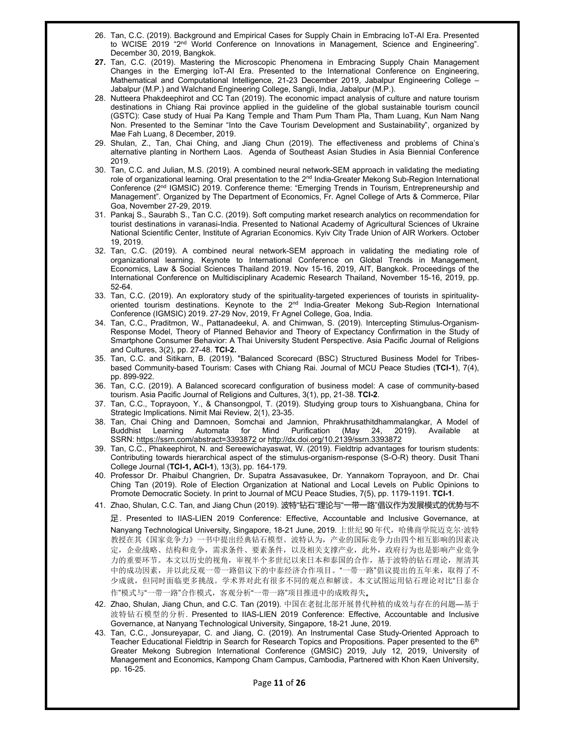26. Tan, C.C. (2019). Background and Empirical Cases for Supply Chain in Embracing IoT-AI Era. Presented to WCISE 2019 "2nd World Conference on Innovations in Management, Science and Engineering". December 30, 2019, Bangkok.
27. Tan, C.C. (2019). Mastering the Microscopic Phenomena in Embracing Supply Chain Management Changes in the Emerging IoT-AI Era. Presented to the International Conference on Engineering, Mathematical and Computational Intelligence, 21-23 December 2019, Jabalpur Engineering College – Jabalpur (M.P.) and Walchand Engineering College, Sangli, India, Jabalpur (M.P.).
28. Nutteera Phakdeephirot and CC Tan (2019). The economic impact analysis of culture and nature tourism destinations in Chiang Rai province applied in the guideline of the global sustainable tourism council (GSTC): Case study of Huai Pa Kang Temple and Tham Pum Tham Pla, Tham Luang, Kun Nam Nang Non. Presented to the Seminar "Into the Cave Tourism Development and Sustainability", organized by Mae Fah Luang, 8 December, 2019.
29. Shulan, Z., Tan, Chai Ching, and Jiang Chun (2019). The effectiveness and problems of China's alternative planting in Northern Laos. Agenda of Southeast Asian Studies in Asia Biennial Conference 2019.
30. Tan, C.C. and Julian, M.S. (2019). A combined neural network-SEM approach in validating the mediating role of organizational learning. Oral presentation to the 2nd India-Greater Mekong Sub-Region International Conference (2nd IGMSIC) 2019. Conference theme: "Emerging Trends in Tourism, Entrepreneurship and Management". Organized by The Department of Economics, Fr. Agnel College of Arts & Commerce, Pilar Goa, November 27-29, 2019.
31. Pankaj S., Saurabh S., Tan C.C. (2019). Soft computing market research analytics on recommendation for tourist destinations in varanasi-India. Presented to National Academy of Agricultural Sciences of Ukraine National Scientific Center, Institute of Agrarian Economics. Kyiv City Trade Union of AIR Workers. October 19, 2019.
32. Tan, C.C. (2019). A combined neural network-SEM approach in validating the mediating role of organizational learning. Keynote to International Conference on Global Trends in Management, Economics, Law & Social Sciences Thailand 2019. Nov 15-16, 2019, AIT, Bangkok. Proceedings of the International Conference on Multidisciplinary Academic Research Thailand, November 15-16, 2019, pp. 52-64.
33. Tan, C.C. (2019). An exploratory study of the spirituality-targeted experiences of tourists in spirituality-oriented tourism destinations. Keynote to the 2nd India-Greater Mekong Sub-Region International Conference (IGMSIC) 2019. 27-29 Nov, 2019, Fr Agnel College, Goa, India.
34. Tan, C.C., Praditmon, W., Pattanadeekul, A. and Chimwan, S. (2019). Intercepting Stimulus-Organism-Response Model, Theory of Planned Behavior and Theory of Expectancy Confirmation in the Study of Smartphone Consumer Behavior: A Thai University Student Perspective. Asia Pacific Journal of Religions and Cultures, 3(2), pp. 27-48. **TCI-2.**
35. Tan, C.C. and Sitikarn, B. (2019). "Balanced Scorecard (BSC) Structured Business Model for Tribes-based Community-based Tourism: Cases with Chiang Rai. Journal of MCU Peace Studies (**TCI-1**), 7(4), pp. 899-922.
36. Tan, C.C. (2019). A Balanced scorecard configuration of business model: A case of community-based tourism. Asia Pacific Journal of Religions and Cultures, 3(1), pp, 21-38. **TCI-2**.
37. Tan, C.C., Toprayoon, Y., & Chansongpol, T. (2019). Studying group tours to Xishuangbana, China for Strategic Implications. Nimit Mai Review, 2(1), 23-35.
38. Tan, Chai Ching and Damnoen, Somchai and Jamnion, Phrakhrusathitdhammalangkar, A Model of Buddhist Learning Automata for Mind Purification (May 24, 2019). Available at SSRN: https://ssrn.com/abstract=3393872 or http://dx.doi.org/10.2139/ssrn.3393872
39. Tan, C.C., Phakeephirot, N. and Sereewichayaswat, W. (2019). Fieldtrip advantages for tourism students: Contributing towards hierarchical aspect of the stimulus-organism-response (S-O-R) theory. Dusit Thani College Journal (**TCI-1, ACI-1**), 13(3), pp. 164-179.
40. Professor Dr. Phaibul Changrien, Dr. Supatra Assavasukee, Dr. Yannakorn Toprayoon, and Dr. Chai Ching Tan (2019). Role of Election Organization at National and Local Levels on Public Opinions to Promote Democratic Society. In print to Journal of MCU Peace Studies, 7(5), pp. 1179-1191. **TCI-1**.
41. Zhao, Shulan, C.C. Tan, and Jiang Chun (2019). 波特"钻石"理论与"一带一路"倡议作为发展模式的优势与不足. Presented to IIAS-LIEN 2019 Conference: Effective, Accountable and Inclusive Governance, at Nanyang Technological University, Singapore, 18-21 June, 2019. 上世纪 90 年代，哈佛商学院迈克尔·波特教授在其《国家竞争力》一书中提出经典钻石模型。波特认为，产业的国际竞争力由四个相互影响的因素决定，企业战略、结构和竞争，需求条件、要素条件，以及相关支撑产业，此外，政府行为也是影响产业竞争力的重要环节。本文以历史的视角，审视半个多世纪以来日本和泰国的合作，基于波特的钻石理论，厘清其中的成功因素，并以此反观一带一路倡议下的中泰经济合作项目。"一带一路"倡议提出的五年来，取得了不少成就，但同时面临更多挑战。学术界对此有很多不同的观点和解读。本文试图运用钻石理论对比"日泰合作"模式与"一带一路"合作模式，客观分析"一带一路"项目推进中的成败得失。
42. Zhao, Shulan, Jiang Chun, and C.C. Tan (2019). 中国在老挝北部开展替代种植的成效与存在的问题—基于波特钻石模型的分析. Presented to IIAS-LIEN 2019 Conference: Effective, Accountable and Inclusive Governance, at Nanyang Technological University, Singapore, 18-21 June, 2019.
43. Tan, C.C., Jonsureyapar, C. and Jiang, C. (2019). An Instrumental Case Study-Oriented Approach to Teacher Educational Fieldtrip in Search for Research Topics and Propositions. Paper presented to the 6th Greater Mekong Subregion International Conference (GMSIC) 2019, July 12, 2019, University of Management and Economics, Kampong Cham Campus, Cambodia, Partnered with Khon Kaen University, pp. 16-25.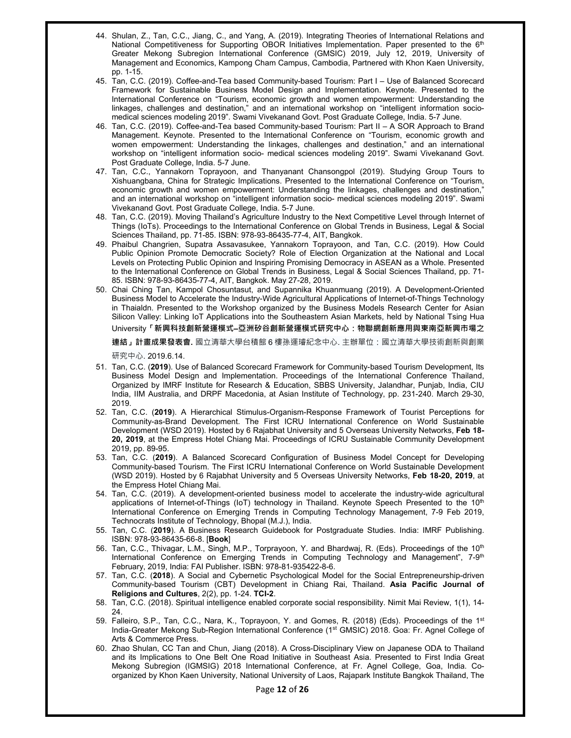44. Shulan, Z., Tan, C.C., Jiang, C., and Yang, A. (2019). Integrating Theories of International Relations and National Competitiveness for Supporting OBOR Initiatives Implementation. Paper presented to the 6th Greater Mekong Subregion International Conference (GMSIC) 2019, July 12, 2019, University of Management and Economics, Kampong Cham Campus, Cambodia, Partnered with Khon Kaen University, pp. 1-15.
45. Tan, C.C. (2019). Coffee-and-Tea based Community-based Tourism: Part I – Use of Balanced Scorecard Framework for Sustainable Business Model Design and Implementation. Keynote. Presented to the International Conference on "Tourism, economic growth and women empowerment: Understanding the linkages, challenges and destination," and an international workshop on "intelligent information socio-medical sciences modeling 2019". Swami Vivekanand Govt. Post Graduate College, India. 5-7 June.
46. Tan, C.C. (2019). Coffee-and-Tea based Community-based Tourism: Part II – A SOR Approach to Brand Management. Keynote. Presented to the International Conference on "Tourism, economic growth and women empowerment: Understanding the linkages, challenges and destination," and an international workshop on "intelligent information socio- medical sciences modeling 2019". Swami Vivekanand Govt. Post Graduate College, India. 5-7 June.
47. Tan, C.C., Yannakorn Toprayoon, and Thanyanant Chansongpol (2019). Studying Group Tours to Xishuangbana, China for Strategic Implications. Presented to the International Conference on "Tourism, economic growth and women empowerment: Understanding the linkages, challenges and destination," and an international workshop on "intelligent information socio- medical sciences modeling 2019". Swami Vivekanand Govt. Post Graduate College, India. 5-7 June.
48. Tan, C.C. (2019). Moving Thailand's Agriculture Industry to the Next Competitive Level through Internet of Things (IoTs). Proceedings to the International Conference on Global Trends in Business, Legal & Social Sciences Thailand, pp. 71-85. ISBN: 978-93-86435-77-4, AIT, Bangkok.
49. Phaibul Changrien, Supatra Assavasukee, Yannakorn Toprayoon, and Tan, C.C. (2019). How Could Public Opinion Promote Democratic Society? Role of Election Organization at the National and Local Levels on Protecting Public Opinion and Inspiring Promising Democracy in ASEAN as a Whole. Presented to the International Conference on Global Trends in Business, Legal & Social Sciences Thailand, pp. 71-85. ISBN: 978-93-86435-77-4, AIT, Bangkok. May 27-28, 2019.
50. Chai Ching Tan, Kampol Chosuntasut, and Supannika Khuanmuang (2019). A Development-Oriented Business Model to Accelerate the Industry-Wide Agricultural Applications of Internet-of-Things Technology in Thaialdn. Presented to the Workshop organized by the Business Models Research Center for Asian Silicon Valley: Linking IoT Applications into the Southeastern Asian Markets, held by National Tsing Hua University **「新興科技創新營運模式–亞洲矽谷創新營運模式研究中心：物聯網創新應用與東南亞新興市場之連結」計畫成果發表會.** 國立清華大學台積館 6 樓孫運璿紀念中心. 主辦單位：國立清華大學技術創新與創業研究中心. 2019.6.14.
51. Tan, C.C. (**2019**). Use of Balanced Scorecard Framework for Community-based Tourism Development, Its Business Model Design and Implementation. Proceedings of the International Conference Thailand, Organized by IMRF Institute for Research & Education, SBBS University, Jalandhar, Punjab, India, CIU India, IIM Australia, and DRPF Macedonia, at Asian Institute of Technology, pp. 231-240. March 29-30, 2019.
52. Tan, C.C. (**2019**). A Hierarchical Stimulus-Organism-Response Framework of Tourist Perceptions for Community-as-Brand Development. The First ICRU International Conference on World Sustainable Development (WSD 2019). Hosted by 6 Rajabhat University and 5 Overseas University Networks, **Feb 18-20, 2019**, at the Empress Hotel Chiang Mai. Proceedings of ICRU Sustainable Community Development 2019, pp. 89-95.
53. Tan, C.C. (**2019**). A Balanced Scorecard Configuration of Business Model Concept for Developing Community-based Tourism. The First ICRU International Conference on World Sustainable Development (WSD 2019). Hosted by 6 Rajabhat University and 5 Overseas University Networks, **Feb 18-20, 2019**, at the Empress Hotel Chiang Mai.
54. Tan, C.C. (2019). A development-oriented business model to accelerate the industry-wide agricultural applications of Internet-of-Things (IoT) technology in Thailand. Keynote Speech Presented to the 10th International Conference on Emerging Trends in Computing Technology Management, 7-9 Feb 2019, Technocrats Institute of Technology, Bhopal (M.J.), India.
55. Tan, C.C. (**2019**). A Business Research Guidebook for Postgraduate Studies. India: IMRF Publishing. ISBN: 978-93-86435-66-8. [**Book**]
56. Tan, C.C., Thivagar, L.M., Singh, M.P., Torprayoon, Y. and Bhardwaj, R. (Eds). Proceedings of the 10th International Conference on Emerging Trends in Computing Technology and Management", 7-9th February, 2019, India: FAI Publisher. ISBN: 978-81-935422-8-6.
57. Tan, C.C. (**2018**). A Social and Cybernetic Psychological Model for the Social Entrepreneurship-driven Community-based Tourism (CBT) Development in Chiang Rai, Thailand. **Asia Pacific Journal of Religions and Cultures**, 2(2), pp. 1-24. **TCI-2**.
58. Tan, C.C. (2018). Spiritual intelligence enabled corporate social responsibility. Nimit Mai Review, 1(1), 14-24.
59. Falleiro, S.P., Tan, C.C., Nara, K., Toprayoon, Y. and Gomes, R. (2018) (Eds). Proceedings of the 1st India-Greater Mekong Sub-Region International Conference (1st GMSIC) 2018. Goa: Fr. Agnel College of Arts & Commerce Press.
60. Zhao Shulan, CC Tan and Chun, Jiang (2018). A Cross-Disciplinary View on Japanese ODA to Thailand and its Implications to One Belt One Road Initiative in Southeast Asia. Presented to First India Great Mekong Subregion (IGMSIG) 2018 International Conference, at Fr. Agnel College, Goa, India. Co-organized by Khon Kaen University, National University of Laos, Rajapark Institute Bangkok Thailand, The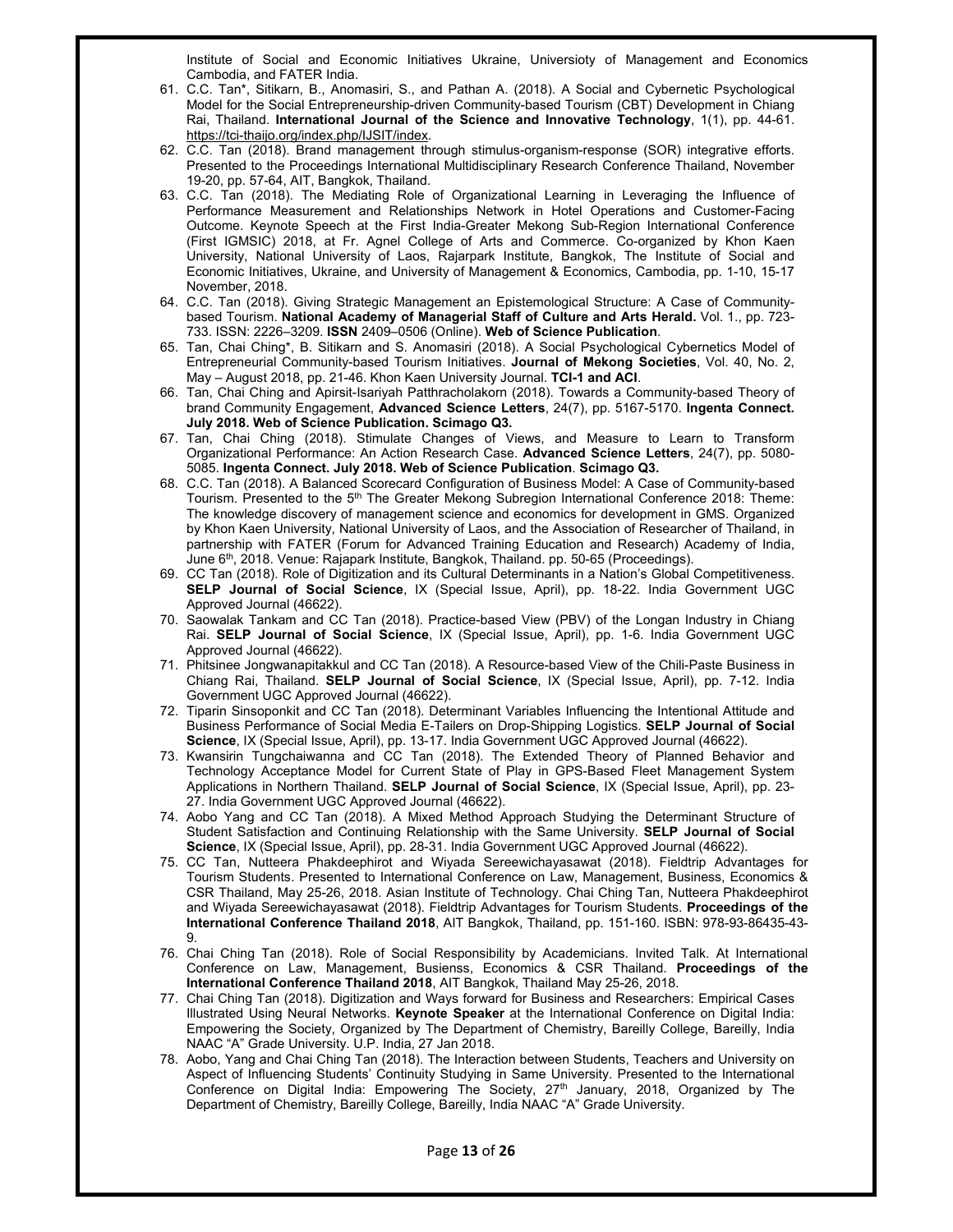Institute of Social and Economic Initiatives Ukraine, Universioty of Management and Economics Cambodia, and FATER India.

61. C.C. Tan*, Sitikarn, B., Anomasiri, S., and Pathan A. (2018). A Social and Cybernetic Psychological Model for the Social Entrepreneurship-driven Community-based Tourism (CBT) Development in Chiang Rai, Thailand. **International Journal of the Science and Innovative Technology**, 1(1), pp. 44-61. https://tci-thaijo.org/index.php/IJSIT/index.
62. C.C. Tan (2018). Brand management through stimulus-organism-response (SOR) integrative efforts. Presented to the Proceedings International Multidisciplinary Research Conference Thailand, November 19-20, pp. 57-64, AIT, Bangkok, Thailand.
63. C.C. Tan (2018). The Mediating Role of Organizational Learning in Leveraging the Influence of Performance Measurement and Relationships Network in Hotel Operations and Customer-Facing Outcome. Keynote Speech at the First India-Greater Mekong Sub-Region International Conference (First IGMSIC) 2018, at Fr. Agnel College of Arts and Commerce. Co-organized by Khon Kaen University, National University of Laos, Rajarpark Institute, Bangkok, The Institute of Social and Economic Initiatives, Ukraine, and University of Management & Economics, Cambodia, pp. 1-10, 15-17 November, 2018.
64. C.C. Tan (2018). Giving Strategic Management an Epistemological Structure: A Case of Community-based Tourism. **National Academy of Managerial Staff of Culture and Arts Herald.** Vol. 1., pp. 723-733. ISSN: 2226–3209. **ISSN** 2409–0506 (Online). **Web of Science Publication**.
65. Tan, Chai Ching*, B. Sitikarn and S. Anomasiri (2018). A Social Psychological Cybernetics Model of Entrepreneurial Community-based Tourism Initiatives. **Journal of Mekong Societies**, Vol. 40, No. 2, May – August 2018, pp. 21-46. Khon Kaen University Journal. **TCI-1 and ACI**.
66. Tan, Chai Ching and Apirsit-Isariyah Patthracholakorn (2018). Towards a Community-based Theory of brand Community Engagement, **Advanced Science Letters**, 24(7), pp. 5167-5170. **Ingenta Connect. July 2018. Web of Science Publication. Scimago Q3.**
67. Tan, Chai Ching (2018). Stimulate Changes of Views, and Measure to Learn to Transform Organizational Performance: An Action Research Case. **Advanced Science Letters**, 24(7), pp. 5080-5085. **Ingenta Connect. July 2018. Web of Science Publication**. **Scimago Q3.**
68. C.C. Tan (2018). A Balanced Scorecard Configuration of Business Model: A Case of Community-based Tourism. Presented to the 5th The Greater Mekong Subregion International Conference 2018: Theme: The knowledge discovery of management science and economics for development in GMS. Organized by Khon Kaen University, National University of Laos, and the Association of Researcher of Thailand, in partnership with FATER (Forum for Advanced Training Education and Research) Academy of India, June 6th, 2018. Venue: Rajapark Institute, Bangkok, Thailand. pp. 50-65 (Proceedings).
69. CC Tan (2018). Role of Digitization and its Cultural Determinants in a Nation's Global Competitiveness. **SELP Journal of Social Science**, IX (Special Issue, April), pp. 18-22. India Government UGC Approved Journal (46622).
70. Saowalak Tankam and CC Tan (2018). Practice-based View (PBV) of the Longan Industry in Chiang Rai. **SELP Journal of Social Science**, IX (Special Issue, April), pp. 1-6. India Government UGC Approved Journal (46622).
71. Phitsinee Jongwanapitakkul and CC Tan (2018). A Resource-based View of the Chili-Paste Business in Chiang Rai, Thailand. **SELP Journal of Social Science**, IX (Special Issue, April), pp. 7-12. India Government UGC Approved Journal (46622).
72. Tiparin Sinsoponkit and CC Tan (2018). Determinant Variables Influencing the Intentional Attitude and Business Performance of Social Media E-Tailers on Drop-Shipping Logistics. **SELP Journal of Social Science**, IX (Special Issue, April), pp. 13-17. India Government UGC Approved Journal (46622).
73. Kwansirin Tungchaiwanna and CC Tan (2018). The Extended Theory of Planned Behavior and Technology Acceptance Model for Current State of Play in GPS-Based Fleet Management System Applications in Northern Thailand. **SELP Journal of Social Science**, IX (Special Issue, April), pp. 23-27. India Government UGC Approved Journal (46622).
74. Aobo Yang and CC Tan (2018). A Mixed Method Approach Studying the Determinant Structure of Student Satisfaction and Continuing Relationship with the Same University. **SELP Journal of Social Science**, IX (Special Issue, April), pp. 28-31. India Government UGC Approved Journal (46622).
75. CC Tan, Nutteera Phakdeephirot and Wiyada Sereewichayasawat (2018). Fieldtrip Advantages for Tourism Students. Presented to International Conference on Law, Management, Business, Economics & CSR Thailand, May 25-26, 2018. Asian Institute of Technology. Chai Ching Tan, Nutteera Phakdeephirot and Wiyada Sereewichayasawat (2018). Fieldtrip Advantages for Tourism Students. **Proceedings of the International Conference Thailand 2018**, AIT Bangkok, Thailand, pp. 151-160. ISBN: 978-93-86435-43-9.
76. Chai Ching Tan (2018). Role of Social Responsibility by Academicians. Invited Talk. At International Conference on Law, Management, Busienss, Economics & CSR Thailand. **Proceedings of the International Conference Thailand 2018**, AIT Bangkok, Thailand May 25-26, 2018.
77. Chai Ching Tan (2018). Digitization and Ways forward for Business and Researchers: Empirical Cases Illustrated Using Neural Networks. **Keynote Speaker** at the International Conference on Digital India: Empowering the Society, Organized by The Department of Chemistry, Bareilly College, Bareilly, India NAAC "A" Grade University. U.P. India, 27 Jan 2018.
78. Aobo, Yang and Chai Ching Tan (2018). The Interaction between Students, Teachers and University on Aspect of Influencing Students' Continuity Studying in Same University. Presented to the International Conference on Digital India: Empowering The Society, 27th January, 2018, Organized by The Department of Chemistry, Bareilly College, Bareilly, India NAAC "A" Grade University.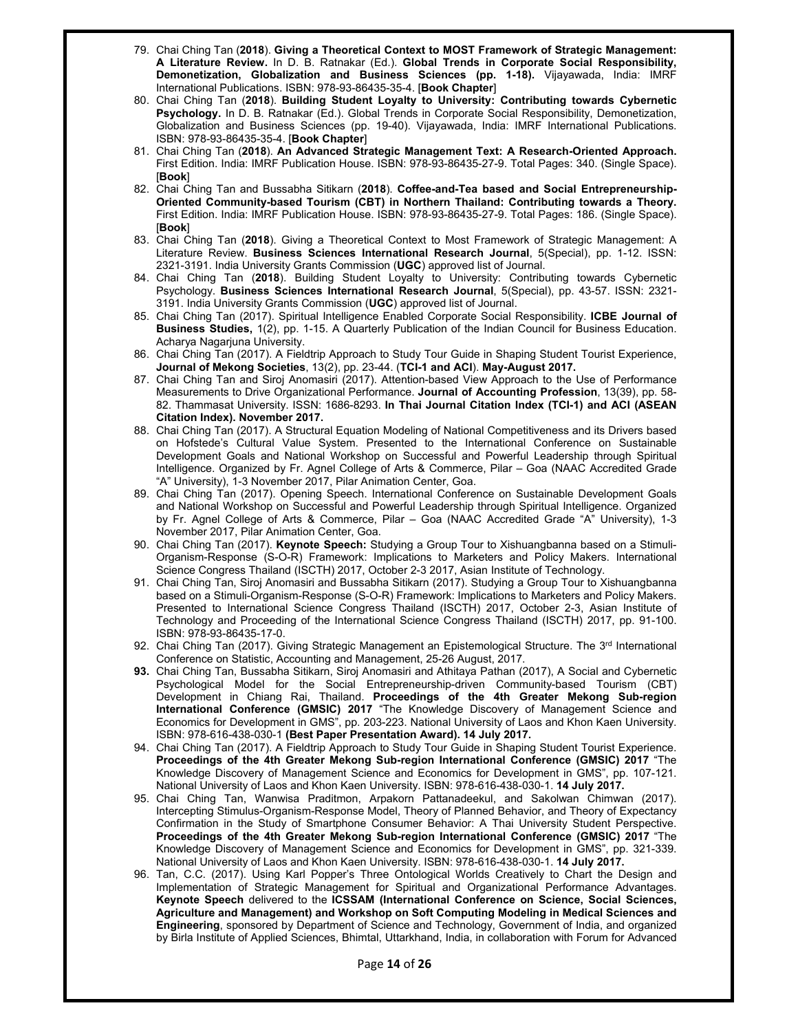79. Chai Ching Tan (**2018**). **Giving a Theoretical Context to MOST Framework of Strategic Management: A Literature Review.** In D. B. Ratnakar (Ed.). **Global Trends in Corporate Social Responsibility, Demonetization, Globalization and Business Sciences (pp. 1-18).** Vijayawada, India: IMRF International Publications. ISBN: 978-93-86435-35-4. [**Book Chapter**]
80. Chai Ching Tan (**2018**). **Building Student Loyalty to University: Contributing towards Cybernetic Psychology.** In D. B. Ratnakar (Ed.). Global Trends in Corporate Social Responsibility, Demonetization, Globalization and Business Sciences (pp. 19-40). Vijayawada, India: IMRF International Publications. ISBN: 978-93-86435-35-4. [**Book Chapter**]
81. Chai Ching Tan (**2018**). **An Advanced Strategic Management Text: A Research-Oriented Approach.** First Edition. India: IMRF Publication House. ISBN: 978-93-86435-27-9. Total Pages: 340. (Single Space). [**Book**]
82. Chai Ching Tan and Bussabha Sitikarn (**2018**). **Coffee-and-Tea based and Social Entrepreneurship-Oriented Community-based Tourism (CBT) in Northern Thailand: Contributing towards a Theory.** First Edition. India: IMRF Publication House. ISBN: 978-93-86435-27-9. Total Pages: 186. (Single Space). [**Book**]
83. Chai Ching Tan (**2018**). Giving a Theoretical Context to Most Framework of Strategic Management: A Literature Review. **Business Sciences International Research Journal**, 5(Special), pp. 1-12. ISSN: 2321-3191. India University Grants Commission (**UGC**) approved list of Journal.
84. Chai Ching Tan (**2018**). Building Student Loyalty to University: Contributing towards Cybernetic Psychology. **Business Sciences International Research Journal**, 5(Special), pp. 43-57. ISSN: 2321-3191. India University Grants Commission (**UGC**) approved list of Journal.
85. Chai Ching Tan (2017). Spiritual Intelligence Enabled Corporate Social Responsibility. **ICBE Journal of Business Studies,** 1(2), pp. 1-15. A Quarterly Publication of the Indian Council for Business Education. Acharya Nagarjuna University.
86. Chai Ching Tan (2017). A Fieldtrip Approach to Study Tour Guide in Shaping Student Tourist Experience, **Journal of Mekong Societies**, 13(2), pp. 23-44. (**TCI-1 and ACI**). **May-August 2017.**
87. Chai Ching Tan and Siroj Anomasiri (2017). Attention-based View Approach to the Use of Performance Measurements to Drive Organizational Performance. **Journal of Accounting Profession**, 13(39), pp. 58-82. Thammasat University. ISSN: 1686-8293. **In Thai Journal Citation Index (TCI-1) and ACI (ASEAN Citation Index). November 2017.**
88. Chai Ching Tan (2017). A Structural Equation Modeling of National Competitiveness and its Drivers based on Hofstede's Cultural Value System. Presented to the International Conference on Sustainable Development Goals and National Workshop on Successful and Powerful Leadership through Spiritual Intelligence. Organized by Fr. Agnel College of Arts & Commerce, Pilar – Goa (NAAC Accredited Grade "A" University), 1-3 November 2017, Pilar Animation Center, Goa.
89. Chai Ching Tan (2017). Opening Speech. International Conference on Sustainable Development Goals and National Workshop on Successful and Powerful Leadership through Spiritual Intelligence. Organized by Fr. Agnel College of Arts & Commerce, Pilar – Goa (NAAC Accredited Grade "A" University), 1-3 November 2017, Pilar Animation Center, Goa.
90. Chai Ching Tan (2017). **Keynote Speech:** Studying a Group Tour to Xishuangbanna based on a Stimuli-Organism-Response (S-O-R) Framework: Implications to Marketers and Policy Makers. International Science Congress Thailand (ISCTH) 2017, October 2-3 2017, Asian Institute of Technology.
91. Chai Ching Tan, Siroj Anomasiri and Bussabha Sitikarn (2017). Studying a Group Tour to Xishuangbanna based on a Stimuli-Organism-Response (S-O-R) Framework: Implications to Marketers and Policy Makers. Presented to International Science Congress Thailand (ISCTH) 2017, October 2-3, Asian Institute of Technology and Proceeding of the International Science Congress Thailand (ISCTH) 2017, pp. 91-100. ISBN: 978-93-86435-17-0.
92. Chai Ching Tan (2017). Giving Strategic Management an Epistemological Structure. The 3rd International Conference on Statistic, Accounting and Management, 25-26 August, 2017.
93. Chai Ching Tan, Bussabha Sitikarn, Siroj Anomasiri and Athitaya Pathan (2017), A Social and Cybernetic Psychological Model for the Social Entrepreneurship-driven Community-based Tourism (CBT) Development in Chiang Rai, Thailand. **Proceedings of the 4th Greater Mekong Sub-region International Conference (GMSIC) 2017** "The Knowledge Discovery of Management Science and Economics for Development in GMS", pp. 203-223. National University of Laos and Khon Kaen University. ISBN: 978-616-438-030-1 **(Best Paper Presentation Award). 14 July 2017.**
94. Chai Ching Tan (2017). A Fieldtrip Approach to Study Tour Guide in Shaping Student Tourist Experience. **Proceedings of the 4th Greater Mekong Sub-region International Conference (GMSIC) 2017** "The Knowledge Discovery of Management Science and Economics for Development in GMS", pp. 107-121. National University of Laos and Khon Kaen University. ISBN: 978-616-438-030-1. **14 July 2017.**
95. Chai Ching Tan, Wanwisa Praditmon, Arpakorn Pattanadeekul, and Sakolwan Chimwan (2017). Intercepting Stimulus-Organism-Response Model, Theory of Planned Behavior, and Theory of Expectancy Confirmation in the Study of Smartphone Consumer Behavior: A Thai University Student Perspective. **Proceedings of the 4th Greater Mekong Sub-region International Conference (GMSIC) 2017** "The Knowledge Discovery of Management Science and Economics for Development in GMS", pp. 321-339. National University of Laos and Khon Kaen University. ISBN: 978-616-438-030-1. **14 July 2017.**
96. Tan, C.C. (2017). Using Karl Popper's Three Ontological Worlds Creatively to Chart the Design and Implementation of Strategic Management for Spiritual and Organizational Performance Advantages. **Keynote Speech** delivered to the **ICSSAM (International Conference on Science, Social Sciences, Agriculture and Management) and Workshop on Soft Computing Modeling in Medical Sciences and Engineering**, sponsored by Department of Science and Technology, Government of India, and organized by Birla Institute of Applied Sciences, Bhimtal, Uttarkhand, India, in collaboration with Forum for Advanced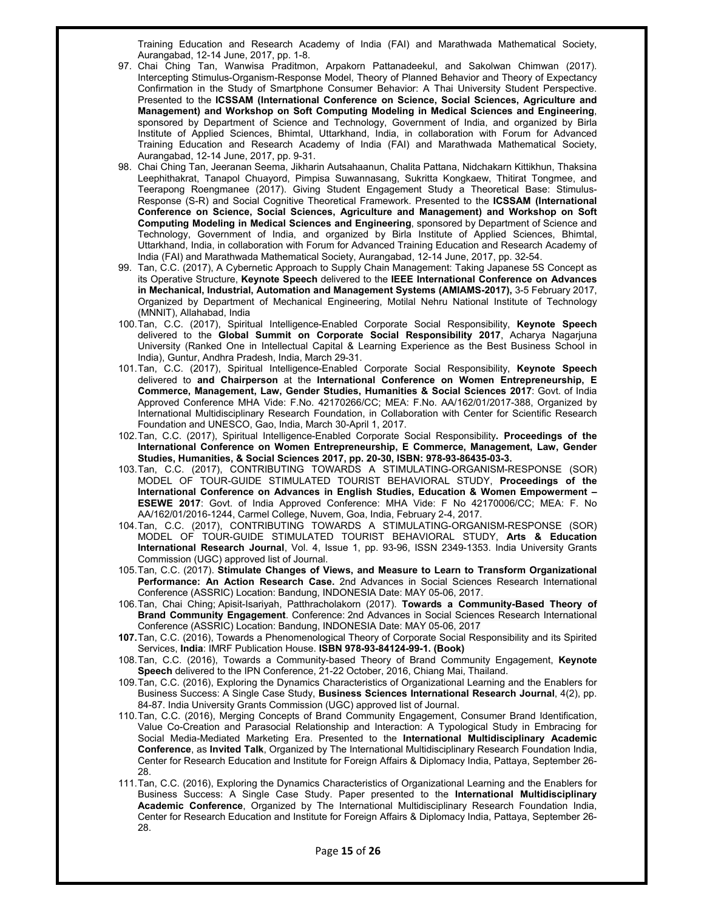Training Education and Research Academy of India (FAI) and Marathwada Mathematical Society, Aurangabad, 12-14 June, 2017, pp. 1-8.

97. Chai Ching Tan, Wanwisa Praditmon, Arpakorn Pattanadeekul, and Sakolwan Chimwan (2017). Intercepting Stimulus-Organism-Response Model, Theory of Planned Behavior and Theory of Expectancy Confirmation in the Study of Smartphone Consumer Behavior: A Thai University Student Perspective. Presented to the **ICSSAM (International Conference on Science, Social Sciences, Agriculture and Management) and Workshop on Soft Computing Modeling in Medical Sciences and Engineering**, sponsored by Department of Science and Technology, Government of India, and organized by Birla Institute of Applied Sciences, Bhimtal, Uttarkhand, India, in collaboration with Forum for Advanced Training Education and Research Academy of India (FAI) and Marathwada Mathematical Society, Aurangabad, 12-14 June, 2017, pp. 9-31.
98. Chai Ching Tan, Jeeranan Seema, Jikharin Autsahaanun, Chalita Pattana, Nidchakarn Kittikhun, Thaksina Leephithakrat, Tanapol Chuayord, Pimpisa Suwannasang, Sukritta Kongkaew, Thitirat Tongmee, and Teerapong Roengmanee (2017). Giving Student Engagement Study a Theoretical Base: Stimulus-Response (S-R) and Social Cognitive Theoretical Framework. Presented to the **ICSSAM (International Conference on Science, Social Sciences, Agriculture and Management) and Workshop on Soft Computing Modeling in Medical Sciences and Engineering**, sponsored by Department of Science and Technology, Government of India, and organized by Birla Institute of Applied Sciences, Bhimtal, Uttarkhand, India, in collaboration with Forum for Advanced Training Education and Research Academy of India (FAI) and Marathwada Mathematical Society, Aurangabad, 12-14 June, 2017, pp. 32-54.
99. Tan, C.C. (2017), A Cybernetic Approach to Supply Chain Management: Taking Japanese 5S Concept as its Operative Structure, **Keynote Speech** delivered to the **IEEE International Conference on Advances in Mechanical, Industrial, Automation and Management Systems (AMIAMS-2017),** 3-5 February 2017, Organized by Department of Mechanical Engineering, Motilal Nehru National Institute of Technology (MNNIT), Allahabad, India
100. Tan, C.C. (2017), Spiritual Intelligence-Enabled Corporate Social Responsibility, **Keynote Speech** delivered to the **Global Summit on Corporate Social Responsibility 2017**, Acharya Nagarjuna University (Ranked One in Intellectual Capital & Learning Experience as the Best Business School in India), Guntur, Andhra Pradesh, India, March 29-31.
101. Tan, C.C. (2017), Spiritual Intelligence-Enabled Corporate Social Responsibility, **Keynote Speech** delivered to **and Chairperson** at the **International Conference on Women Entrepreneurship, E Commerce, Management, Law, Gender Studies, Humanities & Social Sciences 2017**: Govt. of India Approved Conference MHA Vide: F.No. 42170266/CC; MEA: F.No. AA/162/01/2017-388, Organized by International Multidisciplinary Research Foundation, in Collaboration with Center for Scientific Research Foundation and UNESCO, Gao, India, March 30-April 1, 2017.
102. Tan, C.C. (2017), Spiritual Intelligence-Enabled Corporate Social Responsibility**. Proceedings of the International Conference on Women Entrepreneurship, E Commerce, Management, Law, Gender Studies, Humanities, & Social Sciences 2017, pp. 20-30, ISBN: 978-93-86435-03-3.**
103. Tan, C.C. (2017), CONTRIBUTING TOWARDS A STIMULATING-ORGANISM-RESPONSE (SOR) MODEL OF TOUR-GUIDE STIMULATED TOURIST BEHAVIORAL STUDY, **Proceedings of the International Conference on Advances in English Studies, Education & Women Empowerment – ESEWE 2017**: Govt. of India Approved Conference: MHA Vide: F No 42170006/CC; MEA: F. No AA/162/01/2016-1244, Carmel College, Nuvem, Goa, India, February 2-4, 2017.
104. Tan, C.C. (2017), CONTRIBUTING TOWARDS A STIMULATING-ORGANISM-RESPONSE (SOR) MODEL OF TOUR-GUIDE STIMULATED TOURIST BEHAVIORAL STUDY, **Arts & Education International Research Journal**, Vol. 4, Issue 1, pp. 93-96, ISSN 2349-1353. India University Grants Commission (UGC) approved list of Journal.
105. Tan, C.C. (2017). **Stimulate Changes of Views, and Measure to Learn to Transform Organizational Performance: An Action Research Case.** 2nd Advances in Social Sciences Research International Conference (ASSRIC) Location: Bandung, INDONESIA Date: MAY 05-06, 2017.
106. Tan, Chai Ching; Apisit-Isariyah, Patthracholakorn (2017). **Towards a Community-Based Theory of Brand Community Engagement**. Conference: 2nd Advances in Social Sciences Research International Conference (ASSRIC) Location: Bandung, INDONESIA Date: MAY 05-06, 2017
107. Tan, C.C. (2016), Towards a Phenomenological Theory of Corporate Social Responsibility and its Spirited Services, **India**: IMRF Publication House. **ISBN 978-93-84124-99-1. (Book)**
108. Tan, C.C. (2016), Towards a Community-based Theory of Brand Community Engagement, **Keynote Speech** delivered to the IPN Conference, 21-22 October, 2016, Chiang Mai, Thailand.
109. Tan, C.C. (2016), Exploring the Dynamics Characteristics of Organizational Learning and the Enablers for Business Success: A Single Case Study, **Business Sciences International Research Journal**, 4(2), pp. 84-87. India University Grants Commission (UGC) approved list of Journal.
110. Tan, C.C. (2016), Merging Concepts of Brand Community Engagement, Consumer Brand Identification, Value Co-Creation and Parasocial Relationship and Interaction: A Typological Study in Embracing for Social Media-Mediated Marketing Era. Presented to the **International Multidisciplinary Academic Conference**, as **Invited Talk**, Organized by The International Multidisciplinary Research Foundation India, Center for Research Education and Institute for Foreign Affairs & Diplomacy India, Pattaya, September 26-28.
111. Tan, C.C. (2016), Exploring the Dynamics Characteristics of Organizational Learning and the Enablers for Business Success: A Single Case Study. Paper presented to the **International Multidisciplinary Academic Conference**, Organized by The International Multidisciplinary Research Foundation India, Center for Research Education and Institute for Foreign Affairs & Diplomacy India, Pattaya, September 26-28.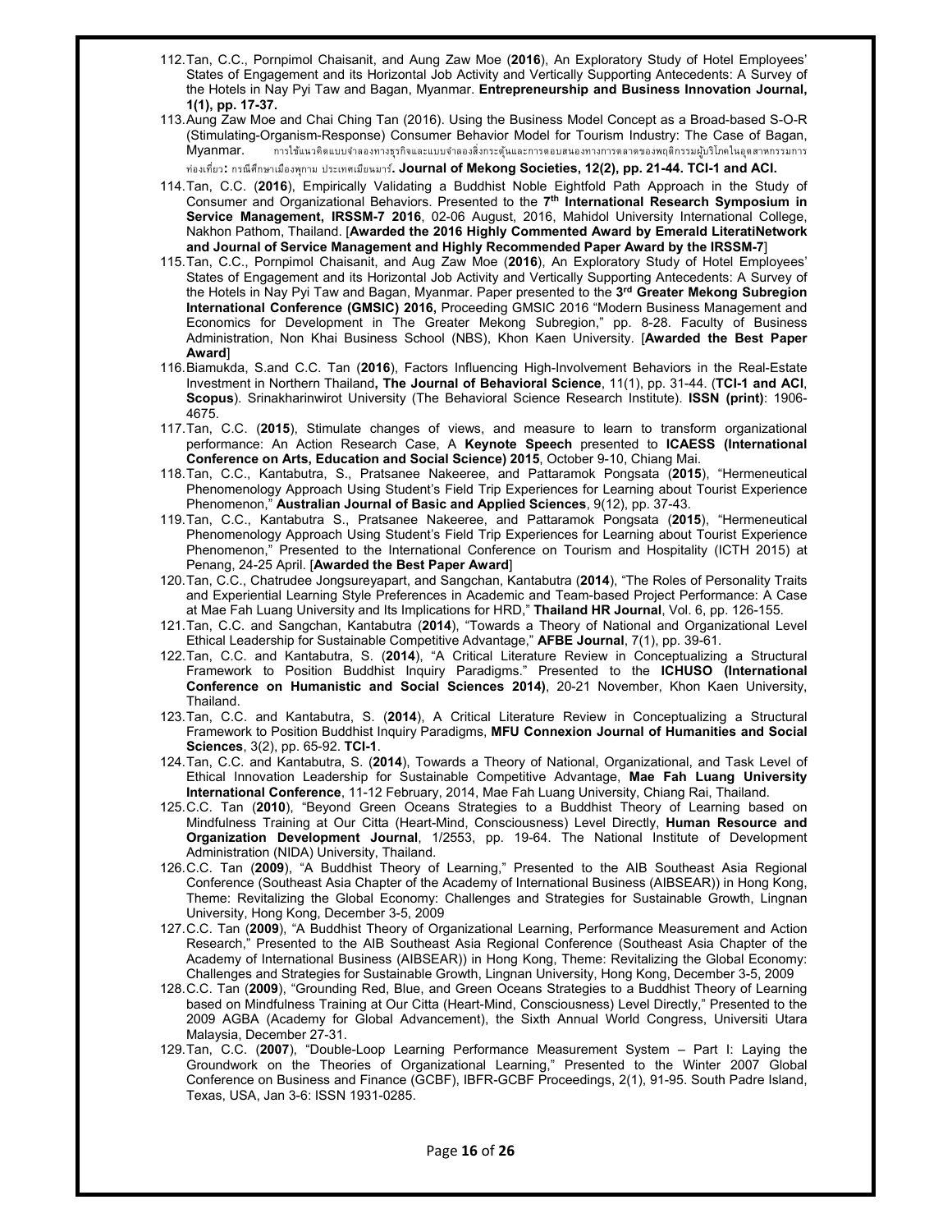112. Tan, C.C., Pornpimol Chaisanit, and Aung Zaw Moe (**2016**), An Exploratory Study of Hotel Employees' States of Engagement and its Horizontal Job Activity and Vertically Supporting Antecedents: A Survey of the Hotels in Nay Pyi Taw and Bagan, Myanmar. **Entrepreneurship and Business Innovation Journal, 1(1), pp. 17-37.**
113. Aung Zaw Moe and Chai Ching Tan (2016). Using the Business Model Concept as a Broad-based S-O-R (Stimulating-Organism-Response) Consumer Behavior Model for Tourism Industry: The Case of Bagan, Myanmar. การใช้แนวคิดแบบจำลองทางธุรกิจและแบบจำลองสิ่งกระตุ้นและการตอบสนองทางการตลาดของพฤติกรรมผู้บริโภคในอุตสาหกรรมการท่องเที่ยว: กรณีศึกษาเมืองพุกาม ประเทศเมียนมาร์. **Journal of Mekong Societies, 12(2), pp. 21-44. TCI-1 and ACI.**
114. Tan, C.C. (**2016**), Empirically Validating a Buddhist Noble Eightfold Path Approach in the Study of Consumer and Organizational Behaviors. Presented to the **7th International Research Symposium in Service Management, IRSSM-7 2016**, 02-06 August, 2016, Mahidol University International College, Nakhon Pathom, Thailand. [**Awarded the 2016 Highly Commented Award by Emerald LiteratiNetwork and Journal of Service Management and Highly Recommended Paper Award by the IRSSM-7**]
115. Tan, C.C., Pornpimol Chaisanit, and Aug Zaw Moe (**2016**), An Exploratory Study of Hotel Employees' States of Engagement and its Horizontal Job Activity and Vertically Supporting Antecedents: A Survey of the Hotels in Nay Pyi Taw and Bagan, Myanmar. Paper presented to the **3rd Greater Mekong Subregion International Conference (GMSIC) 2016,** Proceeding GMSIC 2016 "Modern Business Management and Economics for Development in The Greater Mekong Subregion," pp. 8-28. Faculty of Business Administration, Non Khai Business School (NBS), Khon Kaen University. [**Awarded the Best Paper Award**]
116. Biamukda, S.and C.C. Tan (**2016**), Factors Influencing High-Involvement Behaviors in the Real-Estate Investment in Northern Thailand**, The Journal of Behavioral Science**, 11(1), pp. 31-44. (**TCI-1 and ACI**, **Scopus**). Srinakharinwirot University (The Behavioral Science Research Institute). **ISSN (print)**: 1906-4675.
117. Tan, C.C. (**2015**), Stimulate changes of views, and measure to learn to transform organizational performance: An Action Research Case, A **Keynote Speech** presented to **ICAESS (International Conference on Arts, Education and Social Science) 2015**, October 9-10, Chiang Mai.
118. Tan, C.C., Kantabutra, S., Pratsanee Nakeeree, and Pattaramok Pongsata (**2015**), "Hermeneutical Phenomenology Approach Using Student's Field Trip Experiences for Learning about Tourist Experience Phenomenon," **Australian Journal of Basic and Applied Sciences**, 9(12), pp. 37-43.
119. Tan, C.C., Kantabutra S., Pratsanee Nakeeree, and Pattaramok Pongsata (**2015**), "Hermeneutical Phenomenology Approach Using Student's Field Trip Experiences for Learning about Tourist Experience Phenomenon," Presented to the International Conference on Tourism and Hospitality (ICTH 2015) at Penang, 24-25 April. [**Awarded the Best Paper Award**]
120. Tan, C.C., Chatrudee Jongsureyapart, and Sangchan, Kantabutra (**2014**), "The Roles of Personality Traits and Experiential Learning Style Preferences in Academic and Team-based Project Performance: A Case at Mae Fah Luang University and Its Implications for HRD," **Thailand HR Journal**, Vol. 6, pp. 126-155.
121. Tan, C.C. and Sangchan, Kantabutra (**2014**), "Towards a Theory of National and Organizational Level Ethical Leadership for Sustainable Competitive Advantage," **AFBE Journal**, 7(1), pp. 39-61.
122. Tan, C.C. and Kantabutra, S. (**2014**), "A Critical Literature Review in Conceptualizing a Structural Framework to Position Buddhist Inquiry Paradigms." Presented to the **ICHUSO (International Conference on Humanistic and Social Sciences 2014)**, 20-21 November, Khon Kaen University, Thailand.
123. Tan, C.C. and Kantabutra, S. (**2014**), A Critical Literature Review in Conceptualizing a Structural Framework to Position Buddhist Inquiry Paradigms, **MFU Connexion Journal of Humanities and Social Sciences**, 3(2), pp. 65-92. **TCI-1**.
124. Tan, C.C. and Kantabutra, S. (**2014**), Towards a Theory of National, Organizational, and Task Level of Ethical Innovation Leadership for Sustainable Competitive Advantage, **Mae Fah Luang University International Conference**, 11-12 February, 2014, Mae Fah Luang University, Chiang Rai, Thailand.
125. C.C. Tan (**2010**), "Beyond Green Oceans Strategies to a Buddhist Theory of Learning based on Mindfulness Training at Our Citta (Heart-Mind, Consciousness) Level Directly, **Human Resource and Organization Development Journal**, 1/2553, pp. 19-64. The National Institute of Development Administration (NIDA) University, Thailand.
126. C.C. Tan (**2009**), "A Buddhist Theory of Learning," Presented to the AIB Southeast Asia Regional Conference (Southeast Asia Chapter of the Academy of International Business (AIBSEAR)) in Hong Kong, Theme: Revitalizing the Global Economy: Challenges and Strategies for Sustainable Growth, Lingnan University, Hong Kong, December 3-5, 2009
127. C.C. Tan (**2009**), "A Buddhist Theory of Organizational Learning, Performance Measurement and Action Research," Presented to the AIB Southeast Asia Regional Conference (Southeast Asia Chapter of the Academy of International Business (AIBSEAR)) in Hong Kong, Theme: Revitalizing the Global Economy: Challenges and Strategies for Sustainable Growth, Lingnan University, Hong Kong, December 3-5, 2009
128. C.C. Tan (**2009**), "Grounding Red, Blue, and Green Oceans Strategies to a Buddhist Theory of Learning based on Mindfulness Training at Our Citta (Heart-Mind, Consciousness) Level Directly," Presented to the 2009 AGBA (Academy for Global Advancement), the Sixth Annual World Congress, Universiti Utara Malaysia, December 27-31.
129. Tan, C.C. (**2007**), "Double-Loop Learning Performance Measurement System – Part I: Laying the Groundwork on the Theories of Organizational Learning," Presented to the Winter 2007 Global Conference on Business and Finance (GCBF), IBFR-GCBF Proceedings, 2(1), 91-95. South Padre Island, Texas, USA, Jan 3-6: ISSN 1931-0285.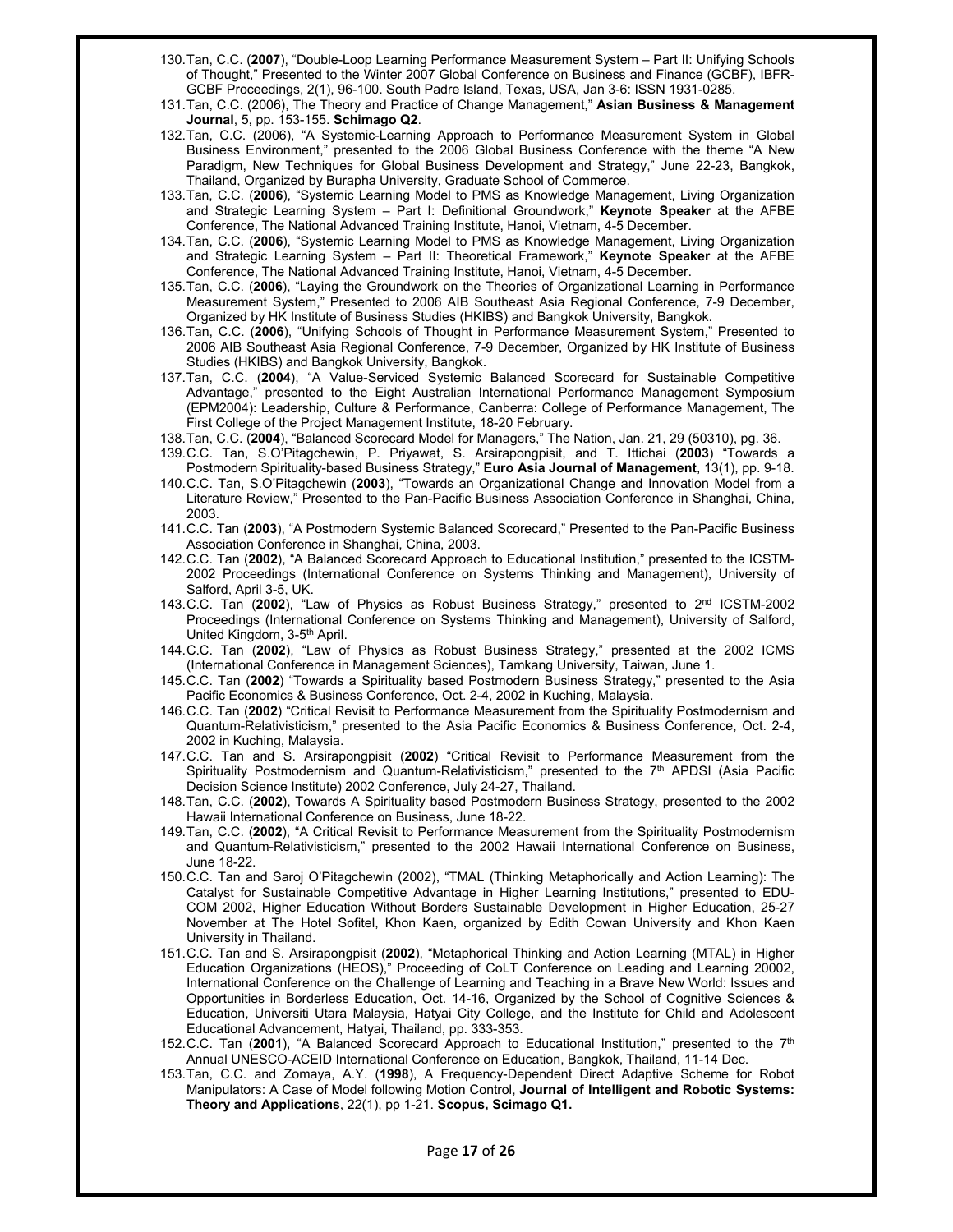130. Tan, C.C. (**2007**), "Double-Loop Learning Performance Measurement System – Part II: Unifying Schools of Thought," Presented to the Winter 2007 Global Conference on Business and Finance (GCBF), IBFR-GCBF Proceedings, 2(1), 96-100. South Padre Island, Texas, USA, Jan 3-6: ISSN 1931-0285.
131. Tan, C.C. (2006), The Theory and Practice of Change Management," **Asian Business & Management Journal**, 5, pp. 153-155. **Schimago Q2**.
132. Tan, C.C. (2006), "A Systemic-Learning Approach to Performance Measurement System in Global Business Environment," presented to the 2006 Global Business Conference with the theme "A New Paradigm, New Techniques for Global Business Development and Strategy," June 22-23, Bangkok, Thailand, Organized by Burapha University, Graduate School of Commerce.
133. Tan, C.C. (**2006**), "Systemic Learning Model to PMS as Knowledge Management, Living Organization and Strategic Learning System – Part I: Definitional Groundwork," **Keynote Speaker** at the AFBE Conference, The National Advanced Training Institute, Hanoi, Vietnam, 4-5 December.
134. Tan, C.C. (**2006**), "Systemic Learning Model to PMS as Knowledge Management, Living Organization and Strategic Learning System – Part II: Theoretical Framework," **Keynote Speaker** at the AFBE Conference, The National Advanced Training Institute, Hanoi, Vietnam, 4-5 December.
135. Tan, C.C. (**2006**), "Laying the Groundwork on the Theories of Organizational Learning in Performance Measurement System," Presented to 2006 AIB Southeast Asia Regional Conference, 7-9 December, Organized by HK Institute of Business Studies (HKIBS) and Bangkok University, Bangkok.
136. Tan, C.C. (**2006**), "Unifying Schools of Thought in Performance Measurement System," Presented to 2006 AIB Southeast Asia Regional Conference, 7-9 December, Organized by HK Institute of Business Studies (HKIBS) and Bangkok University, Bangkok.
137. Tan, C.C. (**2004**), "A Value-Serviced Systemic Balanced Scorecard for Sustainable Competitive Advantage," presented to the Eight Australian International Performance Management Symposium (EPM2004): Leadership, Culture & Performance, Canberra: College of Performance Management, The First College of the Project Management Institute, 18-20 February.
138. Tan, C.C. (**2004**), "Balanced Scorecard Model for Managers," The Nation, Jan. 21, 29 (50310), pg. 36.
139. C.C. Tan, S.O'Pitagchewin, P. Priyawat, S. Arsirapongpisit, and T. Ittichai (**2003**) "Towards a Postmodern Spirituality-based Business Strategy," **Euro Asia Journal of Management**, 13(1), pp. 9-18.
140. C.C. Tan, S.O'Pitagchewin (**2003**), "Towards an Organizational Change and Innovation Model from a Literature Review," Presented to the Pan-Pacific Business Association Conference in Shanghai, China, 2003.
141. C.C. Tan (**2003**), "A Postmodern Systemic Balanced Scorecard," Presented to the Pan-Pacific Business Association Conference in Shanghai, China, 2003.
142. C.C. Tan (**2002**), "A Balanced Scorecard Approach to Educational Institution," presented to the ICSTM-2002 Proceedings (International Conference on Systems Thinking and Management), University of Salford, April 3-5, UK.
143. C.C. Tan (**2002**), "Law of Physics as Robust Business Strategy," presented to 2nd ICSTM-2002 Proceedings (International Conference on Systems Thinking and Management), University of Salford, United Kingdom, 3-5th April.
144. C.C. Tan (**2002**), "Law of Physics as Robust Business Strategy," presented at the 2002 ICMS (International Conference in Management Sciences), Tamkang University, Taiwan, June 1.
145. C.C. Tan (**2002**) "Towards a Spirituality based Postmodern Business Strategy," presented to the Asia Pacific Economics & Business Conference, Oct. 2-4, 2002 in Kuching, Malaysia.
146. C.C. Tan (**2002**) "Critical Revisit to Performance Measurement from the Spirituality Postmodernism and Quantum-Relativisticism," presented to the Asia Pacific Economics & Business Conference, Oct. 2-4, 2002 in Kuching, Malaysia.
147. C.C. Tan and S. Arsirapongpisit (**2002**) "Critical Revisit to Performance Measurement from the Spirituality Postmodernism and Quantum-Relativisticism," presented to the 7th APDSI (Asia Pacific Decision Science Institute) 2002 Conference, July 24-27, Thailand.
148. Tan, C.C. (**2002**), Towards A Spirituality based Postmodern Business Strategy, presented to the 2002 Hawaii International Conference on Business, June 18-22.
149. Tan, C.C. (**2002**), "A Critical Revisit to Performance Measurement from the Spirituality Postmodernism and Quantum-Relativisticism," presented to the 2002 Hawaii International Conference on Business, June 18-22.
150. C.C. Tan and Saroj O'Pitagchewin (2002), "TMAL (Thinking Metaphorically and Action Learning): The Catalyst for Sustainable Competitive Advantage in Higher Learning Institutions," presented to EDU-COM 2002, Higher Education Without Borders Sustainable Development in Higher Education, 25-27 November at The Hotel Sofitel, Khon Kaen, organized by Edith Cowan University and Khon Kaen University in Thailand.
151. C.C. Tan and S. Arsirapongpisit (**2002**), "Metaphorical Thinking and Action Learning (MTAL) in Higher Education Organizations (HEOS)," Proceeding of CoLT Conference on Leading and Learning 20002, International Conference on the Challenge of Learning and Teaching in a Brave New World: Issues and Opportunities in Borderless Education, Oct. 14-16, Organized by the School of Cognitive Sciences & Education, Universiti Utara Malaysia, Hatyai City College, and the Institute for Child and Adolescent Educational Advancement, Hatyai, Thailand, pp. 333-353.
152. C.C. Tan (**2001**), "A Balanced Scorecard Approach to Educational Institution," presented to the 7th Annual UNESCO-ACEID International Conference on Education, Bangkok, Thailand, 11-14 Dec.
153. Tan, C.C. and Zomaya, A.Y. (**1998**), A Frequency-Dependent Direct Adaptive Scheme for Robot Manipulators: A Case of Model following Motion Control, **Journal of Intelligent and Robotic Systems: Theory and Applications**, 22(1), pp 1-21. **Scopus, Scimago Q1.**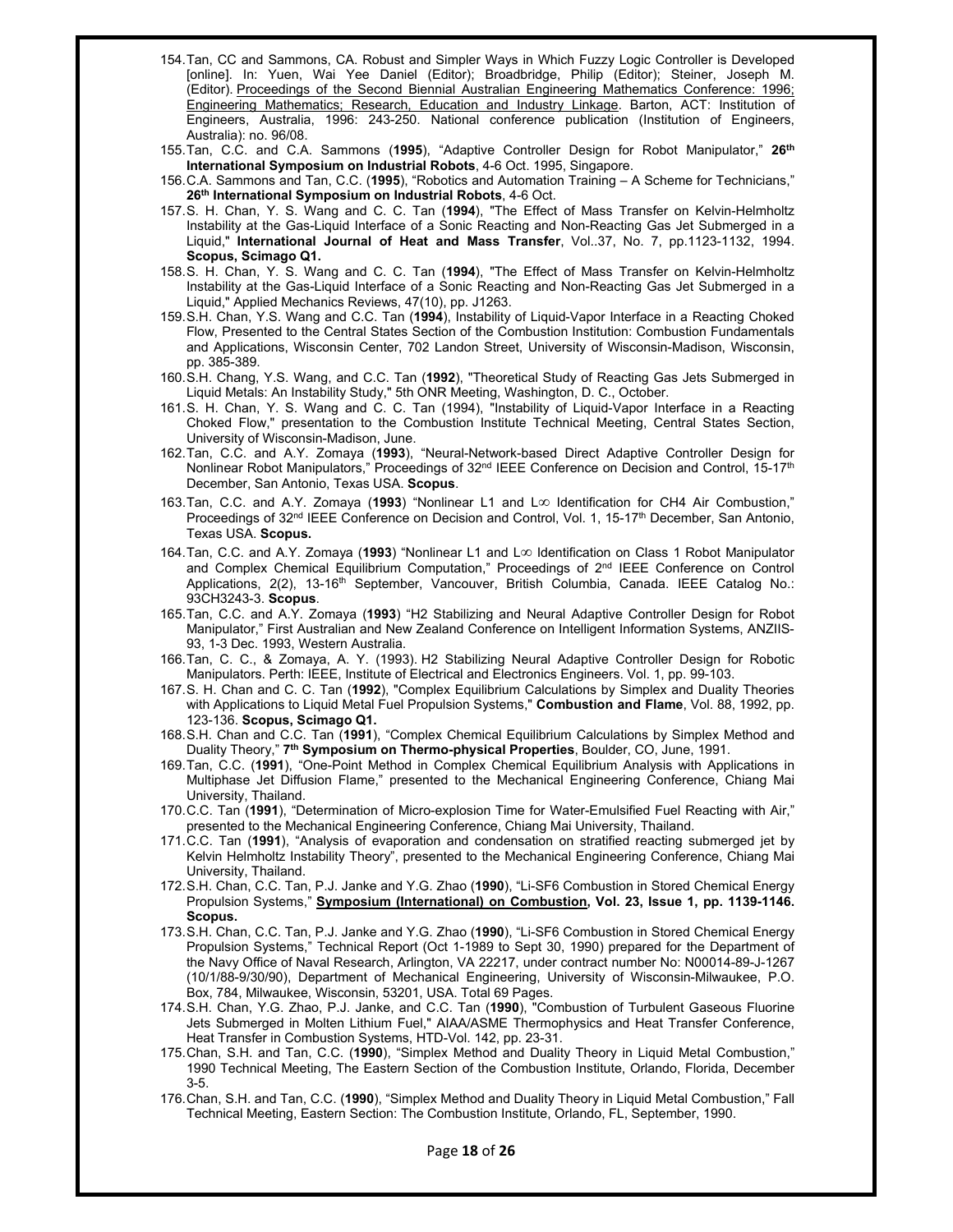154. Tan, CC and Sammons, CA. Robust and Simpler Ways in Which Fuzzy Logic Controller is Developed [online]. In: Yuen, Wai Yee Daniel (Editor); Broadbridge, Philip (Editor); Steiner, Joseph M. (Editor). Proceedings of the Second Biennial Australian Engineering Mathematics Conference: 1996; Engineering Mathematics; Research, Education and Industry Linkage. Barton, ACT: Institution of Engineers, Australia, 1996: 243-250. National conference publication (Institution of Engineers, Australia): no. 96/08.
155. Tan, C.C. and C.A. Sammons (**1995**), "Adaptive Controller Design for Robot Manipulator," **26th International Symposium on Industrial Robots**, 4-6 Oct. 1995, Singapore.
156. C.A. Sammons and Tan, C.C. (**1995**), "Robotics and Automation Training – A Scheme for Technicians," **26th International Symposium on Industrial Robots**, 4-6 Oct.
157. S. H. Chan, Y. S. Wang and C. C. Tan (**1994**), "The Effect of Mass Transfer on Kelvin-Helmholtz Instability at the Gas-Liquid Interface of a Sonic Reacting and Non-Reacting Gas Jet Submerged in a Liquid," **International Journal of Heat and Mass Transfer**, Vol..37, No. 7, pp.1123-1132, 1994. **Scopus, Scimago Q1.**
158. S. H. Chan, Y. S. Wang and C. C. Tan (**1994**), "The Effect of Mass Transfer on Kelvin-Helmholtz Instability at the Gas-Liquid Interface of a Sonic Reacting and Non-Reacting Gas Jet Submerged in a Liquid," Applied Mechanics Reviews, 47(10), pp. J1263.
159. S.H. Chan, Y.S. Wang and C.C. Tan (**1994**), Instability of Liquid-Vapor Interface in a Reacting Choked Flow, Presented to the Central States Section of the Combustion Institution: Combustion Fundamentals and Applications, Wisconsin Center, 702 Landon Street, University of Wisconsin-Madison, Wisconsin, pp. 385-389.
160. S.H. Chang, Y.S. Wang, and C.C. Tan (**1992**), "Theoretical Study of Reacting Gas Jets Submerged in Liquid Metals: An Instability Study," 5th ONR Meeting, Washington, D. C., October.
161. S. H. Chan, Y. S. Wang and C. C. Tan (1994), "Instability of Liquid-Vapor Interface in a Reacting Choked Flow," presentation to the Combustion Institute Technical Meeting, Central States Section, University of Wisconsin-Madison, June.
162. Tan, C.C. and A.Y. Zomaya (**1993**), "Neural-Network-based Direct Adaptive Controller Design for Nonlinear Robot Manipulators," Proceedings of 32nd IEEE Conference on Decision and Control, 15-17th December, San Antonio, Texas USA. **Scopus**.
163. Tan, C.C. and A.Y. Zomaya (**1993**) "Nonlinear L1 and L$\infty$ Identification for CH4 Air Combustion," Proceedings of 32nd IEEE Conference on Decision and Control, Vol. 1, 15-17th December, San Antonio, Texas USA. **Scopus.**
164. Tan, C.C. and A.Y. Zomaya (**1993**) "Nonlinear L1 and L$\infty$ Identification on Class 1 Robot Manipulator and Complex Chemical Equilibrium Computation," Proceedings of 2nd IEEE Conference on Control Applications, 2(2), 13-16th September, Vancouver, British Columbia, Canada. IEEE Catalog No.: 93CH3243-3. **Scopus**.
165. Tan, C.C. and A.Y. Zomaya (**1993**) "H2 Stabilizing and Neural Adaptive Controller Design for Robot Manipulator," First Australian and New Zealand Conference on Intelligent Information Systems, ANZIIS-93, 1-3 Dec. 1993, Western Australia.
166. Tan, C. C., & Zomaya, A. Y. (1993). H2 Stabilizing Neural Adaptive Controller Design for Robotic Manipulators. Perth: IEEE, Institute of Electrical and Electronics Engineers. Vol. 1, pp. 99-103.
167. S. H. Chan and C. C. Tan (**1992**), "Complex Equilibrium Calculations by Simplex and Duality Theories with Applications to Liquid Metal Fuel Propulsion Systems," **Combustion and Flame**, Vol. 88, 1992, pp. 123-136. **Scopus, Scimago Q1.**
168. S.H. Chan and C.C. Tan (**1991**), "Complex Chemical Equilibrium Calculations by Simplex Method and Duality Theory," **7th Symposium on Thermo-physical Properties**, Boulder, CO, June, 1991.
169. Tan, C.C. (**1991**), "One-Point Method in Complex Chemical Equilibrium Analysis with Applications in Multiphase Jet Diffusion Flame," presented to the Mechanical Engineering Conference, Chiang Mai University, Thailand.
170. C.C. Tan (**1991**), "Determination of Micro-explosion Time for Water-Emulsified Fuel Reacting with Air," presented to the Mechanical Engineering Conference, Chiang Mai University, Thailand.
171. C.C. Tan (**1991**), "Analysis of evaporation and condensation on stratified reacting submerged jet by Kelvin Helmholtz Instability Theory", presented to the Mechanical Engineering Conference, Chiang Mai University, Thailand.
172. S.H. Chan, C.C. Tan, P.J. Janke and Y.G. Zhao (**1990**), "Li-SF6 Combustion in Stored Chemical Energy Propulsion Systems," **Symposium (International) on Combustion, Vol. 23, Issue 1, pp. 1139-1146. Scopus.**
173. S.H. Chan, C.C. Tan, P.J. Janke and Y.G. Zhao (**1990**), "Li-SF6 Combustion in Stored Chemical Energy Propulsion Systems," Technical Report (Oct 1-1989 to Sept 30, 1990) prepared for the Department of the Navy Office of Naval Research, Arlington, VA 22217, under contract number No: N00014-89-J-1267 (10/1/88-9/30/90), Department of Mechanical Engineering, University of Wisconsin-Milwaukee, P.O. Box, 784, Milwaukee, Wisconsin, 53201, USA. Total 69 Pages.
174. S.H. Chan, Y.G. Zhao, P.J. Janke, and C.C. Tan (**1990**), "Combustion of Turbulent Gaseous Fluorine Jets Submerged in Molten Lithium Fuel," AIAA/ASME Thermophysics and Heat Transfer Conference, Heat Transfer in Combustion Systems, HTD-Vol. 142, pp. 23-31.
175. Chan, S.H. and Tan, C.C. (**1990**), "Simplex Method and Duality Theory in Liquid Metal Combustion," 1990 Technical Meeting, The Eastern Section of the Combustion Institute, Orlando, Florida, December 3-5.
176. Chan, S.H. and Tan, C.C. (**1990**), "Simplex Method and Duality Theory in Liquid Metal Combustion," Fall Technical Meeting, Eastern Section: The Combustion Institute, Orlando, FL, September, 1990.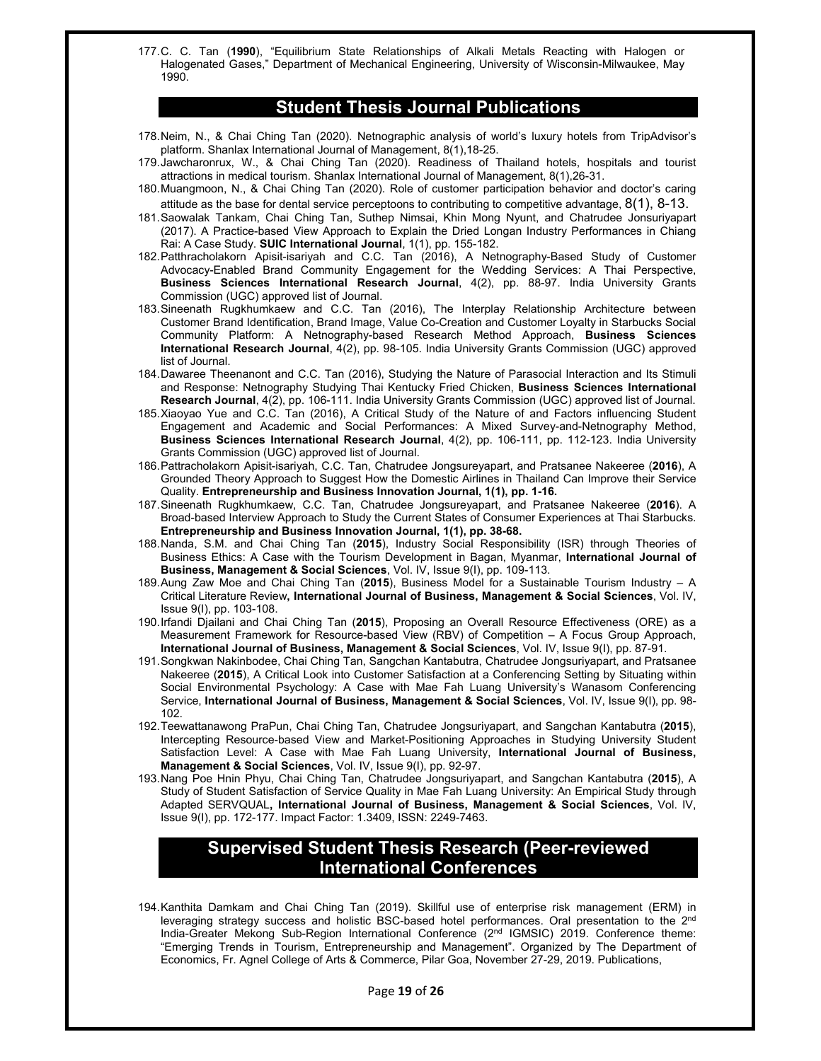177. C. C. Tan (**1990**), "Equilibrium State Relationships of Alkali Metals Reacting with Halogen or Halogenated Gases," Department of Mechanical Engineering, University of Wisconsin-Milwaukee, May 1990.

## Student Thesis Journal Publications

178. Neim, N., & Chai Ching Tan (2020). Netnographic analysis of world's luxury hotels from TripAdvisor's platform. Shanlax International Journal of Management, 8(1),18-25.
179. Jawcharonrux, W., & Chai Ching Tan (2020). Readiness of Thailand hotels, hospitals and tourist attractions in medical tourism. Shanlax International Journal of Management, 8(1),26-31.
180. Muangmoon, N., & Chai Ching Tan (2020). Role of customer participation behavior and doctor's caring attitude as the base for dental service perceptoons to contributing to competitive advantage, 8(1), 8-13.
181. Saowalak Tankam, Chai Ching Tan, Suthep Nimsai, Khin Mong Nyunt, and Chatrudee Jonsuriyapart (2017). A Practice-based View Approach to Explain the Dried Longan Industry Performances in Chiang Rai: A Case Study. **SUIC International Journal**, 1(1), pp. 155-182.
182. Patthracholakorn Apisit-isariyah and C.C. Tan (2016), A Netnography-Based Study of Customer Advocacy-Enabled Brand Community Engagement for the Wedding Services: A Thai Perspective, **Business Sciences International Research Journal**, 4(2), pp. 88-97. India University Grants Commission (UGC) approved list of Journal.
183. Sineenath Rugkhumkaew and C.C. Tan (2016), The Interplay Relationship Architecture between Customer Brand Identification, Brand Image, Value Co-Creation and Customer Loyalty in Starbucks Social Community Platform: A Netnography-based Research Method Approach, **Business Sciences International Research Journal**, 4(2), pp. 98-105. India University Grants Commission (UGC) approved list of Journal.
184. Dawaree Theenanont and C.C. Tan (2016), Studying the Nature of Parasocial Interaction and Its Stimuli and Response: Netnography Studying Thai Kentucky Fried Chicken, **Business Sciences International Research Journal**, 4(2), pp. 106-111. India University Grants Commission (UGC) approved list of Journal.
185. Xiaoyao Yue and C.C. Tan (2016), A Critical Study of the Nature of and Factors influencing Student Engagement and Academic and Social Performances: A Mixed Survey-and-Netnography Method, **Business Sciences International Research Journal**, 4(2), pp. 106-111, pp. 112-123. India University Grants Commission (UGC) approved list of Journal.
186. Pattracholakorn Apisit-isariyah, C.C. Tan, Chatrudee Jongsureyapart, and Pratsanee Nakeeree (**2016**), A Grounded Theory Approach to Suggest How the Domestic Airlines in Thailand Can Improve their Service Quality. **Entrepreneurship and Business Innovation Journal, 1(1), pp. 1-16.**
187. Sineenath Rugkhumkaew, C.C. Tan, Chatrudee Jongsureyapart, and Pratsanee Nakeeree (**2016**). A Broad-based Interview Approach to Study the Current States of Consumer Experiences at Thai Starbucks. **Entrepreneurship and Business Innovation Journal, 1(1), pp. 38-68.**
188. Nanda, S.M. and Chai Ching Tan (**2015**), Industry Social Responsibility (ISR) through Theories of Business Ethics: A Case with the Tourism Development in Bagan, Myanmar, **International Journal of Business, Management & Social Sciences**, Vol. IV, Issue 9(I), pp. 109-113.
189. Aung Zaw Moe and Chai Ching Tan (**2015**), Business Model for a Sustainable Tourism Industry – A Critical Literature Review**, International Journal of Business, Management & Social Sciences**, Vol. IV, Issue 9(I), pp. 103-108.
190. Irfandi Djailani and Chai Ching Tan (**2015**), Proposing an Overall Resource Effectiveness (ORE) as a Measurement Framework for Resource-based View (RBV) of Competition – A Focus Group Approach, **International Journal of Business, Management & Social Sciences**, Vol. IV, Issue 9(I), pp. 87-91.
191. Songkwan Nakinbodee, Chai Ching Tan, Sangchan Kantabutra, Chatrudee Jongsuriyapart, and Pratsanee Nakeeree (**2015**), A Critical Look into Customer Satisfaction at a Conferencing Setting by Situating within Social Environmental Psychology: A Case with Mae Fah Luang University's Wanasom Conferencing Service, **International Journal of Business, Management & Social Sciences**, Vol. IV, Issue 9(I), pp. 98-102.
192. Teewattanawong PraPun, Chai Ching Tan, Chatrudee Jongsuriyapart, and Sangchan Kantabutra (**2015**), Intercepting Resource-based View and Market-Positioning Approaches in Studying University Student Satisfaction Level: A Case with Mae Fah Luang University, **International Journal of Business, Management & Social Sciences**, Vol. IV, Issue 9(I), pp. 92-97.
193. Nang Poe Hnin Phyu, Chai Ching Tan, Chatrudee Jongsuriyapart, and Sangchan Kantabutra (**2015**), A Study of Student Satisfaction of Service Quality in Mae Fah Luang University: An Empirical Study through Adapted SERVQUAL**, International Journal of Business, Management & Social Sciences**, Vol. IV, Issue 9(I), pp. 172-177. Impact Factor: 1.3409, ISSN: 2249-7463.

## Supervised Student Thesis Research (Peer-reviewed International Conferences

194. Kanthita Damkam and Chai Ching Tan (2019). Skillful use of enterprise risk management (ERM) in leveraging strategy success and holistic BSC-based hotel performances. Oral presentation to the 2nd India-Greater Mekong Sub-Region International Conference (2nd IGMSIC) 2019. Conference theme: "Emerging Trends in Tourism, Entrepreneurship and Management". Organized by The Department of Economics, Fr. Agnel College of Arts & Commerce, Pilar Goa, November 27-29, 2019. Publications,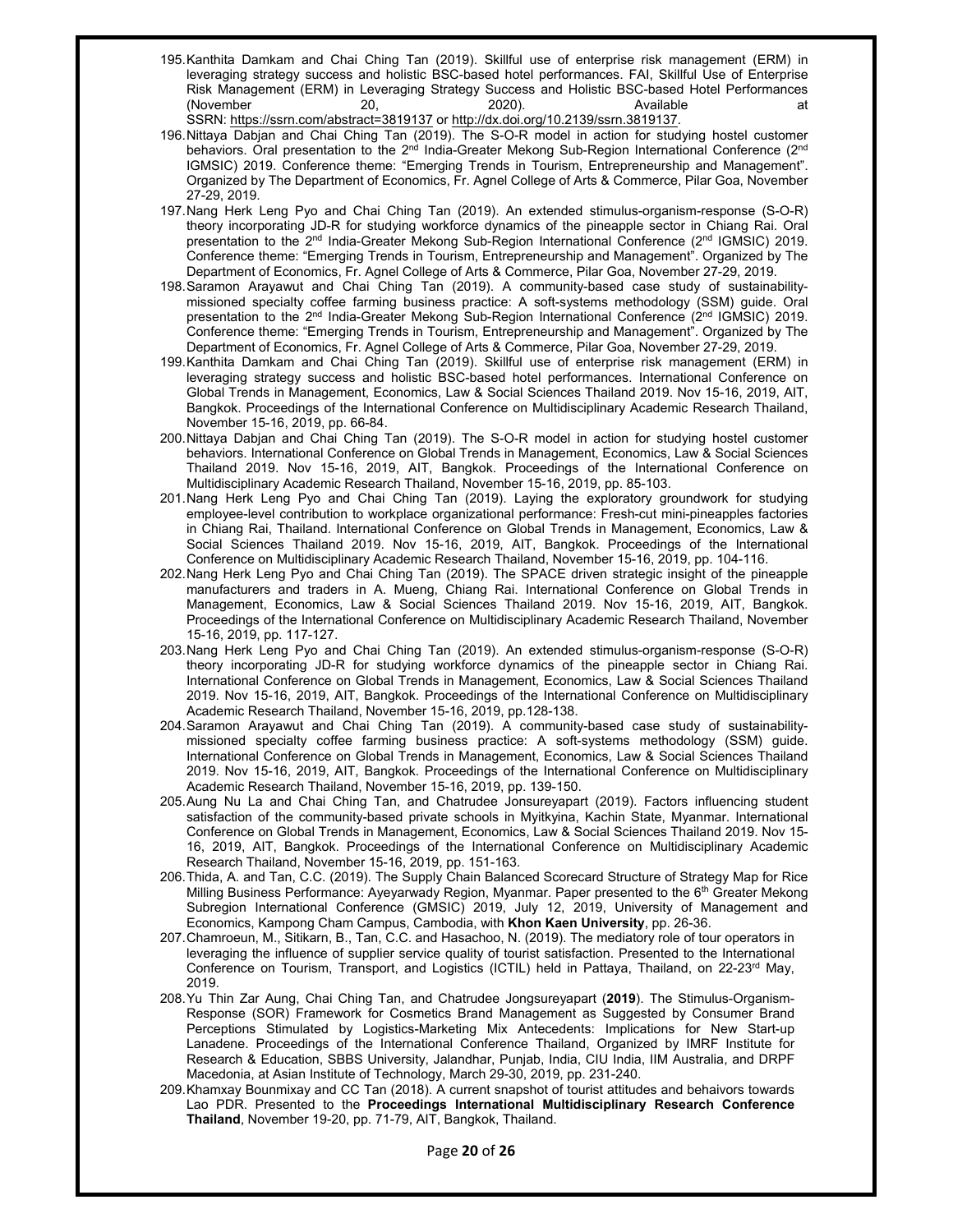195. Kanthita Damkam and Chai Ching Tan (2019). Skillful use of enterprise risk management (ERM) in leveraging strategy success and holistic BSC-based hotel performances. FAI, Skillful Use of Enterprise Risk Management (ERM) in Leveraging Strategy Success and Holistic BSC-based Hotel Performances (November 20, 2020). Available at SSRN: https://ssrn.com/abstract=3819137 or http://dx.doi.org/10.2139/ssrn.3819137.
196. Nittaya Dabjan and Chai Ching Tan (2019). The S-O-R model in action for studying hostel customer behaviors. Oral presentation to the 2nd India-Greater Mekong Sub-Region International Conference (2nd IGMSIC) 2019. Conference theme: "Emerging Trends in Tourism, Entrepreneurship and Management". Organized by The Department of Economics, Fr. Agnel College of Arts & Commerce, Pilar Goa, November 27-29, 2019.
197. Nang Herk Leng Pyo and Chai Ching Tan (2019). An extended stimulus-organism-response (S-O-R) theory incorporating JD-R for studying workforce dynamics of the pineapple sector in Chiang Rai. Oral presentation to the 2nd India-Greater Mekong Sub-Region International Conference (2nd IGMSIC) 2019. Conference theme: "Emerging Trends in Tourism, Entrepreneurship and Management". Organized by The Department of Economics, Fr. Agnel College of Arts & Commerce, Pilar Goa, November 27-29, 2019.
198. Saramon Arayawut and Chai Ching Tan (2019). A community-based case study of sustainability-missioned specialty coffee farming business practice: A soft-systems methodology (SSM) guide. Oral presentation to the 2nd India-Greater Mekong Sub-Region International Conference (2nd IGMSIC) 2019. Conference theme: "Emerging Trends in Tourism, Entrepreneurship and Management". Organized by The Department of Economics, Fr. Agnel College of Arts & Commerce, Pilar Goa, November 27-29, 2019.
199. Kanthita Damkam and Chai Ching Tan (2019). Skillful use of enterprise risk management (ERM) in leveraging strategy success and holistic BSC-based hotel performances. International Conference on Global Trends in Management, Economics, Law & Social Sciences Thailand 2019. Nov 15-16, 2019, AIT, Bangkok. Proceedings of the International Conference on Multidisciplinary Academic Research Thailand, November 15-16, 2019, pp. 66-84.
200. Nittaya Dabjan and Chai Ching Tan (2019). The S-O-R model in action for studying hostel customer behaviors. International Conference on Global Trends in Management, Economics, Law & Social Sciences Thailand 2019. Nov 15-16, 2019, AIT, Bangkok. Proceedings of the International Conference on Multidisciplinary Academic Research Thailand, November 15-16, 2019, pp. 85-103.
201. Nang Herk Leng Pyo and Chai Ching Tan (2019). Laying the exploratory groundwork for studying employee-level contribution to workplace organizational performance: Fresh-cut mini-pineapples factories in Chiang Rai, Thailand. International Conference on Global Trends in Management, Economics, Law & Social Sciences Thailand 2019. Nov 15-16, 2019, AIT, Bangkok. Proceedings of the International Conference on Multidisciplinary Academic Research Thailand, November 15-16, 2019, pp. 104-116.
202. Nang Herk Leng Pyo and Chai Ching Tan (2019). The SPACE driven strategic insight of the pineapple manufacturers and traders in A. Mueng, Chiang Rai. International Conference on Global Trends in Management, Economics, Law & Social Sciences Thailand 2019. Nov 15-16, 2019, AIT, Bangkok. Proceedings of the International Conference on Multidisciplinary Academic Research Thailand, November 15-16, 2019, pp. 117-127.
203. Nang Herk Leng Pyo and Chai Ching Tan (2019). An extended stimulus-organism-response (S-O-R) theory incorporating JD-R for studying workforce dynamics of the pineapple sector in Chiang Rai. International Conference on Global Trends in Management, Economics, Law & Social Sciences Thailand 2019. Nov 15-16, 2019, AIT, Bangkok. Proceedings of the International Conference on Multidisciplinary Academic Research Thailand, November 15-16, 2019, pp.128-138.
204. Saramon Arayawut and Chai Ching Tan (2019). A community-based case study of sustainability-missioned specialty coffee farming business practice: A soft-systems methodology (SSM) guide. International Conference on Global Trends in Management, Economics, Law & Social Sciences Thailand 2019. Nov 15-16, 2019, AIT, Bangkok. Proceedings of the International Conference on Multidisciplinary Academic Research Thailand, November 15-16, 2019, pp. 139-150.
205. Aung Nu La and Chai Ching Tan, and Chatrudee Jonsureyapart (2019). Factors influencing student satisfaction of the community-based private schools in Myitkyina, Kachin State, Myanmar. International Conference on Global Trends in Management, Economics, Law & Social Sciences Thailand 2019. Nov 15-16, 2019, AIT, Bangkok. Proceedings of the International Conference on Multidisciplinary Academic Research Thailand, November 15-16, 2019, pp. 151-163.
206. Thida, A. and Tan, C.C. (2019). The Supply Chain Balanced Scorecard Structure of Strategy Map for Rice Milling Business Performance: Ayeyarwady Region, Myanmar. Paper presented to the 6th Greater Mekong Subregion International Conference (GMSIC) 2019, July 12, 2019, University of Management and Economics, Kampong Cham Campus, Cambodia, with **Khon Kaen University**, pp. 26-36.
207. Chamroeun, M., Sitikarn, B., Tan, C.C. and Hasachoo, N. (2019). The mediatory role of tour operators in leveraging the influence of supplier service quality of tourist satisfaction. Presented to the International Conference on Tourism, Transport, and Logistics (ICTIL) held in Pattaya, Thailand, on 22-23rd May, 2019.
208. Yu Thin Zar Aung, Chai Ching Tan, and Chatrudee Jongsureyapart (**2019**). The Stimulus-Organism-Response (SOR) Framework for Cosmetics Brand Management as Suggested by Consumer Brand Perceptions Stimulated by Logistics-Marketing Mix Antecedents: Implications for New Start-up Lanadene. Proceedings of the International Conference Thailand, Organized by IMRF Institute for Research & Education, SBBS University, Jalandhar, Punjab, India, CIU India, IIM Australia, and DRPF Macedonia, at Asian Institute of Technology, March 29-30, 2019, pp. 231-240.
209. Khamxay Bounmixay and CC Tan (2018). A current snapshot of tourist attitudes and behaivors towards Lao PDR. Presented to the **Proceedings International Multidisciplinary Research Conference Thailand**, November 19-20, pp. 71-79, AIT, Bangkok, Thailand.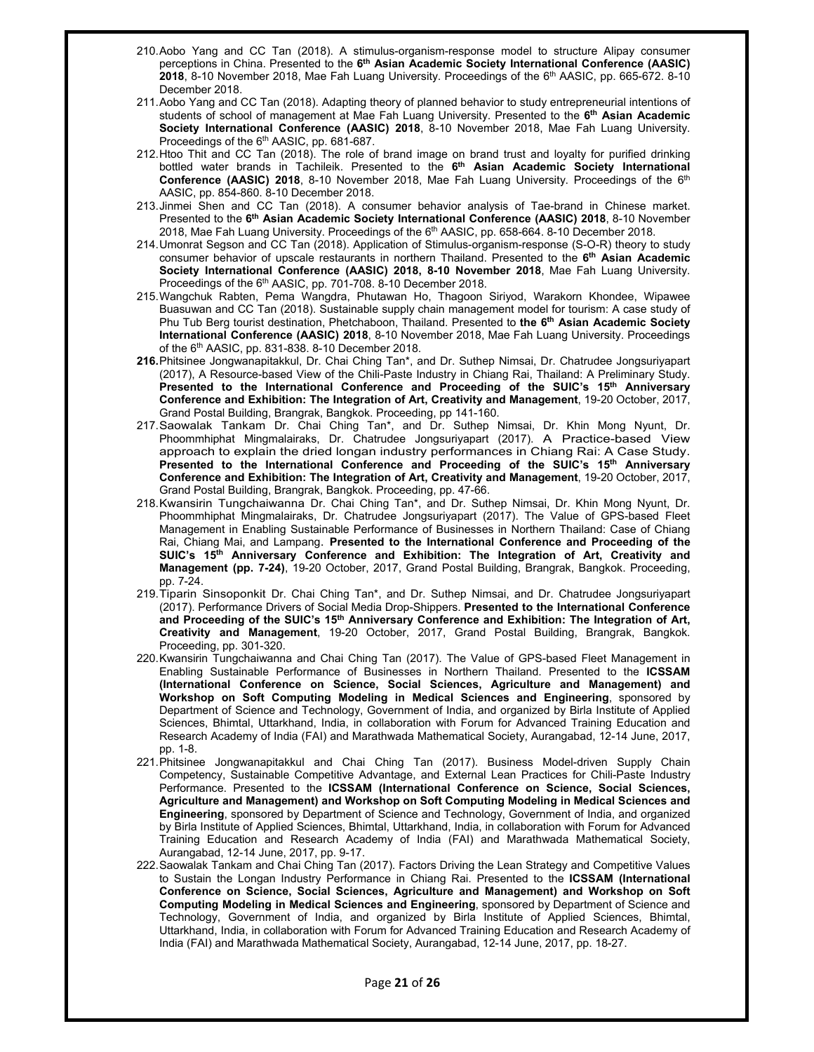210. Aobo Yang and CC Tan (2018). A stimulus-organism-response model to structure Alipay consumer perceptions in China. Presented to the **6th Asian Academic Society International Conference (AASIC) 2018**, 8-10 November 2018, Mae Fah Luang University. Proceedings of the 6th AASIC, pp. 665-672. 8-10 December 2018.
211. Aobo Yang and CC Tan (2018). Adapting theory of planned behavior to study entrepreneurial intentions of students of school of management at Mae Fah Luang University. Presented to the **6th Asian Academic Society International Conference (AASIC) 2018**, 8-10 November 2018, Mae Fah Luang University. Proceedings of the 6th AASIC, pp. 681-687.
212. Htoo Thit and CC Tan (2018). The role of brand image on brand trust and loyalty for purified drinking bottled water brands in Tachileik. Presented to the **6th Asian Academic Society International Conference (AASIC) 2018**, 8-10 November 2018, Mae Fah Luang University. Proceedings of the 6th AASIC, pp. 854-860. 8-10 December 2018.
213. Jinmei Shen and CC Tan (2018). A consumer behavior analysis of Tae-brand in Chinese market. Presented to the **6th Asian Academic Society International Conference (AASIC) 2018**, 8-10 November 2018, Mae Fah Luang University. Proceedings of the 6th AASIC, pp. 658-664. 8-10 December 2018.
214. Umonrat Segson and CC Tan (2018). Application of Stimulus-organism-response (S-O-R) theory to study consumer behavior of upscale restaurants in northern Thailand. Presented to the **6th Asian Academic Society International Conference (AASIC) 2018, 8-10 November 2018**, Mae Fah Luang University. Proceedings of the 6th AASIC, pp. 701-708. 8-10 December 2018.
215. Wangchuk Rabten, Pema Wangdra, Phutawan Ho, Thagoon Siriyod, Warakorn Khondee, Wipawee Buasuwan and CC Tan (2018). Sustainable supply chain management model for tourism: A case study of Phu Tub Berg tourist destination, Phetchaboon, Thailand. Presented to **the 6th Asian Academic Society International Conference (AASIC) 2018**, 8-10 November 2018, Mae Fah Luang University. Proceedings of the 6th AASIC, pp. 831-838. 8-10 December 2018.
216. Phitsinee Jongwanapitakkul, Dr. Chai Ching Tan*, and Dr. Suthep Nimsai, Dr. Chatrudee Jongsuriyapart (2017), A Resource-based View of the Chili-Paste Industry in Chiang Rai, Thailand: A Preliminary Study. **Presented to the International Conference and Proceeding of the SUIC's 15th Anniversary Conference and Exhibition: The Integration of Art, Creativity and Management**, 19-20 October, 2017, Grand Postal Building, Brangrak, Bangkok. Proceeding, pp 141-160.
217. Saowalak Tankam Dr. Chai Ching Tan*, and Dr. Suthep Nimsai, Dr. Khin Mong Nyunt, Dr. Phoommhiphat Mingmalairaks, Dr. Chatrudee Jongsuriyapart (2017). A Practice-based View approach to explain the dried longan industry performances in Chiang Rai: A Case Study. **Presented to the International Conference and Proceeding of the SUIC's 15th Anniversary Conference and Exhibition: The Integration of Art, Creativity and Management**, 19-20 October, 2017, Grand Postal Building, Brangrak, Bangkok. Proceeding, pp. 47-66.
218. Kwansirin Tungchaiwanna Dr. Chai Ching Tan*, and Dr. Suthep Nimsai, Dr. Khin Mong Nyunt, Dr. Phoommhiphat Mingmalairaks, Dr. Chatrudee Jongsuriyapart (2017). The Value of GPS-based Fleet Management in Enabling Sustainable Performance of Businesses in Northern Thailand: Case of Chiang Rai, Chiang Mai, and Lampang. **Presented to the International Conference and Proceeding of the SUIC's 15th Anniversary Conference and Exhibition: The Integration of Art, Creativity and Management (pp. 7-24)**, 19-20 October, 2017, Grand Postal Building, Brangrak, Bangkok. Proceeding, pp. 7-24.
219. Tiparin Sinsoponkit Dr. Chai Ching Tan*, and Dr. Suthep Nimsai, and Dr. Chatrudee Jongsuriyapart (2017). Performance Drivers of Social Media Drop-Shippers. **Presented to the International Conference and Proceeding of the SUIC's 15th Anniversary Conference and Exhibition: The Integration of Art, Creativity and Management**, 19-20 October, 2017, Grand Postal Building, Brangrak, Bangkok. Proceeding, pp. 301-320.
220. Kwansirin Tungchaiwanna and Chai Ching Tan (2017). The Value of GPS-based Fleet Management in Enabling Sustainable Performance of Businesses in Northern Thailand. Presented to the **ICSSAM (International Conference on Science, Social Sciences, Agriculture and Management) and Workshop on Soft Computing Modeling in Medical Sciences and Engineering**, sponsored by Department of Science and Technology, Government of India, and organized by Birla Institute of Applied Sciences, Bhimtal, Uttarkhand, India, in collaboration with Forum for Advanced Training Education and Research Academy of India (FAI) and Marathwada Mathematical Society, Aurangabad, 12-14 June, 2017, pp. 1-8.
221. Phitsinee Jongwanapitakkul and Chai Ching Tan (2017). Business Model-driven Supply Chain Competency, Sustainable Competitive Advantage, and External Lean Practices for Chili-Paste Industry Performance. Presented to the **ICSSAM (International Conference on Science, Social Sciences, Agriculture and Management) and Workshop on Soft Computing Modeling in Medical Sciences and Engineering**, sponsored by Department of Science and Technology, Government of India, and organized by Birla Institute of Applied Sciences, Bhimtal, Uttarkhand, India, in collaboration with Forum for Advanced Training Education and Research Academy of India (FAI) and Marathwada Mathematical Society, Aurangabad, 12-14 June, 2017, pp. 9-17.
222. Saowalak Tankam and Chai Ching Tan (2017). Factors Driving the Lean Strategy and Competitive Values to Sustain the Longan Industry Performance in Chiang Rai. Presented to the **ICSSAM (International Conference on Science, Social Sciences, Agriculture and Management) and Workshop on Soft Computing Modeling in Medical Sciences and Engineering**, sponsored by Department of Science and Technology, Government of India, and organized by Birla Institute of Applied Sciences, Bhimtal, Uttarkhand, India, in collaboration with Forum for Advanced Training Education and Research Academy of India (FAI) and Marathwada Mathematical Society, Aurangabad, 12-14 June, 2017, pp. 18-27.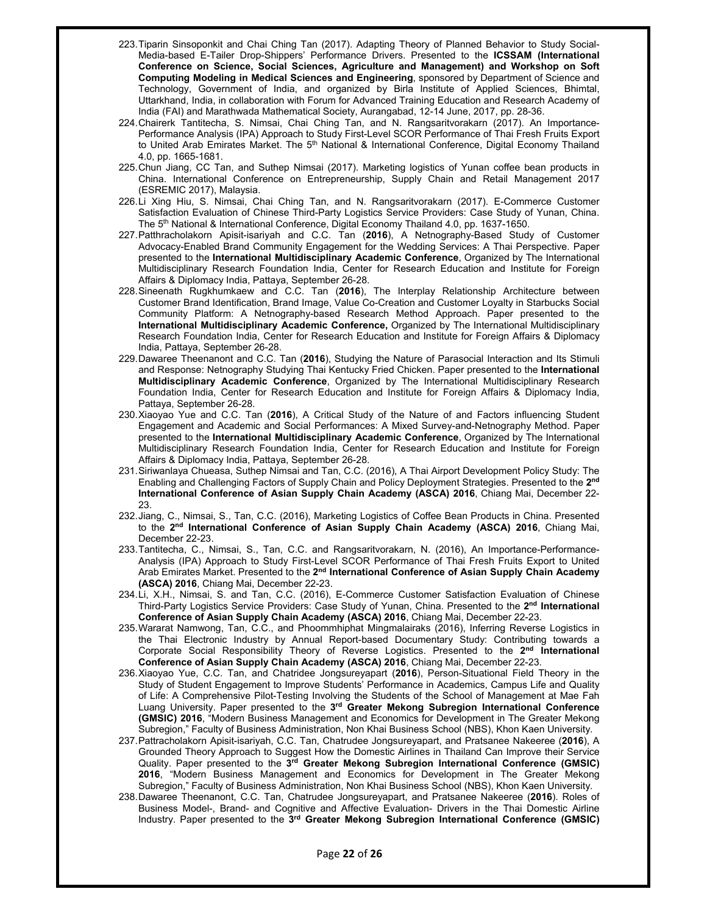223. Tiparin Sinsoponkit and Chai Ching Tan (2017). Adapting Theory of Planned Behavior to Study Social-Media-based E-Tailer Drop-Shippers' Performance Drivers. Presented to the **ICSSAM (International Conference on Science, Social Sciences, Agriculture and Management) and Workshop on Soft Computing Modeling in Medical Sciences and Engineering**, sponsored by Department of Science and Technology, Government of India, and organized by Birla Institute of Applied Sciences, Bhimtal, Uttarkhand, India, in collaboration with Forum for Advanced Training Education and Research Academy of India (FAI) and Marathwada Mathematical Society, Aurangabad, 12-14 June, 2017, pp. 28-36.
224. Chairerk Tantitecha, S. Nimsai, Chai Ching Tan, and N. Rangsaritvorakarn (2017). An Importance-Performance Analysis (IPA) Approach to Study First-Level SCOR Performance of Thai Fresh Fruits Export to United Arab Emirates Market. The 5th National & International Conference, Digital Economy Thailand 4.0, pp. 1665-1681.
225. Chun Jiang, CC Tan, and Suthep Nimsai (2017). Marketing logistics of Yunan coffee bean products in China. International Conference on Entrepreneurship, Supply Chain and Retail Management 2017 (ESREMIC 2017), Malaysia.
226. Li Xing Hiu, S. Nimsai, Chai Ching Tan, and N. Rangsaritvorakarn (2017). E-Commerce Customer Satisfaction Evaluation of Chinese Third-Party Logistics Service Providers: Case Study of Yunan, China. The 5th National & International Conference, Digital Economy Thailand 4.0, pp. 1637-1650.
227. Patthracholakorn Apisit-isariyah and C.C. Tan (**2016**), A Netnography-Based Study of Customer Advocacy-Enabled Brand Community Engagement for the Wedding Services: A Thai Perspective. Paper presented to the **International Multidisciplinary Academic Conference**, Organized by The International Multidisciplinary Research Foundation India, Center for Research Education and Institute for Foreign Affairs & Diplomacy India, Pattaya, September 26-28.
228. Sineenath Rugkhumkaew and C.C. Tan (**2016**), The Interplay Relationship Architecture between Customer Brand Identification, Brand Image, Value Co-Creation and Customer Loyalty in Starbucks Social Community Platform: A Netnography-based Research Method Approach. Paper presented to the **International Multidisciplinary Academic Conference,** Organized by The International Multidisciplinary Research Foundation India, Center for Research Education and Institute for Foreign Affairs & Diplomacy India, Pattaya, September 26-28.
229. Dawaree Theenanont and C.C. Tan (**2016**), Studying the Nature of Parasocial Interaction and Its Stimuli and Response: Netnography Studying Thai Kentucky Fried Chicken. Paper presented to the **International Multidisciplinary Academic Conference**, Organized by The International Multidisciplinary Research Foundation India, Center for Research Education and Institute for Foreign Affairs & Diplomacy India, Pattaya, September 26-28.
230. Xiaoyao Yue and C.C. Tan (**2016**), A Critical Study of the Nature of and Factors influencing Student Engagement and Academic and Social Performances: A Mixed Survey-and-Netnography Method. Paper presented to the **International Multidisciplinary Academic Conference**, Organized by The International Multidisciplinary Research Foundation India, Center for Research Education and Institute for Foreign Affairs & Diplomacy India, Pattaya, September 26-28.
231. Siriwanlaya Chueasa, Suthep Nimsai and Tan, C.C. (2016), A Thai Airport Development Policy Study: The Enabling and Challenging Factors of Supply Chain and Policy Deployment Strategies. Presented to the **2nd International Conference of Asian Supply Chain Academy (ASCA) 2016**, Chiang Mai, December 22-23.
232. Jiang, C., Nimsai, S., Tan, C.C. (2016), Marketing Logistics of Coffee Bean Products in China. Presented to the **2nd International Conference of Asian Supply Chain Academy (ASCA) 2016**, Chiang Mai, December 22-23.
233. Tantitecha, C., Nimsai, S., Tan, C.C. and Rangsaritvorakarn, N. (2016), An Importance-Performance-Analysis (IPA) Approach to Study First-Level SCOR Performance of Thai Fresh Fruits Export to United Arab Emirates Market. Presented to the **2nd International Conference of Asian Supply Chain Academy (ASCA) 2016**, Chiang Mai, December 22-23.
234. Li, X.H., Nimsai, S. and Tan, C.C. (2016), E-Commerce Customer Satisfaction Evaluation of Chinese Third-Party Logistics Service Providers: Case Study of Yunan, China. Presented to the **2nd International Conference of Asian Supply Chain Academy (ASCA) 2016**, Chiang Mai, December 22-23.
235. Wararat Namwong, Tan, C.C., and Phoommhiphat Mingmalairaks (2016), Inferring Reverse Logistics in the Thai Electronic Industry by Annual Report-based Documentary Study: Contributing towards a Corporate Social Responsibility Theory of Reverse Logistics. Presented to the **2nd International Conference of Asian Supply Chain Academy (ASCA) 2016**, Chiang Mai, December 22-23.
236. Xiaoyao Yue, C.C. Tan, and Chatridee Jongsureyapart (**2016**), Person-Situational Field Theory in the Study of Student Engagement to Improve Students' Performance in Academics, Campus Life and Quality of Life: A Comprehensive Pilot-Testing Involving the Students of the School of Management at Mae Fah Luang University. Paper presented to the **3rd Greater Mekong Subregion International Conference (GMSIC) 2016**, "Modern Business Management and Economics for Development in The Greater Mekong Subregion," Faculty of Business Administration, Non Khai Business School (NBS), Khon Kaen University.
237. Pattracholakorn Apisit-isariyah, C.C. Tan, Chatrudee Jongsureyapart, and Pratsanee Nakeeree (**2016**), A Grounded Theory Approach to Suggest How the Domestic Airlines in Thailand Can Improve their Service Quality. Paper presented to the **3rd Greater Mekong Subregion International Conference (GMSIC) 2016**, "Modern Business Management and Economics for Development in The Greater Mekong Subregion," Faculty of Business Administration, Non Khai Business School (NBS), Khon Kaen University.
238. Dawaree Theenanont, C.C. Tan, Chatrudee Jongsureyapart, and Pratsanee Nakeeree (**2016**). Roles of Business Model-, Brand- and Cognitive and Affective Evaluation- Drivers in the Thai Domestic Airline Industry. Paper presented to the **3rd Greater Mekong Subregion International Conference (GMSIC)**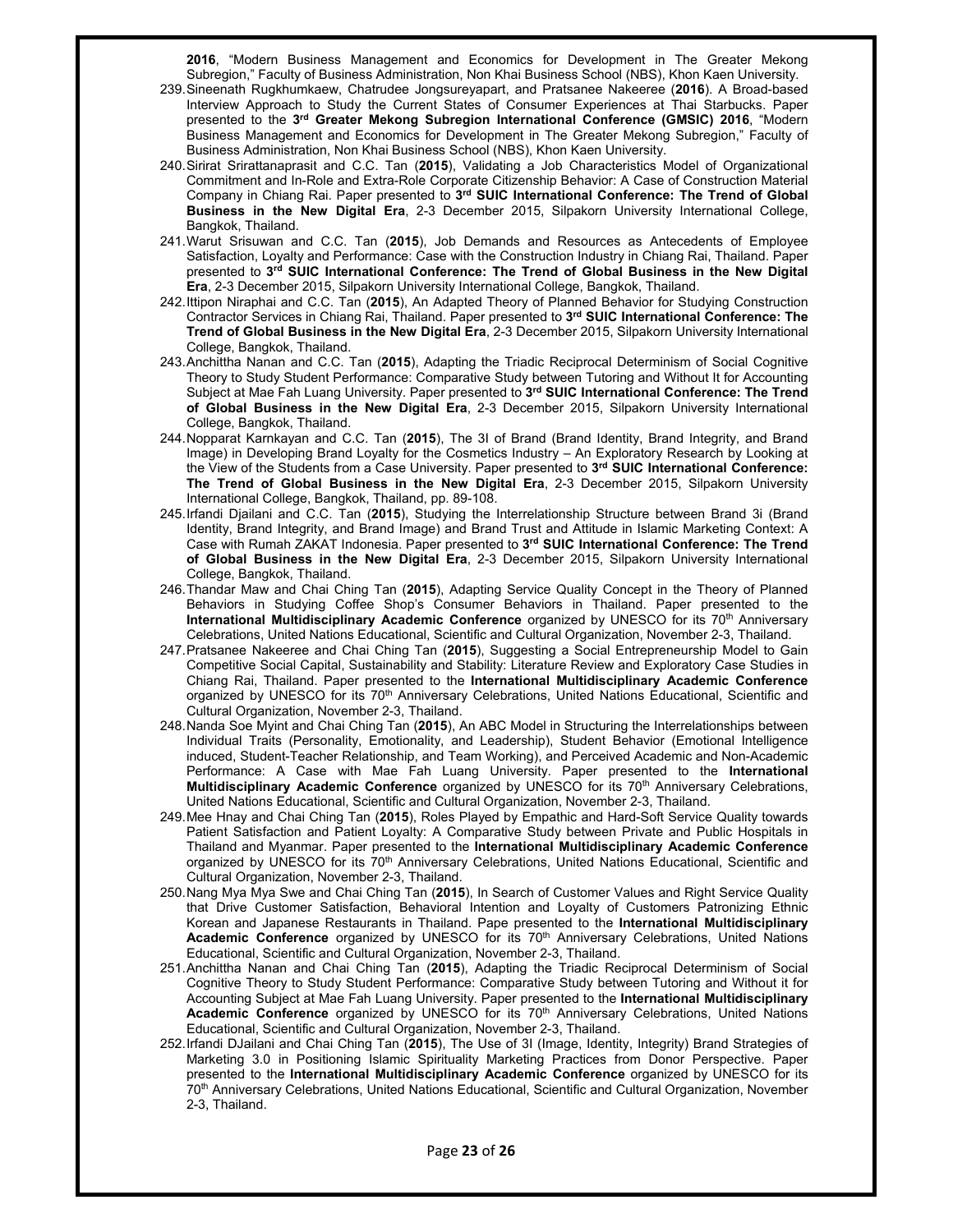**2016**, "Modern Business Management and Economics for Development in The Greater Mekong Subregion," Faculty of Business Administration, Non Khai Business School (NBS), Khon Kaen University.

239. Sineenath Rugkhumkaew, Chatrudee Jongsureyapart, and Pratsanee Nakeeree (**2016**). A Broad-based Interview Approach to Study the Current States of Consumer Experiences at Thai Starbucks. Paper presented to the **3rd Greater Mekong Subregion International Conference (GMSIC) 2016**, "Modern Business Management and Economics for Development in The Greater Mekong Subregion," Faculty of Business Administration, Non Khai Business School (NBS), Khon Kaen University.
240. Sirirat Srirattanaprasit and C.C. Tan (**2015**), Validating a Job Characteristics Model of Organizational Commitment and In-Role and Extra-Role Corporate Citizenship Behavior: A Case of Construction Material Company in Chiang Rai. Paper presented to **3rd SUIC International Conference: The Trend of Global Business in the New Digital Era**, 2-3 December 2015, Silpakorn University International College, Bangkok, Thailand.
241. Warut Srisuwan and C.C. Tan (**2015**), Job Demands and Resources as Antecedents of Employee Satisfaction, Loyalty and Performance: Case with the Construction Industry in Chiang Rai, Thailand. Paper presented to **3rd SUIC International Conference: The Trend of Global Business in the New Digital Era**, 2-3 December 2015, Silpakorn University International College, Bangkok, Thailand.
242. Ittipon Niraphai and C.C. Tan (**2015**), An Adapted Theory of Planned Behavior for Studying Construction Contractor Services in Chiang Rai, Thailand. Paper presented to **3rd SUIC International Conference: The Trend of Global Business in the New Digital Era**, 2-3 December 2015, Silpakorn University International College, Bangkok, Thailand.
243. Anchittha Nanan and C.C. Tan (**2015**), Adapting the Triadic Reciprocal Determinism of Social Cognitive Theory to Study Student Performance: Comparative Study between Tutoring and Without It for Accounting Subject at Mae Fah Luang University. Paper presented to **3rd SUIC International Conference: The Trend of Global Business in the New Digital Era**, 2-3 December 2015, Silpakorn University International College, Bangkok, Thailand.
244. Nopparat Karnkayan and C.C. Tan (**2015**), The 3I of Brand (Brand Identity, Brand Integrity, and Brand Image) in Developing Brand Loyalty for the Cosmetics Industry – An Exploratory Research by Looking at the View of the Students from a Case University. Paper presented to **3rd SUIC International Conference: The Trend of Global Business in the New Digital Era**, 2-3 December 2015, Silpakorn University International College, Bangkok, Thailand, pp. 89-108.
245. Irfandi Djailani and C.C. Tan (**2015**), Studying the Interrelationship Structure between Brand 3i (Brand Identity, Brand Integrity, and Brand Image) and Brand Trust and Attitude in Islamic Marketing Context: A Case with Rumah ZAKAT Indonesia. Paper presented to **3rd SUIC International Conference: The Trend of Global Business in the New Digital Era**, 2-3 December 2015, Silpakorn University International College, Bangkok, Thailand.
246. Thandar Maw and Chai Ching Tan (**2015**), Adapting Service Quality Concept in the Theory of Planned Behaviors in Studying Coffee Shop's Consumer Behaviors in Thailand. Paper presented to the **International Multidisciplinary Academic Conference** organized by UNESCO for its 70th Anniversary Celebrations, United Nations Educational, Scientific and Cultural Organization, November 2-3, Thailand.
247. Pratsanee Nakeeree and Chai Ching Tan (**2015**), Suggesting a Social Entrepreneurship Model to Gain Competitive Social Capital, Sustainability and Stability: Literature Review and Exploratory Case Studies in Chiang Rai, Thailand. Paper presented to the **International Multidisciplinary Academic Conference** organized by UNESCO for its 70th Anniversary Celebrations, United Nations Educational, Scientific and Cultural Organization, November 2-3, Thailand.
248. Nanda Soe Myint and Chai Ching Tan (**2015**), An ABC Model in Structuring the Interrelationships between Individual Traits (Personality, Emotionality, and Leadership), Student Behavior (Emotional Intelligence induced, Student-Teacher Relationship, and Team Working), and Perceived Academic and Non-Academic Performance: A Case with Mae Fah Luang University. Paper presented to the **International Multidisciplinary Academic Conference** organized by UNESCO for its 70th Anniversary Celebrations, United Nations Educational, Scientific and Cultural Organization, November 2-3, Thailand.
249. Mee Hnay and Chai Ching Tan (**2015**), Roles Played by Empathic and Hard-Soft Service Quality towards Patient Satisfaction and Patient Loyalty: A Comparative Study between Private and Public Hospitals in Thailand and Myanmar. Paper presented to the **International Multidisciplinary Academic Conference** organized by UNESCO for its 70th Anniversary Celebrations, United Nations Educational, Scientific and Cultural Organization, November 2-3, Thailand.
250. Nang Mya Mya Swe and Chai Ching Tan (**2015**), In Search of Customer Values and Right Service Quality that Drive Customer Satisfaction, Behavioral Intention and Loyalty of Customers Patronizing Ethnic Korean and Japanese Restaurants in Thailand. Pape presented to the **International Multidisciplinary Academic Conference** organized by UNESCO for its 70th Anniversary Celebrations, United Nations Educational, Scientific and Cultural Organization, November 2-3, Thailand.
251. Anchittha Nanan and Chai Ching Tan (**2015**), Adapting the Triadic Reciprocal Determinism of Social Cognitive Theory to Study Student Performance: Comparative Study between Tutoring and Without it for Accounting Subject at Mae Fah Luang University. Paper presented to the **International Multidisciplinary Academic Conference** organized by UNESCO for its 70th Anniversary Celebrations, United Nations Educational, Scientific and Cultural Organization, November 2-3, Thailand.
252. Irfandi DJailani and Chai Ching Tan (**2015**), The Use of 3I (Image, Identity, Integrity) Brand Strategies of Marketing 3.0 in Positioning Islamic Spirituality Marketing Practices from Donor Perspective. Paper presented to the **International Multidisciplinary Academic Conference** organized by UNESCO for its 70th Anniversary Celebrations, United Nations Educational, Scientific and Cultural Organization, November 2-3, Thailand.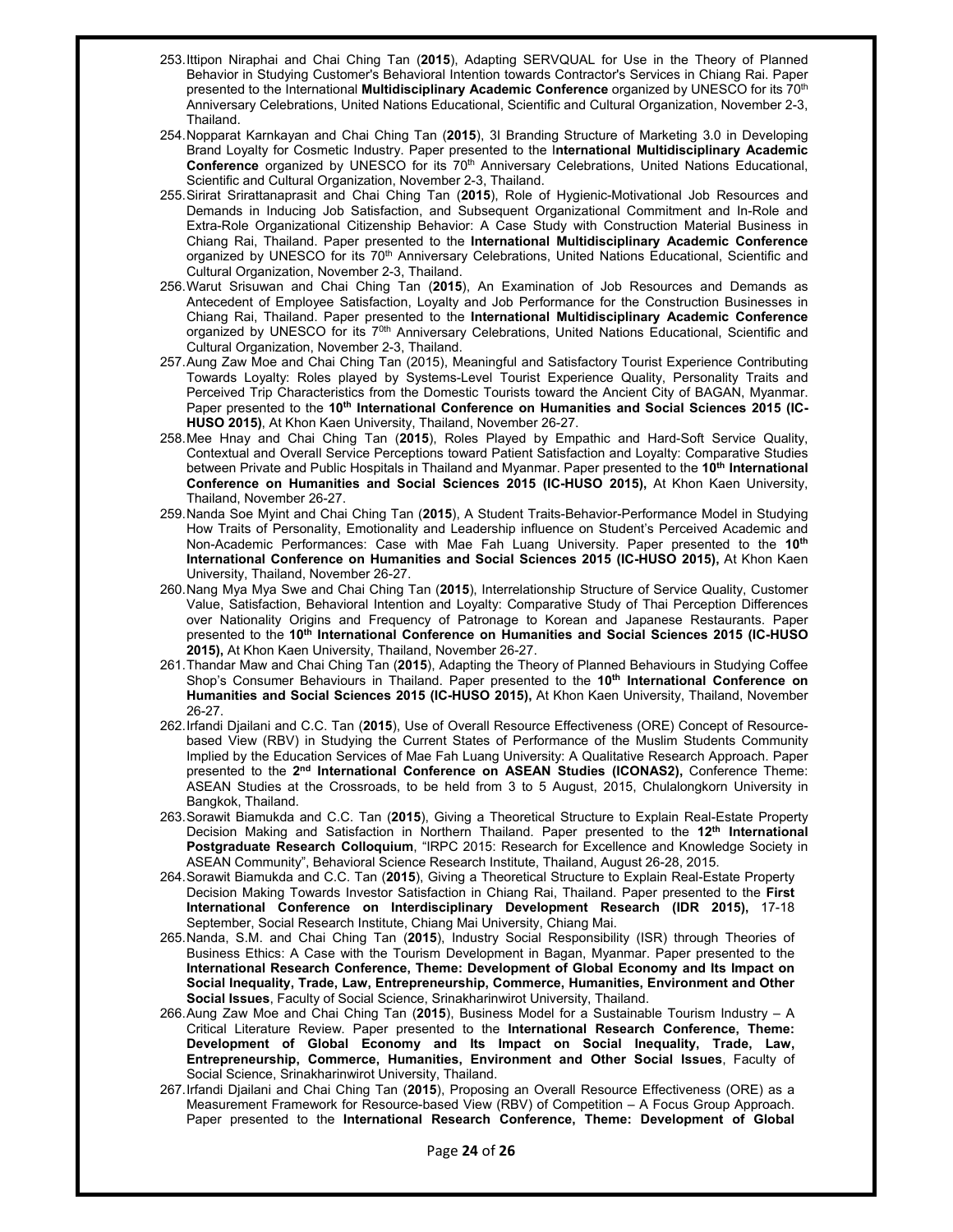253. Ittipon Niraphai and Chai Ching Tan (**2015**), Adapting SERVQUAL for Use in the Theory of Planned Behavior in Studying Customer's Behavioral Intention towards Contractor's Services in Chiang Rai. Paper presented to the International **Multidisciplinary Academic Conference** organized by UNESCO for its 70th Anniversary Celebrations, United Nations Educational, Scientific and Cultural Organization, November 2-3, Thailand.
254. Nopparat Karnkayan and Chai Ching Tan (**2015**), 3I Branding Structure of Marketing 3.0 in Developing Brand Loyalty for Cosmetic Industry. Paper presented to the I**nternational Multidisciplinary Academic Conference** organized by UNESCO for its 70th Anniversary Celebrations, United Nations Educational, Scientific and Cultural Organization, November 2-3, Thailand.
255. Sirirat Srirattanaprasit and Chai Ching Tan (**2015**), Role of Hygienic-Motivational Job Resources and Demands in Inducing Job Satisfaction, and Subsequent Organizational Commitment and In-Role and Extra-Role Organizational Citizenship Behavior: A Case Study with Construction Material Business in Chiang Rai, Thailand. Paper presented to the **International Multidisciplinary Academic Conference** organized by UNESCO for its 70th Anniversary Celebrations, United Nations Educational, Scientific and Cultural Organization, November 2-3, Thailand.
256. Warut Srisuwan and Chai Ching Tan (**2015**), An Examination of Job Resources and Demands as Antecedent of Employee Satisfaction, Loyalty and Job Performance for the Construction Businesses in Chiang Rai, Thailand. Paper presented to the **International Multidisciplinary Academic Conference** organized by UNESCO for its 70th Anniversary Celebrations, United Nations Educational, Scientific and Cultural Organization, November 2-3, Thailand.
257. Aung Zaw Moe and Chai Ching Tan (2015), Meaningful and Satisfactory Tourist Experience Contributing Towards Loyalty: Roles played by Systems-Level Tourist Experience Quality, Personality Traits and Perceived Trip Characteristics from the Domestic Tourists toward the Ancient City of BAGAN, Myanmar. Paper presented to the **10th International Conference on Humanities and Social Sciences 2015 (IC-HUSO 2015)**, At Khon Kaen University, Thailand, November 26-27.
258. Mee Hnay and Chai Ching Tan (**2015**), Roles Played by Empathic and Hard-Soft Service Quality, Contextual and Overall Service Perceptions toward Patient Satisfaction and Loyalty: Comparative Studies between Private and Public Hospitals in Thailand and Myanmar. Paper presented to the **10th International Conference on Humanities and Social Sciences 2015 (IC-HUSO 2015),** At Khon Kaen University, Thailand, November 26-27.
259. Nanda Soe Myint and Chai Ching Tan (**2015**), A Student Traits-Behavior-Performance Model in Studying How Traits of Personality, Emotionality and Leadership influence on Student's Perceived Academic and Non-Academic Performances: Case with Mae Fah Luang University. Paper presented to the **10th International Conference on Humanities and Social Sciences 2015 (IC-HUSO 2015),** At Khon Kaen University, Thailand, November 26-27.
260. Nang Mya Mya Swe and Chai Ching Tan (**2015**), Interrelationship Structure of Service Quality, Customer Value, Satisfaction, Behavioral Intention and Loyalty: Comparative Study of Thai Perception Differences over Nationality Origins and Frequency of Patronage to Korean and Japanese Restaurants. Paper presented to the **10th International Conference on Humanities and Social Sciences 2015 (IC-HUSO 2015),** At Khon Kaen University, Thailand, November 26-27.
261. Thandar Maw and Chai Ching Tan (**2015**), Adapting the Theory of Planned Behaviours in Studying Coffee Shop's Consumer Behaviours in Thailand. Paper presented to the **10th International Conference on Humanities and Social Sciences 2015 (IC-HUSO 2015),** At Khon Kaen University, Thailand, November 26-27.
262. Irfandi Djailani and C.C. Tan (**2015**), Use of Overall Resource Effectiveness (ORE) Concept of Resource-based View (RBV) in Studying the Current States of Performance of the Muslim Students Community Implied by the Education Services of Mae Fah Luang University: A Qualitative Research Approach. Paper presented to the **2nd International Conference on ASEAN Studies (ICONAS2),** Conference Theme: ASEAN Studies at the Crossroads, to be held from 3 to 5 August, 2015, Chulalongkorn University in Bangkok, Thailand.
263. Sorawit Biamukda and C.C. Tan (**2015**), Giving a Theoretical Structure to Explain Real-Estate Property Decision Making and Satisfaction in Northern Thailand. Paper presented to the **12th International Postgraduate Research Colloquium**, "IRPC 2015: Research for Excellence and Knowledge Society in ASEAN Community", Behavioral Science Research Institute, Thailand, August 26-28, 2015.
264. Sorawit Biamukda and C.C. Tan (**2015**), Giving a Theoretical Structure to Explain Real-Estate Property Decision Making Towards Investor Satisfaction in Chiang Rai, Thailand. Paper presented to the **First International Conference on Interdisciplinary Development Research (IDR 2015),** 17-18 September, Social Research Institute, Chiang Mai University, Chiang Mai.
265. Nanda, S.M. and Chai Ching Tan (**2015**), Industry Social Responsibility (ISR) through Theories of Business Ethics: A Case with the Tourism Development in Bagan, Myanmar. Paper presented to the **International Research Conference, Theme: Development of Global Economy and Its Impact on Social Inequality, Trade, Law, Entrepreneurship, Commerce, Humanities, Environment and Other Social Issues**, Faculty of Social Science, Srinakharinwirot University, Thailand.
266. Aung Zaw Moe and Chai Ching Tan (**2015**), Business Model for a Sustainable Tourism Industry – A Critical Literature Review. Paper presented to the **International Research Conference, Theme: Development of Global Economy and Its Impact on Social Inequality, Trade, Law, Entrepreneurship, Commerce, Humanities, Environment and Other Social Issues**, Faculty of Social Science, Srinakharinwirot University, Thailand.
267. Irfandi Djailani and Chai Ching Tan (**2015**), Proposing an Overall Resource Effectiveness (ORE) as a Measurement Framework for Resource-based View (RBV) of Competition – A Focus Group Approach. Paper presented to the **International Research Conference, Theme: Development of Global**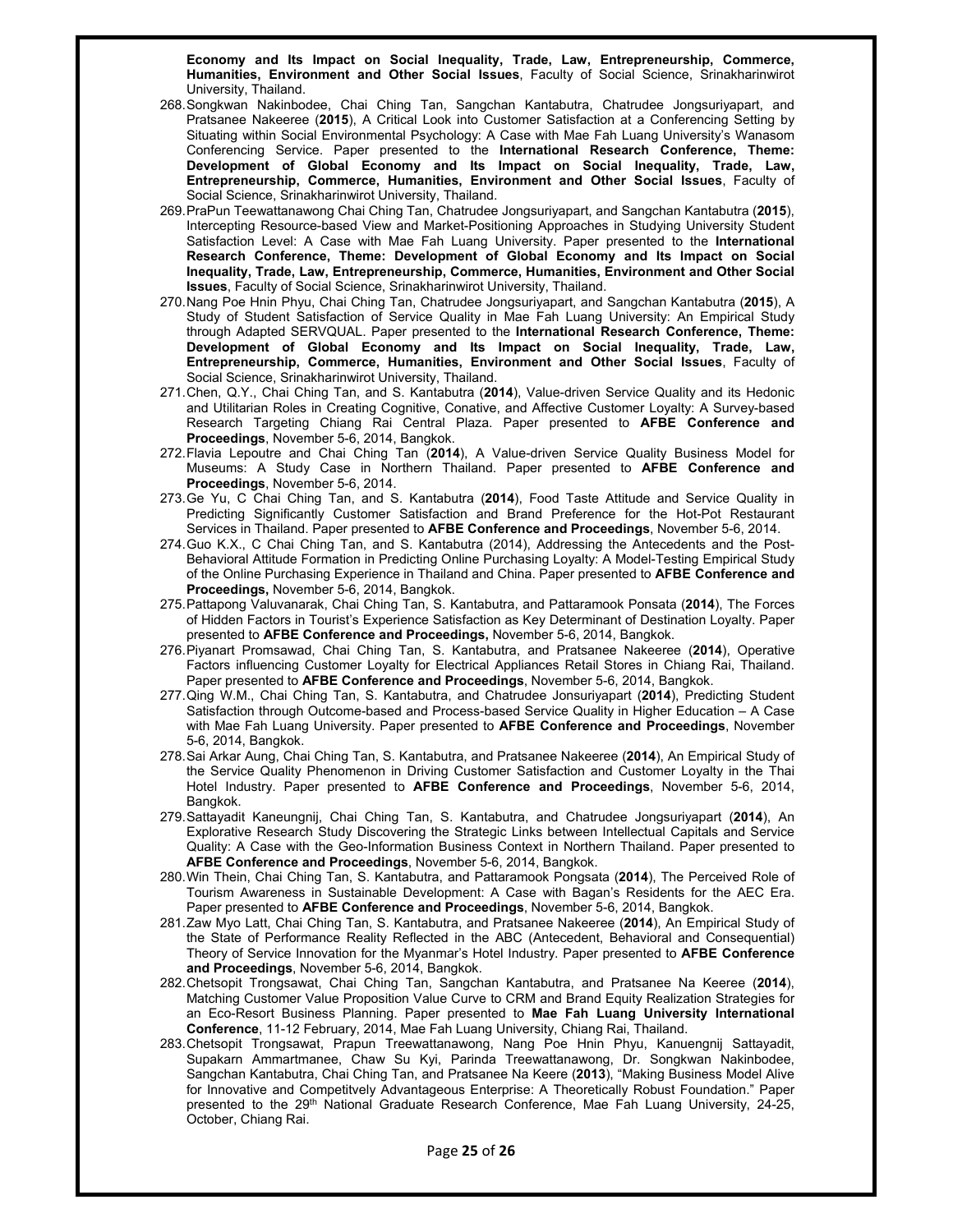**Economy and Its Impact on Social Inequality, Trade, Law, Entrepreneurship, Commerce, Humanities, Environment and Other Social Issues**, Faculty of Social Science, Srinakharinwirot University, Thailand.

268. Songkwan Nakinbodee, Chai Ching Tan, Sangchan Kantabutra, Chatrudee Jongsuriyapart, and Pratsanee Nakeeree (**2015**), A Critical Look into Customer Satisfaction at a Conferencing Setting by Situating within Social Environmental Psychology: A Case with Mae Fah Luang University's Wanasom Conferencing Service. Paper presented to the **International Research Conference, Theme: Development of Global Economy and Its Impact on Social Inequality, Trade, Law, Entrepreneurship, Commerce, Humanities, Environment and Other Social Issues**, Faculty of Social Science, Srinakharinwirot University, Thailand.
269. PraPun Teewattanawong Chai Ching Tan, Chatrudee Jongsuriyapart, and Sangchan Kantabutra (**2015**), Intercepting Resource-based View and Market-Positioning Approaches in Studying University Student Satisfaction Level: A Case with Mae Fah Luang University. Paper presented to the **International Research Conference, Theme: Development of Global Economy and Its Impact on Social Inequality, Trade, Law, Entrepreneurship, Commerce, Humanities, Environment and Other Social Issues**, Faculty of Social Science, Srinakharinwirot University, Thailand.
270. Nang Poe Hnin Phyu, Chai Ching Tan, Chatrudee Jongsuriyapart, and Sangchan Kantabutra (**2015**), A Study of Student Satisfaction of Service Quality in Mae Fah Luang University: An Empirical Study through Adapted SERVQUAL. Paper presented to the **International Research Conference, Theme: Development of Global Economy and Its Impact on Social Inequality, Trade, Law, Entrepreneurship, Commerce, Humanities, Environment and Other Social Issues**, Faculty of Social Science, Srinakharinwirot University, Thailand.
271. Chen, Q.Y., Chai Ching Tan, and S. Kantabutra (**2014**), Value-driven Service Quality and its Hedonic and Utilitarian Roles in Creating Cognitive, Conative, and Affective Customer Loyalty: A Survey-based Research Targeting Chiang Rai Central Plaza. Paper presented to **AFBE Conference and Proceedings**, November 5-6, 2014, Bangkok.
272. Flavia Lepoutre and Chai Ching Tan (**2014**), A Value-driven Service Quality Business Model for Museums: A Study Case in Northern Thailand. Paper presented to **AFBE Conference and Proceedings**, November 5-6, 2014.
273. Ge Yu, C Chai Ching Tan, and S. Kantabutra (**2014**), Food Taste Attitude and Service Quality in Predicting Significantly Customer Satisfaction and Brand Preference for the Hot-Pot Restaurant Services in Thailand. Paper presented to **AFBE Conference and Proceedings**, November 5-6, 2014.
274. Guo K.X., C Chai Ching Tan, and S. Kantabutra (2014), Addressing the Antecedents and the Post-Behavioral Attitude Formation in Predicting Online Purchasing Loyalty: A Model-Testing Empirical Study of the Online Purchasing Experience in Thailand and China. Paper presented to **AFBE Conference and Proceedings,** November 5-6, 2014, Bangkok.
275. Pattapong Valuvanarak, Chai Ching Tan, S. Kantabutra, and Pattaramook Ponsata (**2014**), The Forces of Hidden Factors in Tourist's Experience Satisfaction as Key Determinant of Destination Loyalty. Paper presented to **AFBE Conference and Proceedings,** November 5-6, 2014, Bangkok.
276. Piyanart Promsawad, Chai Ching Tan, S. Kantabutra, and Pratsanee Nakeeree (**2014**), Operative Factors influencing Customer Loyalty for Electrical Appliances Retail Stores in Chiang Rai, Thailand. Paper presented to **AFBE Conference and Proceedings**, November 5-6, 2014, Bangkok.
277. Qing W.M., Chai Ching Tan, S. Kantabutra, and Chatrudee Jonsuriyapart (**2014**), Predicting Student Satisfaction through Outcome-based and Process-based Service Quality in Higher Education – A Case with Mae Fah Luang University. Paper presented to **AFBE Conference and Proceedings**, November 5-6, 2014, Bangkok.
278. Sai Arkar Aung, Chai Ching Tan, S. Kantabutra, and Pratsanee Nakeeree (**2014**), An Empirical Study of the Service Quality Phenomenon in Driving Customer Satisfaction and Customer Loyalty in the Thai Hotel Industry. Paper presented to **AFBE Conference and Proceedings**, November 5-6, 2014, Bangkok.
279. Sattayadit Kaneungnij, Chai Ching Tan, S. Kantabutra, and Chatrudee Jongsuriyapart (**2014**), An Explorative Research Study Discovering the Strategic Links between Intellectual Capitals and Service Quality: A Case with the Geo-Information Business Context in Northern Thailand. Paper presented to **AFBE Conference and Proceedings**, November 5-6, 2014, Bangkok.
280. Win Thein, Chai Ching Tan, S. Kantabutra, and Pattaramook Pongsata (**2014**), The Perceived Role of Tourism Awareness in Sustainable Development: A Case with Bagan's Residents for the AEC Era. Paper presented to **AFBE Conference and Proceedings**, November 5-6, 2014, Bangkok.
281. Zaw Myo Latt, Chai Ching Tan, S. Kantabutra, and Pratsanee Nakeeree (**2014**), An Empirical Study of the State of Performance Reality Reflected in the ABC (Antecedent, Behavioral and Consequential) Theory of Service Innovation for the Myanmar's Hotel Industry. Paper presented to **AFBE Conference and Proceedings**, November 5-6, 2014, Bangkok.
282. Chetsopit Trongsawat, Chai Ching Tan, Sangchan Kantabutra, and Pratsanee Na Keeree (**2014**), Matching Customer Value Proposition Value Curve to CRM and Brand Equity Realization Strategies for an Eco-Resort Business Planning. Paper presented to **Mae Fah Luang University International Conference**, 11-12 February, 2014, Mae Fah Luang University, Chiang Rai, Thailand.
283. Chetsopit Trongsawat, Prapun Treewattanawong, Nang Poe Hnin Phyu, Kanuengnij Sattayadit, Supakarn Ammartmanee, Chaw Su Kyi, Parinda Treewattanawong, Dr. Songkwan Nakinbodee, Sangchan Kantabutra, Chai Ching Tan, and Pratsanee Na Keere (**2013**), "Making Business Model Alive for Innovative and Competitvely Advantageous Enterprise: A Theoretically Robust Foundation." Paper presented to the 29th National Graduate Research Conference, Mae Fah Luang University, 24-25, October, Chiang Rai.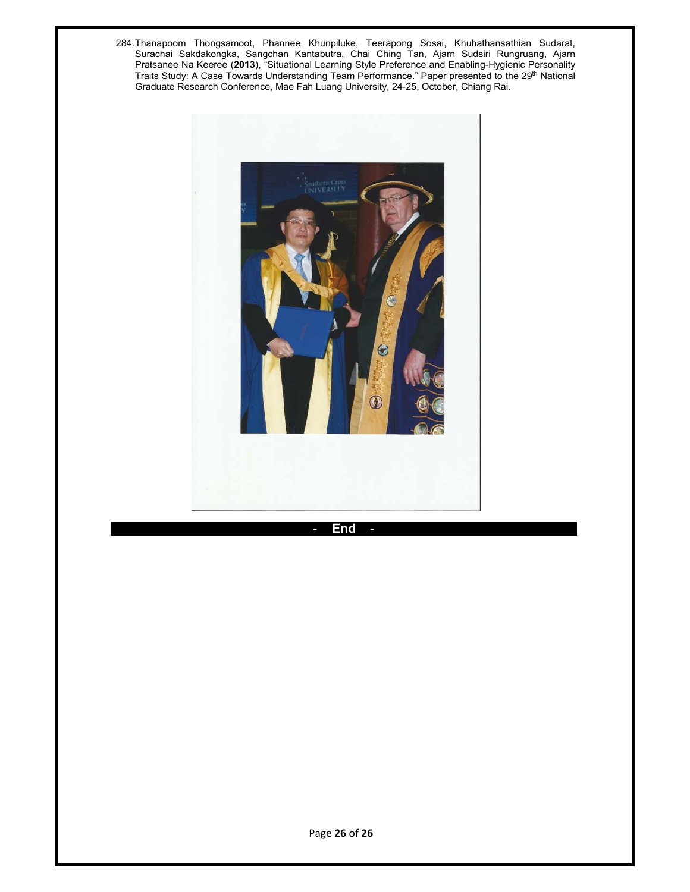284. Thanapoom Thongsamoot, Phannee Khunpiluke, Teerapong Sosai, Khuhathansathian Sudarat, Surachai Sakdakongka, Sangchan Kantabutra, Chai Ching Tan, Ajarn Sudsiri Rungruang, Ajarn Pratsanee Na Keeree (**2013**), "Situational Learning Style Preference and Enabling-Hygienic Personality Traits Study: A Case Towards Understanding Team Performance." Paper presented to the 29th National Graduate Research Conference, Mae Fah Luang University, 24-25, October, Chiang Rai.

\- **End** -